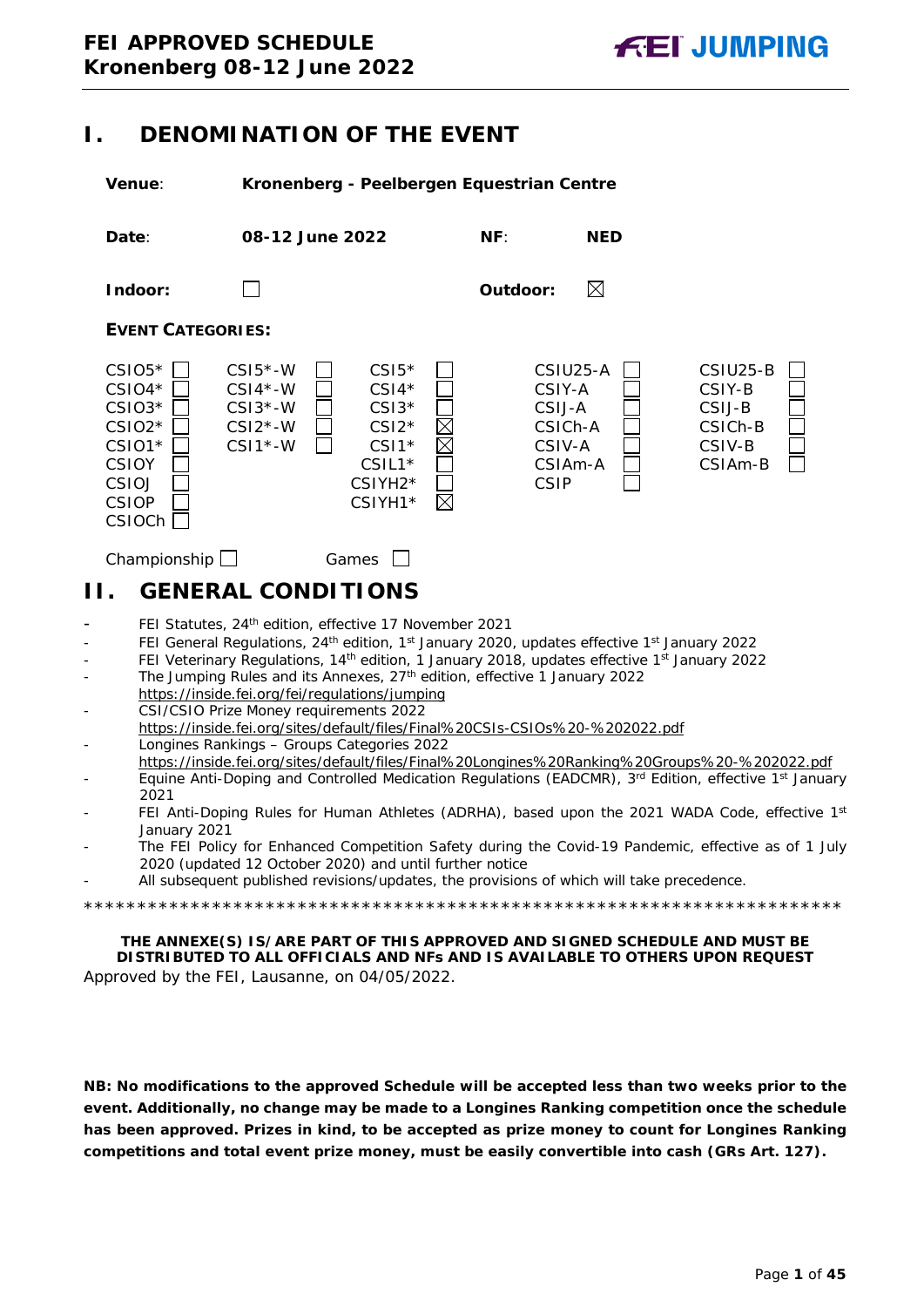# FEI APPROVED SCHEDULE
# Kronenberg 08-12 June 2022

## I. DENOMINATION OF THE EVENT

**Venue**: **Kronenberg - Peelbergen Equestrian Centre**

**Date**: **08-12 June 2022** **NF**: **NED**

**Indoor**: ☐ **Outdoor**: ☒

**EVENT CATEGORIES:**

| | | | | |
|---|---|---|---|---|
| CSIO5* ☐ | CSI5*-W ☐ | CSI5* ☐ | CSIU25-A ☐ | CSIU25-B ☐ |
| CSIO4* ☐ | CSI4*-W ☐ | CSI4* ☐ | CSIY-A ☐ | CSIY-B ☐ |
| CSIO3* ☐ | CSI3*-W ☐ | CSI3* ☐ | CSIJ-A ☐ | CSIJ-B ☐ |
| CSIO2* ☐ | CSI2*-W ☐ | CSI2* ☒ | CSICh-A ☐ | CSICh-B ☐ |
| CSIO1* ☐ | CSI1*-W ☐ | CSI1* ☒ | CSIV-A ☐ | CSIV-B ☐ |
| CSIOY ☐ | | CSIL1* ☐ | CSIAm-A ☐ | CSIAm-B ☐ |
| CSIOJ ☐ | | CSIYH2* ☐ | CSIP ☐ | |
| CSIOP ☐ | | CSIYH1* ☒ | | |
| CSIOCh ☐ | | | | |

Championship ☐ Games ☐

## II. GENERAL CONDITIONS

- FEI Statutes, 24th edition, effective 17 November 2021
- FEI General Regulations, 24th edition, 1st January 2020, updates effective 1st January 2022
- FEI Veterinary Regulations, 14th edition, 1 January 2018, updates effective 1st January 2022
- The Jumping Rules and its Annexes, 27th edition, effective 1 January 2022 https://inside.fei.org/fei/regulations/jumping
- CSI/CSIO Prize Money requirements 2022 https://inside.fei.org/sites/default/files/Final%20CSIs-CSIOs%20-%202022.pdf
- Longines Rankings – Groups Categories 2022 https://inside.fei.org/sites/default/files/Final%20Longines%20Ranking%20Groups%20-%202022.pdf
- Equine Anti-Doping and Controlled Medication Regulations (EADCMR), 3rd Edition, effective 1st January 2021
- FEI Anti-Doping Rules for Human Athletes (ADRHA), based upon the 2021 WADA Code, effective 1st January 2021
- The FEI Policy for Enhanced Competition Safety during the Covid-19 Pandemic, effective as of 1 July 2020 (updated 12 October 2020) and until further notice
- All subsequent published revisions/updates, the provisions of which will take precedence.

************************************************************************

**THE ANNEXE(S) IS/ARE PART OF THIS APPROVED AND SIGNED SCHEDULE AND MUST BE DISTRIBUTED TO ALL OFFICIALS AND NFs AND IS AVAILABLE TO OTHERS UPON REQUEST**

Approved by the FEI, Lausanne, on 04/05/2022.

**NB: No modifications to the approved Schedule will be accepted less than two weeks prior to the event. Additionally, no change may be made to a Longines Ranking competition once the schedule has been approved. Prizes in kind, to be accepted as prize money to count for Longines Ranking competitions and total event prize money, must be easily convertible into cash (GRs Art. 127).**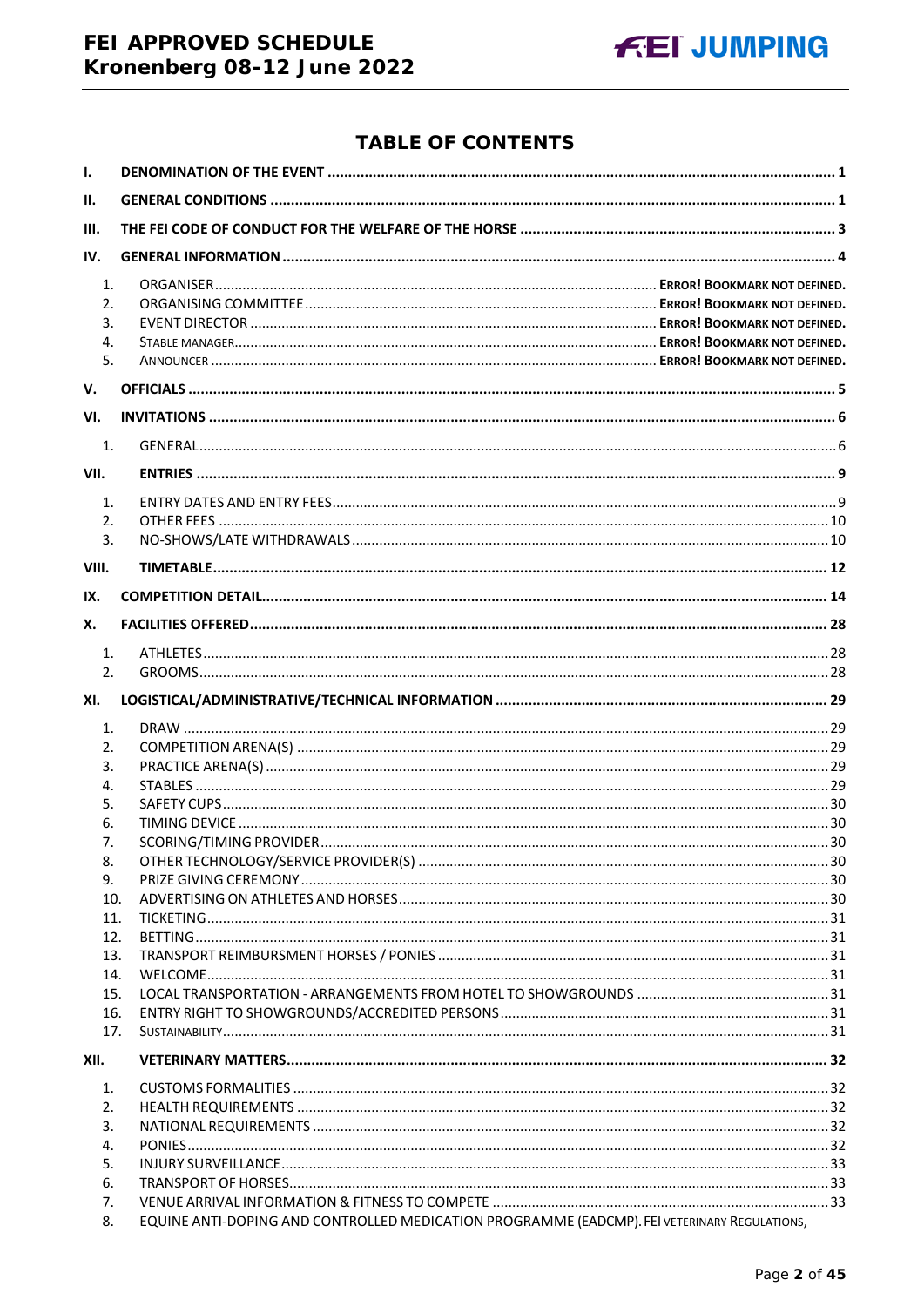## TABLE OF CONTENTS

**I. DENOMINATION OF THE EVENT** ..... 1

**II. GENERAL CONDITIONS** ..... 1

**III. THE FEI CODE OF CONDUCT FOR THE WELFARE OF THE HORSE** ..... 3

**IV. GENERAL INFORMATION** ..... 4

1. ORGANISER ..... ERROR! BOOKMARK NOT DEFINED.
2. ORGANISING COMMITTEE ..... ERROR! BOOKMARK NOT DEFINED.
3. EVENT DIRECTOR ..... ERROR! BOOKMARK NOT DEFINED.
4. STABLE MANAGER ..... ERROR! BOOKMARK NOT DEFINED.
5. ANNOUNCER ..... ERROR! BOOKMARK NOT DEFINED.

**V. OFFICIALS** ..... 5

**VI. INVITATIONS** ..... 6

1. GENERAL ..... 6

**VII. ENTRIES** ..... 9

1. ENTRY DATES AND ENTRY FEES ..... 9
2. OTHER FEES ..... 10
3. NO-SHOWS/LATE WITHDRAWALS ..... 10

**VIII. TIMETABLE** ..... 12

**IX. COMPETITION DETAIL** ..... 14

**X. FACILITIES OFFERED** ..... 28

1. ATHLETES ..... 28
2. GROOMS ..... 28

**XI. LOGISTICAL/ADMINISTRATIVE/TECHNICAL INFORMATION** ..... 29

1. DRAW ..... 29
2. COMPETITION ARENA(S) ..... 29
3. PRACTICE ARENA(S) ..... 29
4. STABLES ..... 29
5. SAFETY CUPS ..... 30
6. TIMING DEVICE ..... 30
7. SCORING/TIMING PROVIDER ..... 30
8. OTHER TECHNOLOGY/SERVICE PROVIDER(S) ..... 30
9. PRIZE GIVING CEREMONY ..... 30
10. ADVERTISING ON ATHLETES AND HORSES ..... 30
11. TICKETING ..... 31
12. BETTING ..... 31
13. TRANSPORT REIMBURSMENT HORSES / PONIES ..... 31
14. WELCOME ..... 31
15. LOCAL TRANSPORTATION - ARRANGEMENTS FROM HOTEL TO SHOWGROUNDS ..... 31
16. ENTRY RIGHT TO SHOWGROUNDS/ACCREDITED PERSONS ..... 31
17. SUSTAINABILITY ..... 31

**XII. VETERINARY MATTERS** ..... 32

1. CUSTOMS FORMALITIES ..... 32
2. HEALTH REQUIREMENTS ..... 32
3. NATIONAL REQUIREMENTS ..... 32
4. PONIES ..... 32
5. INJURY SURVEILLANCE ..... 33
6. TRANSPORT OF HORSES ..... 33
7. VENUE ARRIVAL INFORMATION & FITNESS TO COMPETE ..... 33
8. EQUINE ANTI-DOPING AND CONTROLLED MEDICATION PROGRAMME (EADCMP). FEI VETERINARY REGULATIONS,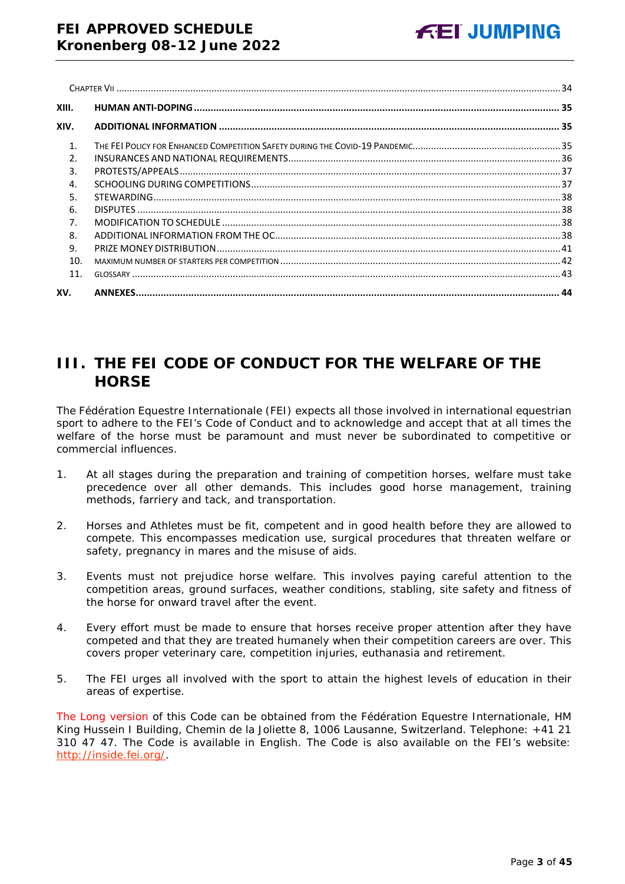| | | |
|---|---|---|
| | CHAPTER VII | 34 |
| **XIII.** | **HUMAN ANTI-DOPING** | **35** |
| **XIV.** | **ADDITIONAL INFORMATION** | **35** |
| 1. | THE FEI POLICY FOR ENHANCED COMPETITION SAFETY DURING THE COVID-19 PANDEMIC | 35 |
| 2. | INSURANCES AND NATIONAL REQUIREMENTS | 36 |
| 3. | PROTESTS/APPEALS | 37 |
| 4. | SCHOOLING DURING COMPETITIONS | 37 |
| 5. | STEWARDING | 38 |
| 6. | DISPUTES | 38 |
| 7. | MODIFICATION TO SCHEDULE | 38 |
| 8. | ADDITIONAL INFORMATION FROM THE OC | 38 |
| 9. | PRIZE MONEY DISTRIBUTION | 41 |
| 10. | MAXIMUM NUMBER OF STARTERS PER COMPETITION | 42 |
| 11. | GLOSSARY | 43 |
| **XV.** | **ANNEXES** | **44** |

# III. THE FEI CODE OF CONDUCT FOR THE WELFARE OF THE HORSE

The Fédération Equestre Internationale (FEI) expects all those involved in international equestrian sport to adhere to the FEI's Code of Conduct and to acknowledge and accept that at all times the welfare of the horse must be paramount and must never be subordinated to competitive or commercial influences.

1. At all stages during the preparation and training of competition horses, welfare must take precedence over all other demands. This includes good horse management, training methods, farriery and tack, and transportation.

2. Horses and Athletes must be fit, competent and in good health before they are allowed to compete. This encompasses medication use, surgical procedures that threaten welfare or safety, pregnancy in mares and the misuse of aids.

3. Events must not prejudice horse welfare. This involves paying careful attention to the competition areas, ground surfaces, weather conditions, stabling, site safety and fitness of the horse for onward travel after the event.

4. Every effort must be made to ensure that horses receive proper attention after they have competed and that they are treated humanely when their competition careers are over. This covers proper veterinary care, competition injuries, euthanasia and retirement.

5. The FEI urges all involved with the sport to attain the highest levels of education in their areas of expertise.

The Long version of this Code can be obtained from the Fédération Equestre Internationale, HM King Hussein I Building, Chemin de la Joliette 8, 1006 Lausanne, Switzerland. Telephone: +41 21 310 47 47. The Code is available in English. The Code is also available on the FEI's website: http://inside.fei.org/.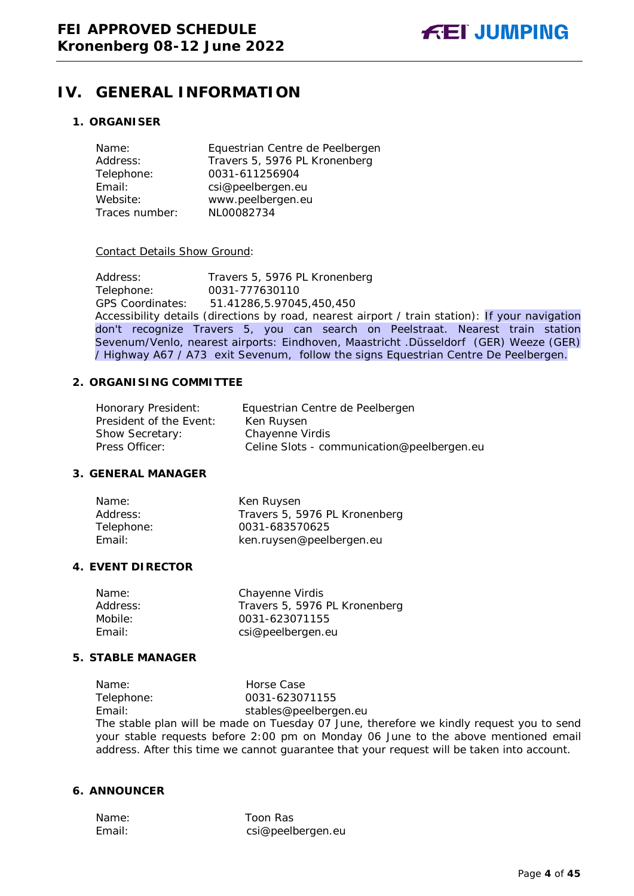# IV. GENERAL INFORMATION

## 1. ORGANISER

Name: Equestrian Centre de Peelbergen
Address: Travers 5, 5976 PL Kronenberg
Telephone: 0031-611256904
Email: csi@peelbergen.eu
Website: www.peelbergen.eu
Traces number: NL00082734

Contact Details Show Ground:

Address: Travers 5, 5976 PL Kronenberg
Telephone: 0031-777630110
GPS Coordinates: 51.41286,5.97045,450,450
Accessibility details (directions by road, nearest airport / train station): If your navigation don't recognize Travers 5, you can search on Peelstraat. Nearest train station Sevenum/Venlo, nearest airports: Eindhoven, Maastricht .Düsseldorf (GER) Weeze (GER) / Highway A67 / A73 exit Sevenum, follow the signs Equestrian Centre De Peelbergen.

## 2. ORGANISING COMMITTEE

Honorary President: Equestrian Centre de Peelbergen
President of the Event: Ken Ruysen
Show Secretary: Chayenne Virdis
Press Officer: Celine Slots - communication@peelbergen.eu

## 3. GENERAL MANAGER

Name: Ken Ruysen
Address: Travers 5, 5976 PL Kronenberg
Telephone: 0031-683570625
Email: ken.ruysen@peelbergen.eu

## 4. EVENT DIRECTOR

Name: Chayenne Virdis
Address: Travers 5, 5976 PL Kronenberg
Mobile: 0031-623071155
Email: csi@peelbergen.eu

## 5. STABLE MANAGER

Name: Horse Case
Telephone: 0031-623071155
Email: stables@peelbergen.eu
The stable plan will be made on Tuesday 07 June, therefore we kindly request you to send your stable requests before 2:00 pm on Monday 06 June to the above mentioned email address. After this time we cannot guarantee that your request will be taken into account.

## 6. ANNOUNCER

Name: Toon Ras
Email: csi@peelbergen.eu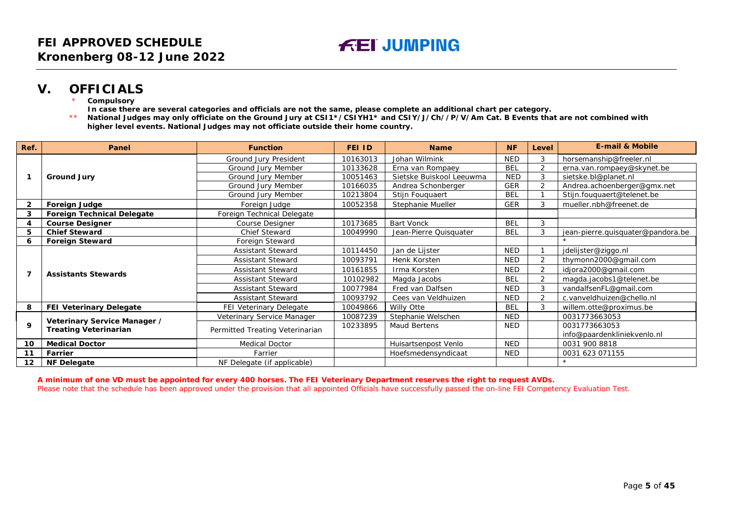# FEI APPROVED SCHEDULE
# Kronenberg 08-12 June 2022

FEI JUMPING

## V. OFFICIALS

\* **Compulsory**

**In case there are several categories and officials are not the same, please complete an additional chart per category.**

\*\* **National Judges may only officiate on the Ground Jury at CSI1\*/CSIYH1\* and CSIY/J/Ch//P/V/Am Cat. B Events that are not combined with higher level events. National Judges may not officiate outside their home country.**

| Ref. | Panel | Function | FEI ID | Name | NF | Level | E-mail & Mobile |
|---|---|---|---|---|---|---|---|
| 1 | Ground Jury | Ground Jury President | 10163013 | Johan Wilmink | NED | 3 | horsemanship@freeler.nl |
| | | Ground Jury Member | 10133628 | Erna van Rompaey | BEL | 2 | erna.van.rompaey@skynet.be |
| | | Ground Jury Member | 10051463 | Sietske Buiskool Leeuwma | NED | 3 | sietske.bl@planet.nl |
| | | Ground Jury Member | 10166035 | Andrea Schonberger | GER | 2 | Andrea.achoenberger@gmx.net |
| | | Ground Jury Member | 10213804 | Stijn Fouquaert | BEL | 1 | Stijn.fouquaert@telenet.be |
| 2 | Foreign Judge | Foreign Judge | 10052358 | Stephanie Mueller | GER | 3 | mueller.nbh@freenet.de |
| 3 | Foreign Technical Delegate | Foreign Technical Delegate | | | | | |
| 4 | Course Designer | Course Designer | 10173685 | Bart Vonck | BEL | 3 | |
| 5 | Chief Steward | Chief Steward | 10049990 | Jean-Pierre Quisquater | BEL | 3 | jean-pierre.quisquater@pandora.be |
| 6 | Foreign Steward | Foreign Steward | | | | | * |
| 7 | Assistants Stewards | Assistant Steward | 10114450 | Jan de Lijster | NED | 1 | jdelijster@ziggo.nl |
| | | Assistant Steward | 10093791 | Henk Korsten | NED | 2 | thymonn2000@gmail.com |
| | | Assistant Steward | 10161855 | Irma Korsten | NED | 2 | idjora2000@gmail.com |
| | | Assistant Steward | 10102982 | Magda Jacobs | BEL | 2 | magda.jacobs1@telenet.be |
| | | Assistant Steward | 10077984 | Fred van Dalfsen | NED | 3 | vandalfsenFL@gmail.com |
| | | Assistant Steward | 10093792 | Cees van Veldhuizen | NED | 2 | c.vanveldhuizen@chello.nl |
| 8 | FEI Veterinary Delegate | FEI Veterinary Delegate | 10049866 | Willy Otte | BEL | 3 | willem.otte@proximus.be |
| 9 | Veterinary Service Manager / Treating Veterinarian | Veterinary Service Manager | 10087239 | Stephanie Welschen | NED | | 0031773663053 |
| | | Permitted Treating Veterinarian | 10233895 | Maud Bertens | NED | | 0031773663053 info@paardenkliniekvenlo.nl |
| 10 | Medical Doctor | Medical Doctor | | Huisartsenpost Venlo | NED | | 0031 900 8818 |
| 11 | Farrier | Farrier | | Hoefsmedensyndicaat | NED | | 0031 623 071155 |
| 12 | NF Delegate | NF Delegate (if applicable) | | | | | * |

**A minimum of one VD must be appointed for every 400 horses. The FEI Veterinary Department reserves the right to request AVDs.**

Please note that the schedule has been approved under the provision that all appointed Officials have successfully passed the on-line FEI Competency Evaluation Test.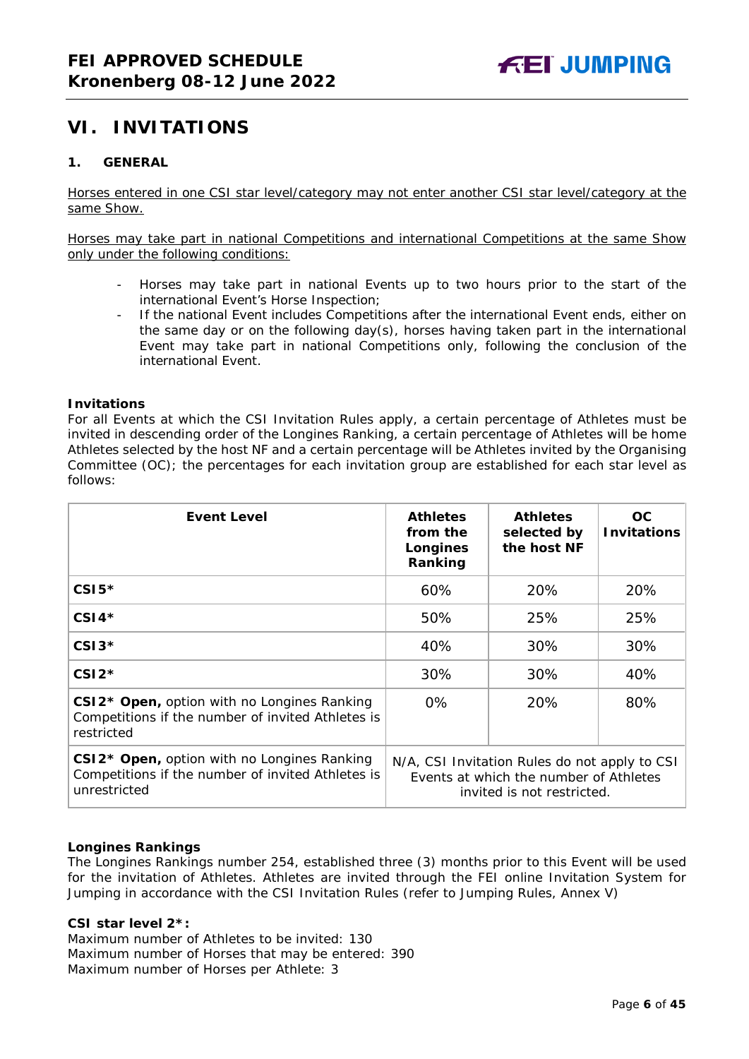# VI. INVITATIONS

## 1. GENERAL

Horses entered in one CSI star level/category may not enter another CSI star level/category at the same Show.

Horses may take part in national Competitions and international Competitions at the same Show only under the following conditions:

- Horses may take part in national Events up to two hours prior to the start of the international Event's Horse Inspection;
- If the national Event includes Competitions after the international Event ends, either on the same day or on the following day(s), horses having taken part in the international Event may take part in national Competitions only, following the conclusion of the international Event.

**Invitations**

For all Events at which the CSI Invitation Rules apply, a certain percentage of Athletes must be invited in descending order of the Longines Ranking, a certain percentage of Athletes will be home Athletes selected by the host NF and a certain percentage will be Athletes invited by the Organising Committee (OC); the percentages for each invitation group are established for each star level as follows:

| Event Level | Athletes from the Longines Ranking | Athletes selected by the host NF | OC Invitations |
|---|---|---|---|
| **CSI5*** | 60% | 20% | 20% |
| **CSI4*** | 50% | 25% | 25% |
| **CSI3*** | 40% | 30% | 30% |
| **CSI2*** | 30% | 30% | 40% |
| **CSI2* Open,** option with no Longines Ranking Competitions if the number of invited Athletes is restricted | 0% | 20% | 80% |
| **CSI2* Open,** option with no Longines Ranking Competitions if the number of invited Athletes is unrestricted | N/A, CSI Invitation Rules do not apply to CSI Events at which the number of Athletes invited is not restricted. | | |

**Longines Rankings**

The Longines Rankings number 254, established three (3) months prior to this Event will be used for the invitation of Athletes. Athletes are invited through the FEI online Invitation System for Jumping in accordance with the CSI Invitation Rules (refer to Jumping Rules, Annex V)

**CSI star level 2*:**

Maximum number of Athletes to be invited: 130
Maximum number of Horses that may be entered: 390
Maximum number of Horses per Athlete: 3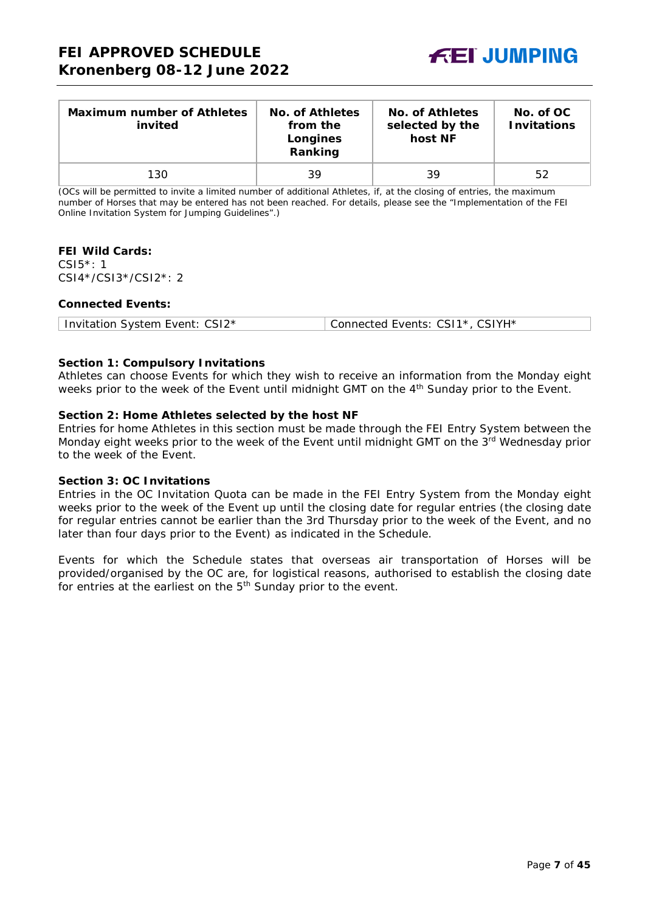| Maximum number of Athletes invited | No. of Athletes from the Longines Ranking | No. of Athletes selected by the host NF | No. of OC Invitations |
|---|---|---|---|
| 130 | 39 | 39 | 52 |

(OCs will be permitted to invite a limited number of additional Athletes, if, at the closing of entries, the maximum number of Horses that may be entered has not been reached. For details, please see the "Implementation of the FEI Online Invitation System for Jumping Guidelines".)

**FEI Wild Cards:**
CSI5*: 1
CSI4*/CSI3*/CSI2*: 2

**Connected Events:**

| Invitation System Event: CSI2* | Connected Events: CSI1*, CSIYH* |
|---|---|

**Section 1: Compulsory Invitations**
Athletes can choose Events for which they wish to receive an information from the Monday eight weeks prior to the week of the Event until midnight GMT on the 4th Sunday prior to the Event.

**Section 2: Home Athletes selected by the host NF**
Entries for home Athletes in this section must be made through the FEI Entry System between the Monday eight weeks prior to the week of the Event until midnight GMT on the 3rd Wednesday prior to the week of the Event.

**Section 3: OC Invitations**
Entries in the OC Invitation Quota can be made in the FEI Entry System from the Monday eight weeks prior to the week of the Event up until the closing date for regular entries (the closing date for regular entries cannot be earlier than the 3rd Thursday prior to the week of the Event, and no later than four days prior to the Event) as indicated in the Schedule.

Events for which the Schedule states that overseas air transportation of Horses will be provided/organised by the OC are, for logistical reasons, authorised to establish the closing date for entries at the earliest on the 5th Sunday prior to the event.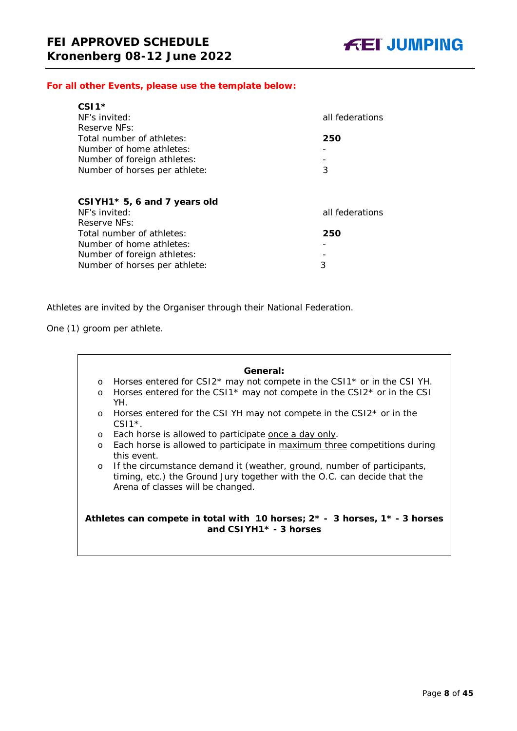**For all other Events, please use the template below:**

| **CSI1*** | |
|---|---|
| NF's invited: | all federations |
| Reserve NFs: | |
| Total number of athletes: | **250** |
| Number of home athletes: | - |
| Number of foreign athletes: | - |
| Number of horses per athlete: | 3 |

| **CSIYH1* 5, 6 and 7 years old** | |
|---|---|
| NF's invited: | all federations |
| Reserve NFs: | |
| Total number of athletes: | **250** |
| Number of home athletes: | - |
| Number of foreign athletes: | - |
| Number of horses per athlete: | 3 |

Athletes are invited by the Organiser through their National Federation.

One (1) groom per athlete.

**General:**

- Horses entered for CSI2* may not compete in the CSI1* or in the CSI YH.
- Horses entered for the CSI1* may not compete in the CSI2* or in the CSI YH.
- Horses entered for the CSI YH may not compete in the CSI2* or in the CSI1*.
- Each horse is allowed to participate <u>once a day only</u>.
- Each horse is allowed to participate in <u>maximum three</u> competitions during this event.
- If the circumstance demand it (weather, ground, number of participants, timing, etc.) the Ground Jury together with the O.C. can decide that the Arena of classes will be changed.

**Athletes can compete in total with 10 horses; 2* - 3 horses, 1* - 3 horses and CSIYH1* - 3 horses**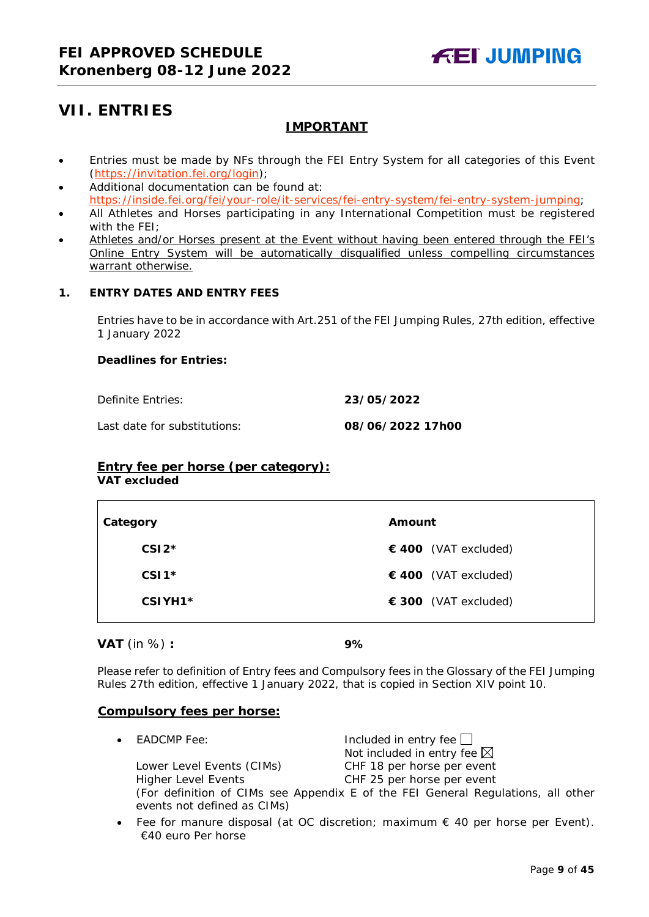# VII. ENTRIES

**IMPORTANT**

- Entries must be made by NFs through the FEI Entry System for all categories of this Event (https://invitation.fei.org/login);
- Additional documentation can be found at: https://inside.fei.org/fei/your-role/it-services/fei-entry-system/fei-entry-system-jumping;
- All Athletes and Horses participating in any International Competition must be registered with the FEI;
- Athletes and/or Horses present at the Event without having been entered through the FEI's Online Entry System will be automatically disqualified unless compelling circumstances warrant otherwise.

## 1. ENTRY DATES AND ENTRY FEES

Entries have to be in accordance with Art.251 of the FEI Jumping Rules, 27th edition, effective 1 January 2022

**Deadlines for Entries:**

Definite Entries: **23/05/2022**

Last date for substitutions: **08/06/2022 17h00**

**Entry fee per horse (per category):**
**VAT excluded**

| Category | Amount |
|---|---|
| **CSI2*** | **€ 400** (VAT excluded) |
| **CSI1*** | **€ 400** (VAT excluded) |
| **CSIYH1*** | **€ 300** (VAT excluded) |

**VAT** (in %) **:** **9%**

Please refer to definition of Entry fees and Compulsory fees in the Glossary of the FEI Jumping Rules 27th edition, effective 1 January 2022, that is copied in Section XIV point 10.

**Compulsory fees per horse:**

- EADCMP Fee: Included in entry fee ☐ / Not included in entry fee ☒
  - Lower Level Events (CIMs): CHF 18 per horse per event
  - Higher Level Events: CHF 25 per horse per event
  - (For definition of CIMs see Appendix E of the FEI General Regulations, all other events not defined as CIMs)
- Fee for manure disposal (at OC discretion; maximum € 40 per horse per Event). €40 euro Per horse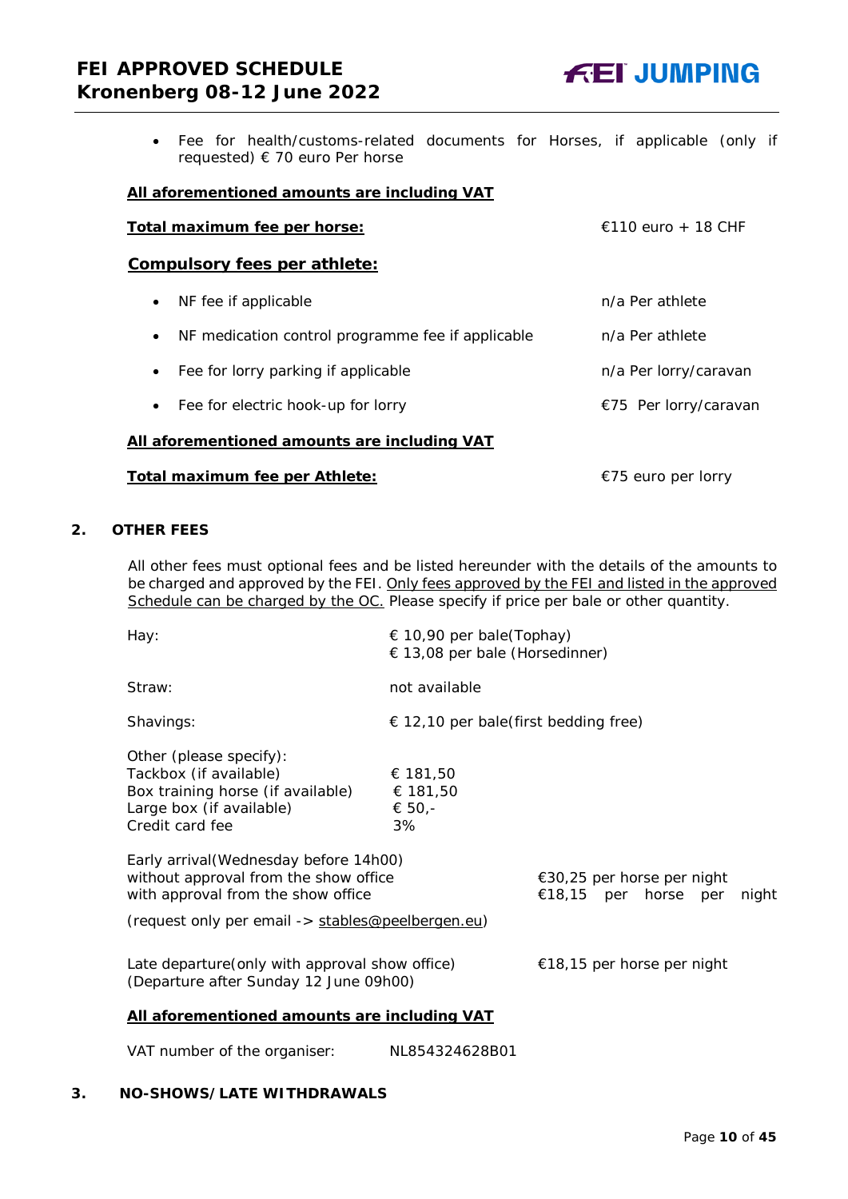- Fee for health/customs-related documents for Horses, if applicable (only if requested) € 70 euro Per horse

**All aforementioned amounts are including VAT**

| | |
|---|---|
| **Total maximum fee per horse:** | €110 euro + 18 CHF |

**Compulsory fees per athlete:**

| | |
|---|---|
| • NF fee if applicable | n/a Per athlete |
| • NF medication control programme fee if applicable | n/a Per athlete |
| • Fee for lorry parking if applicable | n/a Per lorry/caravan |
| • Fee for electric hook-up for lorry | €75 Per lorry/caravan |

**All aforementioned amounts are including VAT**

| | |
|---|---|
| **Total maximum fee per Athlete:** | €75 euro per lorry |

## 2. OTHER FEES

All other fees must optional fees and be listed hereunder with the details of the amounts to be charged and approved by the FEI. Only fees approved by the FEI and listed in the approved Schedule can be charged by the OC. Please specify if price per bale or other quantity.

| | |
|---|---|
| Hay: | € 10,90 per bale(Tophay)<br>€ 13,08 per bale (Horsedinner) |
| Straw: | not available |
| Shavings: | € 12,10 per bale(first bedding free) |
| Other (please specify): | |
| Tackbox (if available) | € 181,50 |
| Box training horse (if available) | € 181,50 |
| Large box (if available) | € 50,- |
| Credit card fee | 3% |

| | |
|---|---|
| Early arrival(Wednesday before 14h00) | |
| without approval from the show office | €30,25 per horse per night |
| with approval from the show office | €18,15 per horse per night |

(request only per email -> stables@peelbergen.eu)

| | |
|---|---|
| Late departure(only with approval show office)<br>(Departure after Sunday 12 June 09h00) | €18,15 per horse per night |

**All aforementioned amounts are including VAT**

VAT number of the organiser: NL854324628B01

## 3. NO-SHOWS/LATE WITHDRAWALS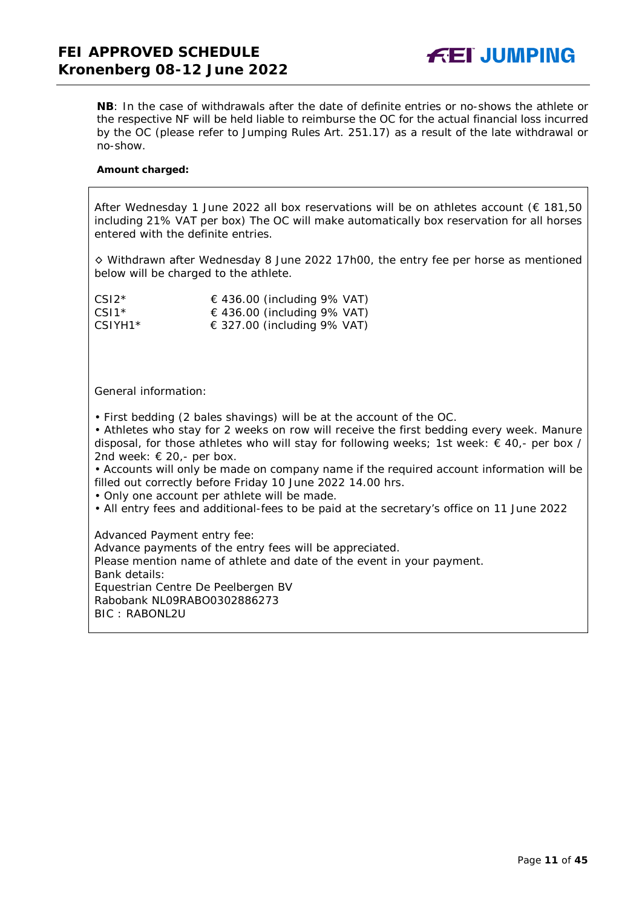**NB**: In the case of withdrawals after the date of definite entries or no-shows the athlete or the respective NF will be held liable to reimburse the OC for the actual financial loss incurred by the OC (please refer to Jumping Rules Art. 251.17) as a result of the late withdrawal or no-show.

**Amount charged:**

After Wednesday 1 June 2022 all box reservations will be on athletes account (€ 181,50 including 21% VAT per box) The OC will make automatically box reservation for all horses entered with the definite entries.

◇ Withdrawn after Wednesday 8 June 2022 17h00, the entry fee per horse as mentioned below will be charged to the athlete.

| | |
|---|---|
| CSI2* | € 436.00 (including 9% VAT) |
| CSI1* | € 436.00 (including 9% VAT) |
| CSIYH1* | € 327.00 (including 9% VAT) |

General information:

- First bedding (2 bales shavings) will be at the account of the OC.
- Athletes who stay for 2 weeks on row will receive the first bedding every week. Manure disposal, for those athletes who will stay for following weeks; 1st week: € 40,- per box / 2nd week: € 20,- per box.
- Accounts will only be made on company name if the required account information will be filled out correctly before Friday 10 June 2022 14.00 hrs.
- Only one account per athlete will be made.
- All entry fees and additional-fees to be paid at the secretary's office on 11 June 2022

Advanced Payment entry fee:
Advance payments of the entry fees will be appreciated.
Please mention name of athlete and date of the event in your payment.
Bank details:
Equestrian Centre De Peelbergen BV
Rabobank NL09RABO0302886273
BIC : RABONL2U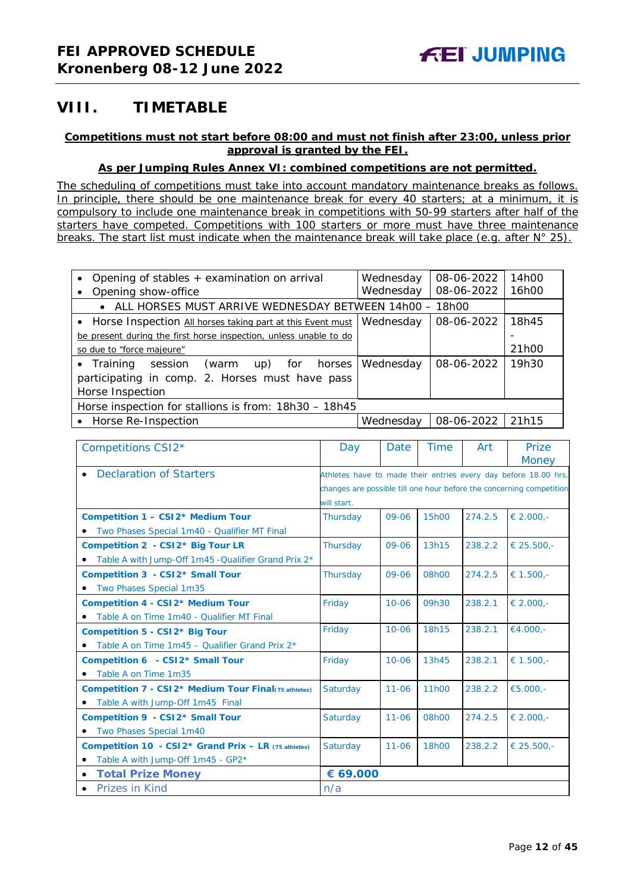## VIII. TIMETABLE

**Competitions must not start before 08:00 and must not finish after 23:00, unless prior approval is granted by the FEI.**

**As per Jumping Rules Annex VI: combined competitions are not permitted.**

The scheduling of competitions must take into account mandatory maintenance breaks as follows. In principle, there should be one maintenance break for every 40 starters; at a minimum, it is compulsory to include one maintenance break in competitions with 50-99 starters after half of the starters have competed. Competitions with 100 starters or more must have three maintenance breaks. The start list must indicate when the maintenance break will take place (e.g. after N° 25).

| | | | |
|---|---|---|---|
| • Opening of stables + examination on arrival<br>• Opening show-office | Wednesday<br>Wednesday | 08-06-2022<br>08-06-2022 | 14h00<br>16h00 |
| • ALL HORSES MUST ARRIVE WEDNESDAY BETWEEN 14h00 – 18h00 | | | |
| • Horse Inspection All horses taking part at this Event must be present during the first horse inspection, unless unable to do so due to "force majeure" | Wednesday | 08-06-2022 | 18h45<br>-<br>21h00 |
| • Training session (warm up) for horses participating in comp. 2. Horses must have pass Horse Inspection | Wednesday | 08-06-2022 | 19h30 |
| Horse inspection for stallions is from: 18h30 – 18h45 | | | |
| • Horse Re-Inspection | Wednesday | 08-06-2022 | 21h15 |

| Competitions CSI2* | Day | Date | Time | Art | Prize Money |
|---|---|---|---|---|---|
| • Declaration of Starters | Athletes have to made their entries every day before 18.00 hrs, changes are possible till one hour before the concerning competition will start. | | | | |
| **Competition 1 – CSI2\* Medium Tour**<br>• Two Phases Special 1m40 - Qualifier MT Final | Thursday | 09-06 | 15h00 | 274.2.5 | € 2.000,- |
| **Competition 2 - CSI2\* Big Tour LR**<br>• Table A with Jump-Off 1m45 -Qualifier Grand Prix 2* | Thursday | 09-06 | 13h15 | 238.2.2 | € 25.500,- |
| **Competition 3 - CSI2\* Small Tour**<br>• Two Phases Special 1m35 | Thursday | 09-06 | 08h00 | 274.2.5 | € 1.500,- |
| **Competition 4 - CSI2\* Medium Tour**<br>• Table A on Time 1m40 - Qualifier MT Final | Friday | 10-06 | 09h30 | 238.2.1 | € 2.000,- |
| **Competition 5 - CSI2\* Big Tour**<br>• Table A on Time 1m45 – Qualifier Grand Prix 2* | Friday | 10-06 | 18h15 | 238.2.1 | €4.000,- |
| **Competition 6 - CSI2\* Small Tour**<br>• Table A on Time 1m35 | Friday | 10-06 | 13h45 | 238.2.1 | € 1.500,- |
| **Competition 7 - CSI2\* Medium Tour Final**(75 athletes)<br>• Table A with Jump-Off 1m45 Final | Saturday | 11-06 | 11h00 | 238.2.2 | €5.000,- |
| **Competition 9 - CSI2\* Small Tour**<br>• Two Phases Special 1m40 | Saturday | 11-06 | 08h00 | 274.2.5 | € 2.000,- |
| **Competition 10 - CSI2\* Grand Prix – LR** (75 athletes)<br>• Table A with Jump-Off 1m45 - GP2* | Saturday | 11-06 | 18h00 | 238.2.2 | € 25.500,- |
| • **Total Prize Money** | **€ 69.000** | | | | |
| • Prizes in Kind | n/a | | | | |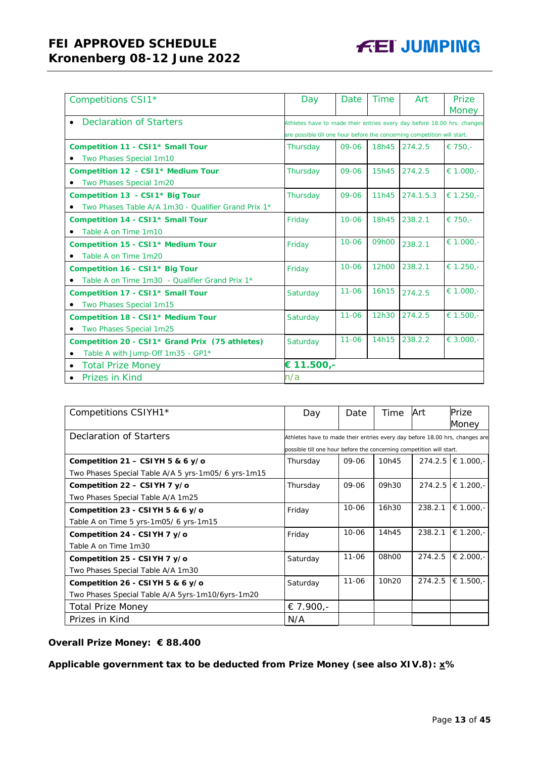| Competitions CSI1* | Day | Date | Time | Art | Prize Money |
|---|---|---|---|---|---|
| • Declaration of Starters | Athletes have to made their entries every day before 18.00 hrs, changes are possible till one hour before the concerning competition will start. | | | | |
| **Competition 11 - CSI1* Small Tour** • Two Phases Special 1m10 | Thursday | 09-06 | 18h45 | 274.2.5 | € 750,- |
| **Competition 12 - CSI1* Medium Tour** • Two Phases Special 1m20 | Thursday | 09-06 | 15h45 | 274.2.5 | € 1.000,- |
| **Competition 13 - CSI1* Big Tour** • Two Phases Table A/A 1m30 - Qualifier Grand Prix 1* | Thursday | 09-06 | 11h45 | 274.1.5.3 | € 1.250,- |
| **Competition 14 - CSI1* Small Tour** • Table A on Time 1m10 | Friday | 10-06 | 18h45 | 238.2.1 | € 750,- |
| **Competition 15 - CSI1* Medium Tour** • Table A on Time 1m20 | Friday | 10-06 | 09h00 | 238.2.1 | € 1.000,- |
| **Competition 16 - CSI1* Big Tour** • Table A on Time 1m30 - Qualifier Grand Prix 1* | Friday | 10-06 | 12h00 | 238.2.1 | € 1.250,- |
| **Competition 17 - CSI1* Small Tour** • Two Phases Special 1m15 | Saturday | 11-06 | 16h15 | 274.2.5 | € 1.000,- |
| **Competition 18 - CSI1* Medium Tour** • Two Phases Special 1m25 | Saturday | 11-06 | 12h30 | 274.2.5 | € 1.500,- |
| **Competition 20 - CSI1* Grand Prix (75 athletes)** • Table A with Jump-Off 1m35 - GP1* | Saturday | 11-06 | 14h15 | 238.2.2 | € 3.000,- |
| • Total Prize Money | **€ 11.500,-** | | | | |
| • Prizes in Kind | n/a | | | | |

| Competitions CSIYH1* | Day | Date | Time | Art | Prize Money |
|---|---|---|---|---|---|
| Declaration of Starters | Athletes have to made their entries every day before 18.00 hrs, changes are possible till one hour before the concerning competition will start. | | | | |
| **Competition 21 – CSIYH 5 & 6 y/o** Two Phases Special Table A/A 5 yrs-1m05/ 6 yrs-1m15 | Thursday | 09-06 | 10h45 | 274.2.5 | € 1.000,- |
| **Competition 22 – CSIYH 7 y/o** Two Phases Special Table A/A 1m25 | Thursday | 09-06 | 09h30 | 274.2.5 | € 1.200,- |
| **Competition 23 - CSIYH 5 & 6 y/o** Table A on Time 5 yrs-1m05/ 6 yrs-1m15 | Friday | 10-06 | 16h30 | 238.2.1 | € 1.000,- |
| **Competition 24 - CSIYH 7 y/o** Table A on Time 1m30 | Friday | 10-06 | 14h45 | 238.2.1 | € 1.200,- |
| **Competition 25 - CSIYH 7 y/o** Two Phases Special Table A/A 1m30 | Saturday | 11-06 | 08h00 | 274.2.5 | € 2.000,- |
| **Competition 26 - CSIYH 5 & 6 y/o** Two Phases Special Table A/A 5yrs-1m10/6yrs-1m20 | Saturday | 11-06 | 10h20 | 274.2.5 | € 1.500,- |
| Total Prize Money | € 7.900,- | | | | |
| Prizes in Kind | N/A | | | | |

**Overall Prize Money: € 88.400**

**Applicable government tax to be deducted from Prize Money (see also XIV.8): x%**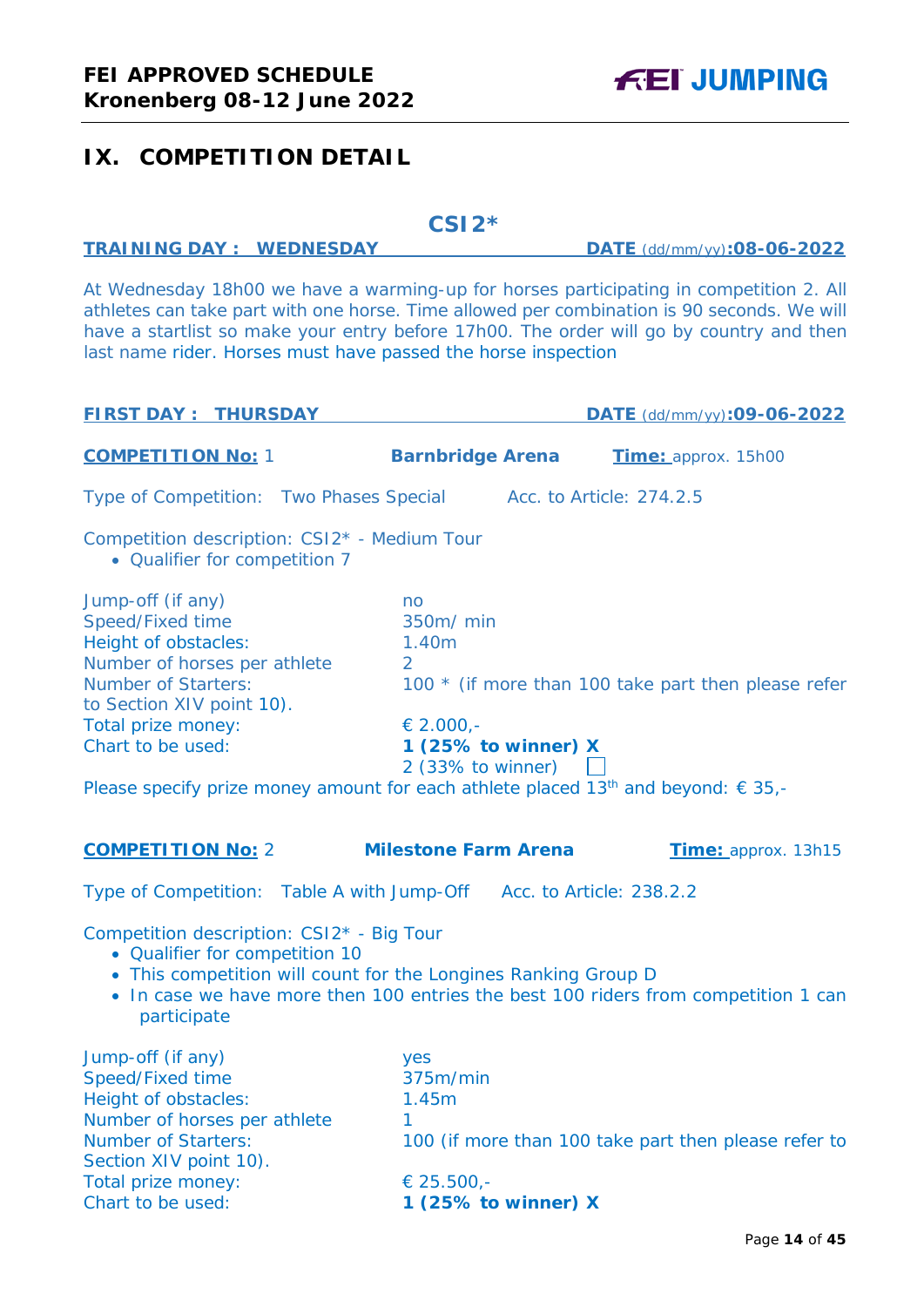## IX. COMPETITION DETAIL

### CSI2*

**TRAINING DAY : WEDNESDAY** — **DATE** (dd/mm/yy)**:08-06-2022**

At Wednesday 18h00 we have a warming-up for horses participating in competition 2. All athletes can take part with one horse. Time allowed per combination is 90 seconds. We will have a startlist so make your entry before 17h00. The order will go by country and then last name rider. Horses must have passed the horse inspection

**FIRST DAY : THURSDAY** — **DATE** (dd/mm/yy)**:09-06-2022**

**COMPETITION No:** 1 — **Barnbridge Arena** — **Time:** approx. 15h00

Type of Competition: Two Phases Special — Acc. to Article: 274.2.5

Competition description: CSI2* - Medium Tour

- Qualifier for competition 7

| | |
|---|---|
| Jump-off (if any) | no |
| Speed/Fixed time | 350m/ min |
| Height of obstacles: | 1.40m |
| Number of horses per athlete | 2 |
| Number of Starters: | 100 * (if more than 100 take part then please refer to Section XIV point 10). |
| Total prize money: | € 2.000,- |
| Chart to be used: | **1 (25% to winner) X** |
| | 2 (33% to winner) ☐ |

Please specify prize money amount for each athlete placed 13th and beyond: € 35,-

**COMPETITION No:** 2 — **Milestone Farm Arena** — **Time:** approx. 13h15

Type of Competition: Table A with Jump-Off — Acc. to Article: 238.2.2

Competition description: CSI2* - Big Tour

- Qualifier for competition 10
- This competition will count for the Longines Ranking Group D
- In case we have more then 100 entries the best 100 riders from competition 1 can participate

| | |
|---|---|
| Jump-off (if any) | yes |
| Speed/Fixed time | 375m/min |
| Height of obstacles: | 1.45m |
| Number of horses per athlete | 1 |
| Number of Starters: | 100 (if more than 100 take part then please refer to Section XIV point 10). |
| Total prize money: | € 25.500,- |
| Chart to be used: | **1 (25% to winner) X** |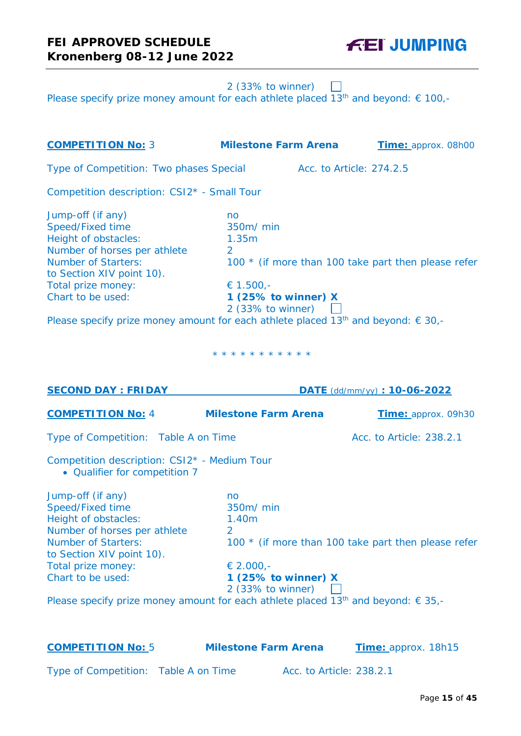2 (33% to winner) ☐

Please specify prize money amount for each athlete placed 13th and beyond: € 100,-

**COMPETITION No:** 3 **Milestone Farm Arena** **Time:** approx. 08h00

Type of Competition: Two phases Special Acc. to Article: 274.2.5

Competition description: CSI2* - Small Tour

Jump-off (if any) no
Speed/Fixed time 350m/ min
Height of obstacles: 1.35m
Number of horses per athlete 2
Number of Starters: 100 * (if more than 100 take part then please refer to Section XIV point 10).
Total prize money: € 1.500,-
Chart to be used: **1 (25% to winner) X**
2 (33% to winner) ☐

Please specify prize money amount for each athlete placed 13th and beyond: € 30,-

* * * * * * * * * * *

**SECOND DAY : FRIDAY** **DATE** (dd/mm/yy) **: 10-06-2022**

**COMPETITION No:** 4 **Milestone Farm Arena** **Time:** approx. 09h30

Type of Competition: Table A on Time Acc. to Article: 238.2.1

Competition description: CSI2* - Medium Tour

- Qualifier for competition 7

Jump-off (if any) no
Speed/Fixed time 350m/ min
Height of obstacles: 1.40m
Number of horses per athlete 2
Number of Starters: 100 * (if more than 100 take part then please refer to Section XIV point 10).
Total prize money: € 2.000,-
Chart to be used: **1 (25% to winner) X**
2 (33% to winner) ☐

Please specify prize money amount for each athlete placed 13th and beyond: € 35,-

**COMPETITION No:** 5 **Milestone Farm Arena** **Time:** approx. 18h15

Type of Competition: Table A on Time Acc. to Article: 238.2.1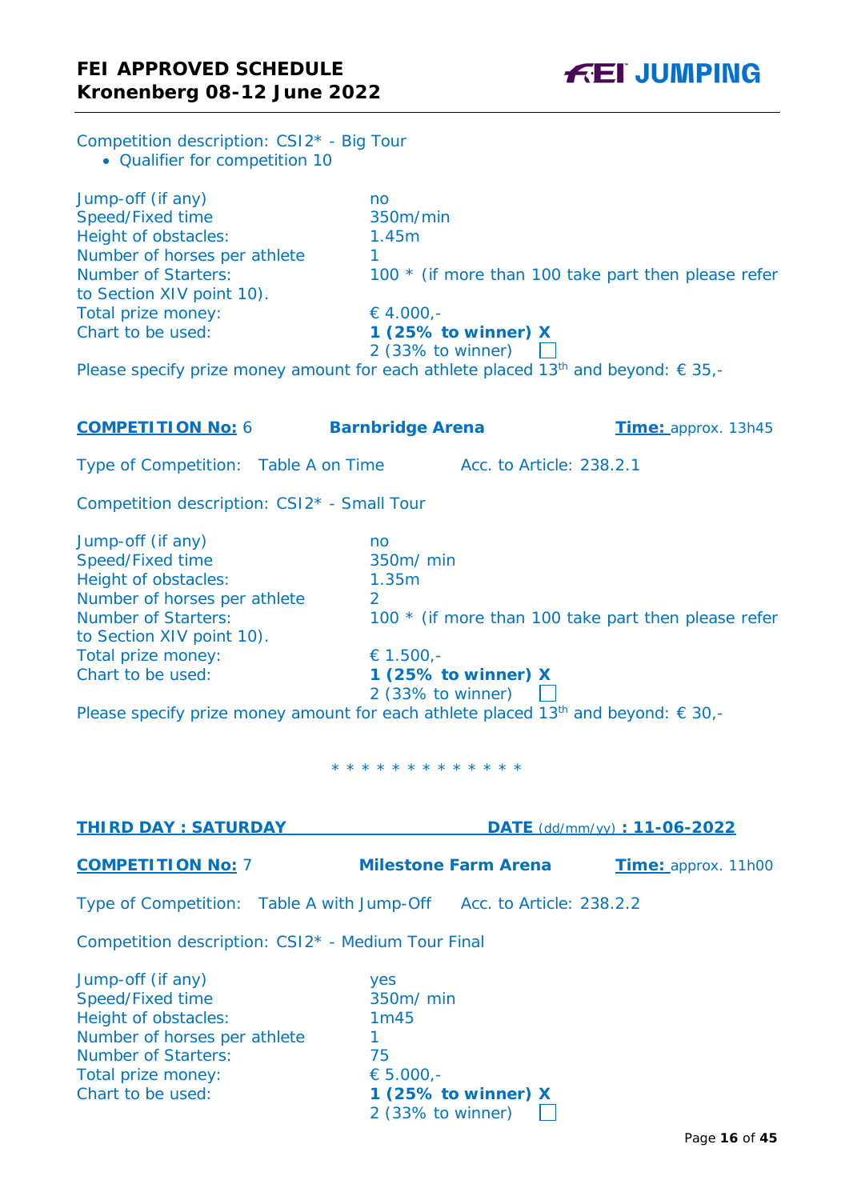Competition description: CSI2* - Big Tour

- Qualifier for competition 10

| | |
|---|---|
| Jump-off (if any) | no |
| Speed/Fixed time | 350m/min |
| Height of obstacles: | 1.45m |
| Number of horses per athlete | 1 |
| Number of Starters: | 100 * (if more than 100 take part then please refer to Section XIV point 10). |
| Total prize money: | € 4.000,- |
| Chart to be used: | **1 (25% to winner) X**<br>2 (33% to winner) ☐ |

Please specify prize money amount for each athlete placed 13th and beyond: € 35,-

**COMPETITION No:** 6 **Barnbridge Arena** **Time:** approx. 13h45

Type of Competition: Table A on Time Acc. to Article: 238.2.1

Competition description: CSI2* - Small Tour

| | |
|---|---|
| Jump-off (if any) | no |
| Speed/Fixed time | 350m/ min |
| Height of obstacles: | 1.35m |
| Number of horses per athlete | 2 |
| Number of Starters: | 100 * (if more than 100 take part then please refer to Section XIV point 10). |
| Total prize money: | € 1.500,- |
| Chart to be used: | **1 (25% to winner) X**<br>2 (33% to winner) ☐ |

Please specify prize money amount for each athlete placed 13th and beyond: € 30,-

* * * * * * * * * * * * *

**THIRD DAY : SATURDAY** **DATE** (dd/mm/yy) **: 11-06-2022**

**COMPETITION No:** 7 **Milestone Farm Arena** **Time:** approx. 11h00

Type of Competition: Table A with Jump-Off Acc. to Article: 238.2.2

Competition description: CSI2* - Medium Tour Final

| | |
|---|---|
| Jump-off (if any) | yes |
| Speed/Fixed time | 350m/ min |
| Height of obstacles: | 1m45 |
| Number of horses per athlete | 1 |
| Number of Starters: | 75 |
| Total prize money: | € 5.000,- |
| Chart to be used: | **1 (25% to winner) X**<br>2 (33% to winner) ☐ |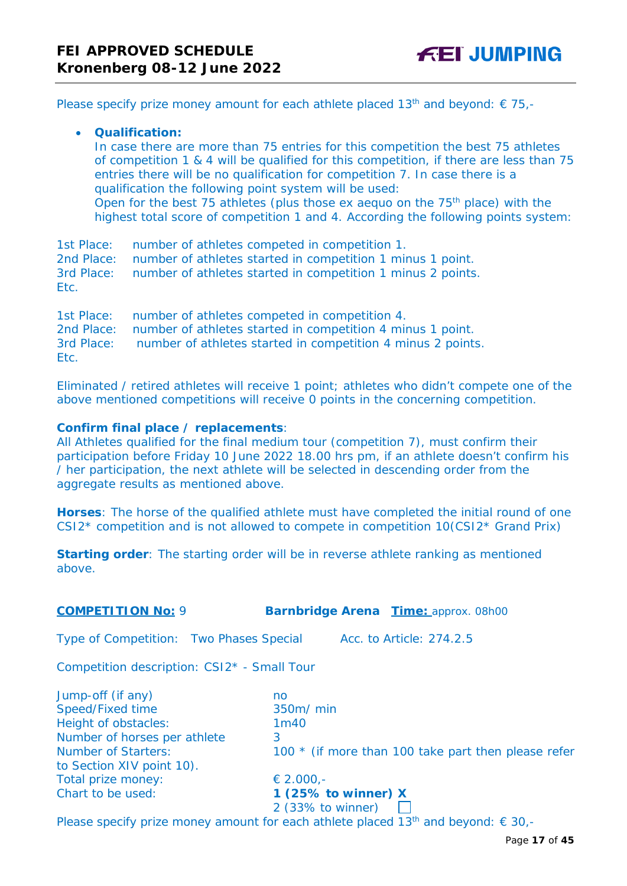Please specify prize money amount for each athlete placed 13th and beyond: € 75,-

- **Qualification:**
  In case there are more than 75 entries for this competition the best 75 athletes of competition 1 & 4 will be qualified for this competition, if there are less than 75 entries there will be no qualification for competition 7. In case there is a qualification the following point system will be used:
  Open for the best 75 athletes (plus those ex aequo on the 75th place) with the highest total score of competition 1 and 4. According the following points system:

1st Place: number of athletes competed in competition 1.
2nd Place: number of athletes started in competition 1 minus 1 point.
3rd Place: number of athletes started in competition 1 minus 2 points.
Etc.

1st Place: number of athletes competed in competition 4.
2nd Place: number of athletes started in competition 4 minus 1 point.
3rd Place: number of athletes started in competition 4 minus 2 points.
Etc.

Eliminated / retired athletes will receive 1 point; athletes who didn't compete one of the above mentioned competitions will receive 0 points in the concerning competition.

**Confirm final place / replacements**:
All Athletes qualified for the final medium tour (competition 7), must confirm their participation before Friday 10 June 2022 18.00 hrs pm, if an athlete doesn't confirm his / her participation, the next athlete will be selected in descending order from the aggregate results as mentioned above.

**Horses**: The horse of the qualified athlete must have completed the initial round of one CSI2* competition and is not allowed to compete in competition 10(CSI2* Grand Prix)

**Starting order**: The starting order will be in reverse athlete ranking as mentioned above.

**COMPETITION No:** 9 **Barnbridge Arena** **Time:** approx. 08h00

Type of Competition: Two Phases Special Acc. to Article: 274.2.5

Competition description: CSI2* - Small Tour

Jump-off (if any): no
Speed/Fixed time: 350m/ min
Height of obstacles: 1m40
Number of horses per athlete: 3
Number of Starters: 100 * (if more than 100 take part then please refer to Section XIV point 10).
Total prize money: € 2.000,-
Chart to be used: **1 (25% to winner) X**
2 (33% to winner) ☐

Please specify prize money amount for each athlete placed 13th and beyond: € 30,-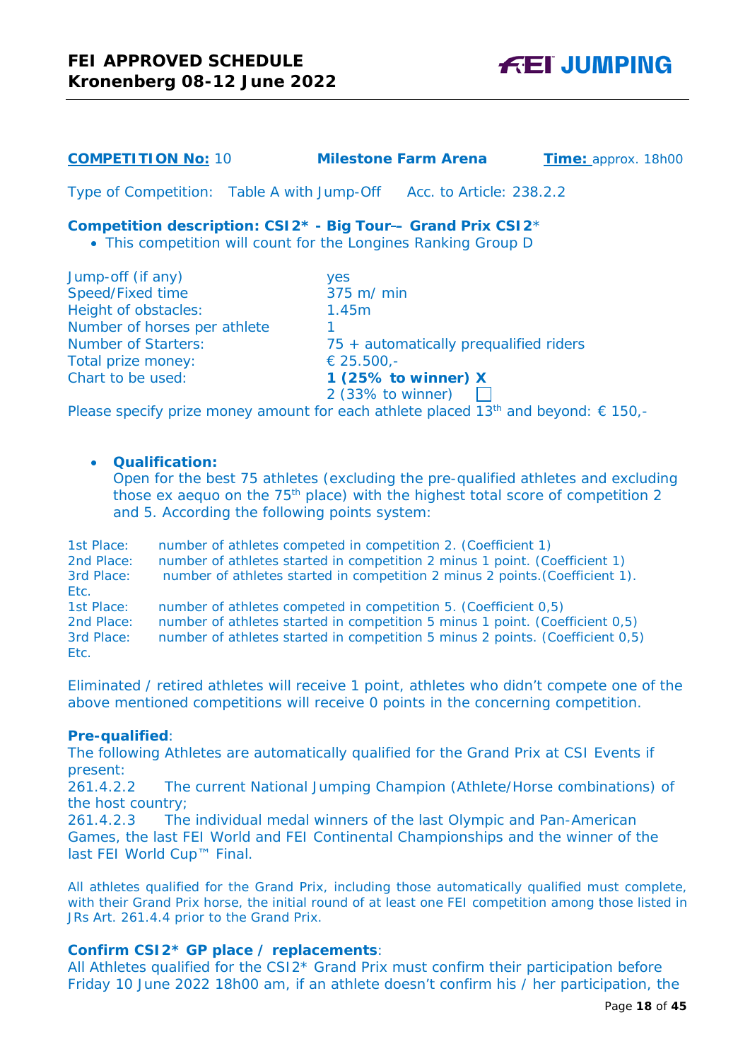**COMPETITION No:** 10 **Milestone Farm Arena** **Time:** approx. 18h00

Type of Competition: Table A with Jump-Off Acc. to Article: 238.2.2

**Competition description: CSI2\* - Big Tour–- Grand Prix CSI2\***

- This competition will count for the Longines Ranking Group D

| | |
|---|---|
| Jump-off (if any) | yes |
| Speed/Fixed time | 375 m/ min |
| Height of obstacles: | 1.45m |
| Number of horses per athlete | 1 |
| Number of Starters: | 75 + automatically prequalified riders |
| Total prize money: | € 25.500,- |
| Chart to be used: | **1 (25% to winner) X** |
| | 2 (33% to winner) ☐ |

Please specify prize money amount for each athlete placed 13th and beyond: € 150,-

- **Qualification:**
  Open for the best 75 athletes (excluding the pre-qualified athletes and excluding those ex aequo on the 75th place) with the highest total score of competition 2 and 5. According the following points system:

| | |
|---|---|
| 1st Place: | number of athletes competed in competition 2. (Coefficient 1) |
| 2nd Place: | number of athletes started in competition 2 minus 1 point. (Coefficient 1) |
| 3rd Place: | number of athletes started in competition 2 minus 2 points.(Coefficient 1). |
| Etc. | |
| 1st Place: | number of athletes competed in competition 5. (Coefficient 0,5) |
| 2nd Place: | number of athletes started in competition 5 minus 1 point. (Coefficient 0,5) |
| 3rd Place: | number of athletes started in competition 5 minus 2 points. (Coefficient 0,5) |
| Etc. | |

Eliminated / retired athletes will receive 1 point, athletes who didn't compete one of the above mentioned competitions will receive 0 points in the concerning competition.

**Pre-qualified**:
The following Athletes are automatically qualified for the Grand Prix at CSI Events if present:
261.4.2.2 The current National Jumping Champion (Athlete/Horse combinations) of the host country;
261.4.2.3 The individual medal winners of the last Olympic and Pan-American Games, the last FEI World and FEI Continental Championships and the winner of the last FEI World Cup™ Final.

All athletes qualified for the Grand Prix, including those automatically qualified must complete, with their Grand Prix horse, the initial round of at least one FEI competition among those listed in JRs Art. 261.4.4 prior to the Grand Prix.

**Confirm CSI2\* GP place / replacements**:
All Athletes qualified for the CSI2\* Grand Prix must confirm their participation before Friday 10 June 2022 18h00 am, if an athlete doesn't confirm his / her participation, the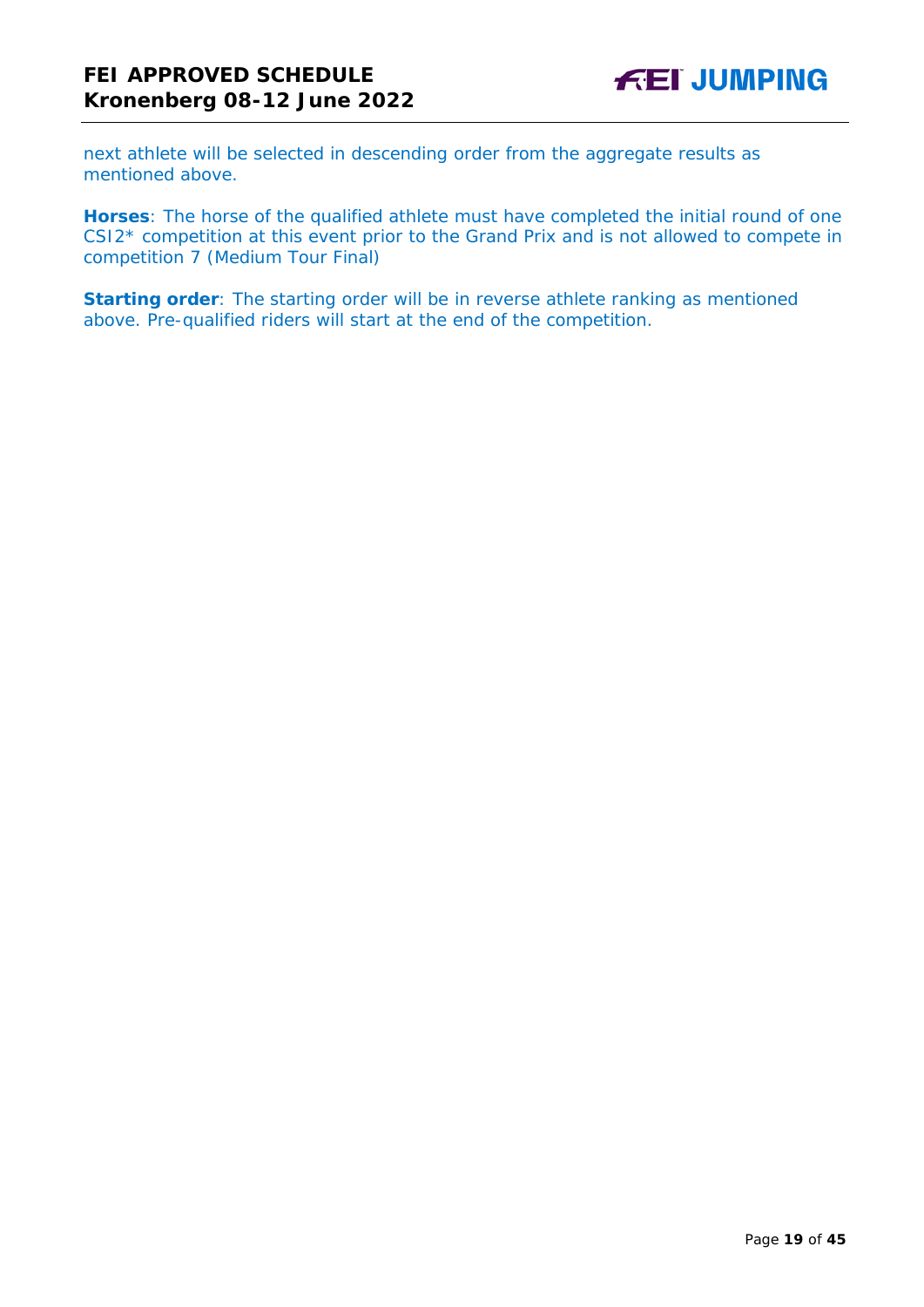next athlete will be selected in descending order from the aggregate results as mentioned above.

**Horses**: The horse of the qualified athlete must have completed the initial round of one CSI2* competition at this event prior to the Grand Prix and is not allowed to compete in competition 7 (Medium Tour Final)

**Starting order**: The starting order will be in reverse athlete ranking as mentioned above. Pre-qualified riders will start at the end of the competition.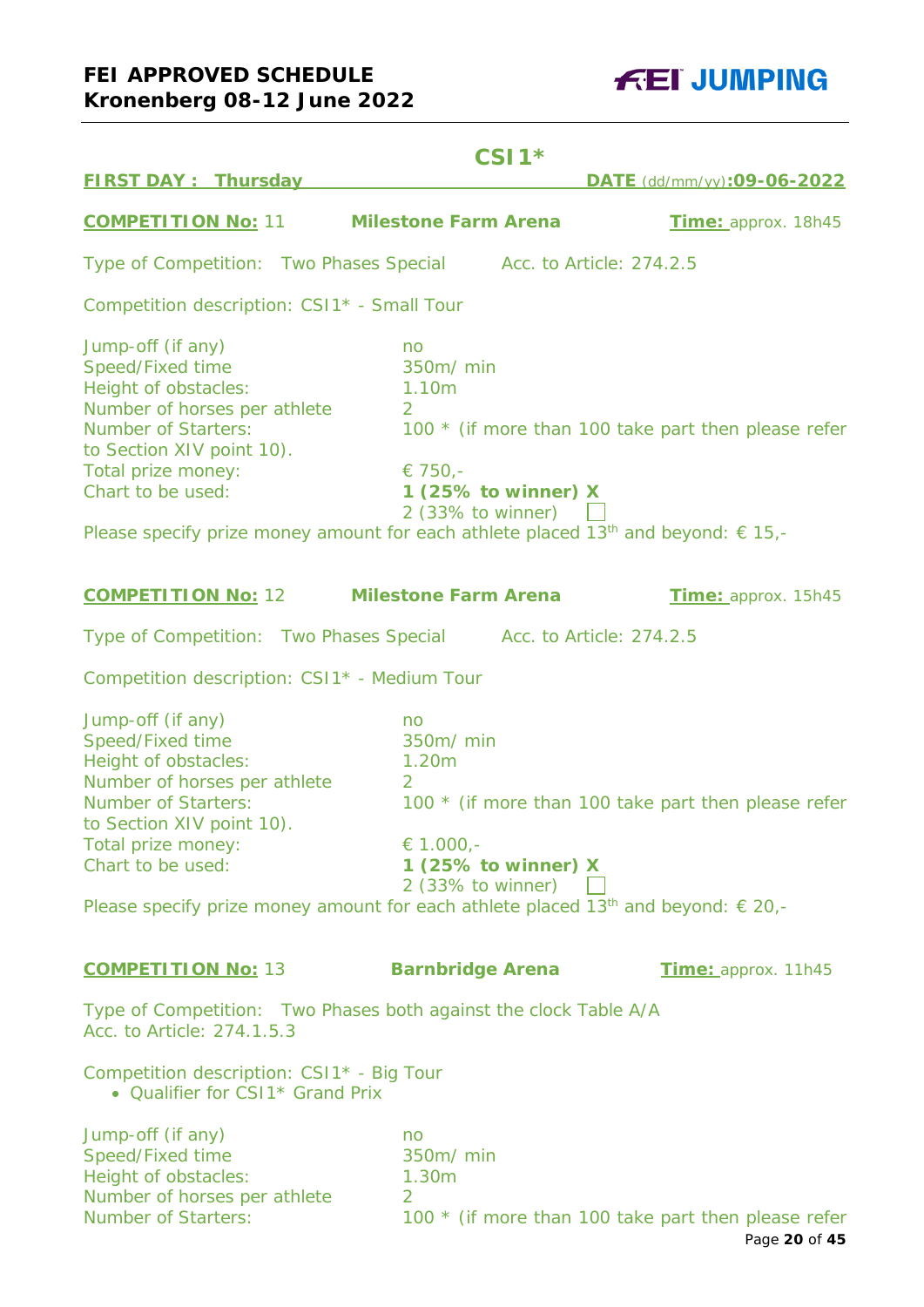# CSI1*

**FIRST DAY : Thursday** **DATE** (dd/mm/yy)**:09-06-2022**

**COMPETITION No:** 11 **Milestone Farm Arena** **Time:** approx. 18h45

Type of Competition: Two Phases Special Acc. to Article: 274.2.5

Competition description: CSI1* - Small Tour

Jump-off (if any) no
Speed/Fixed time 350m/ min
Height of obstacles: 1.10m
Number of horses per athlete 2
Number of Starters: 100 * (if more than 100 take part then please refer to Section XIV point 10).
Total prize money: € 750,-
Chart to be used: **1 (25% to winner) X**
2 (33% to winner) ☐

Please specify prize money amount for each athlete placed 13th and beyond: € 15,-

**COMPETITION No:** 12 **Milestone Farm Arena** **Time:** approx. 15h45

Type of Competition: Two Phases Special Acc. to Article: 274.2.5

Competition description: CSI1* - Medium Tour

Jump-off (if any) no
Speed/Fixed time 350m/ min
Height of obstacles: 1.20m
Number of horses per athlete 2
Number of Starters: 100 * (if more than 100 take part then please refer to Section XIV point 10).
Total prize money: € 1.000,-
Chart to be used: **1 (25% to winner) X**
2 (33% to winner) ☐

Please specify prize money amount for each athlete placed 13th and beyond: € 20,-

**COMPETITION No:** 13 **Barnbridge Arena** **Time:** approx. 11h45

Type of Competition: Two Phases both against the clock Table A/A
Acc. to Article: 274.1.5.3

Competition description: CSI1* - Big Tour
- Qualifier for CSI1* Grand Prix

Jump-off (if any) no
Speed/Fixed time 350m/ min
Height of obstacles: 1.30m
Number of horses per athlete 2
Number of Starters: 100 * (if more than 100 take part then please refer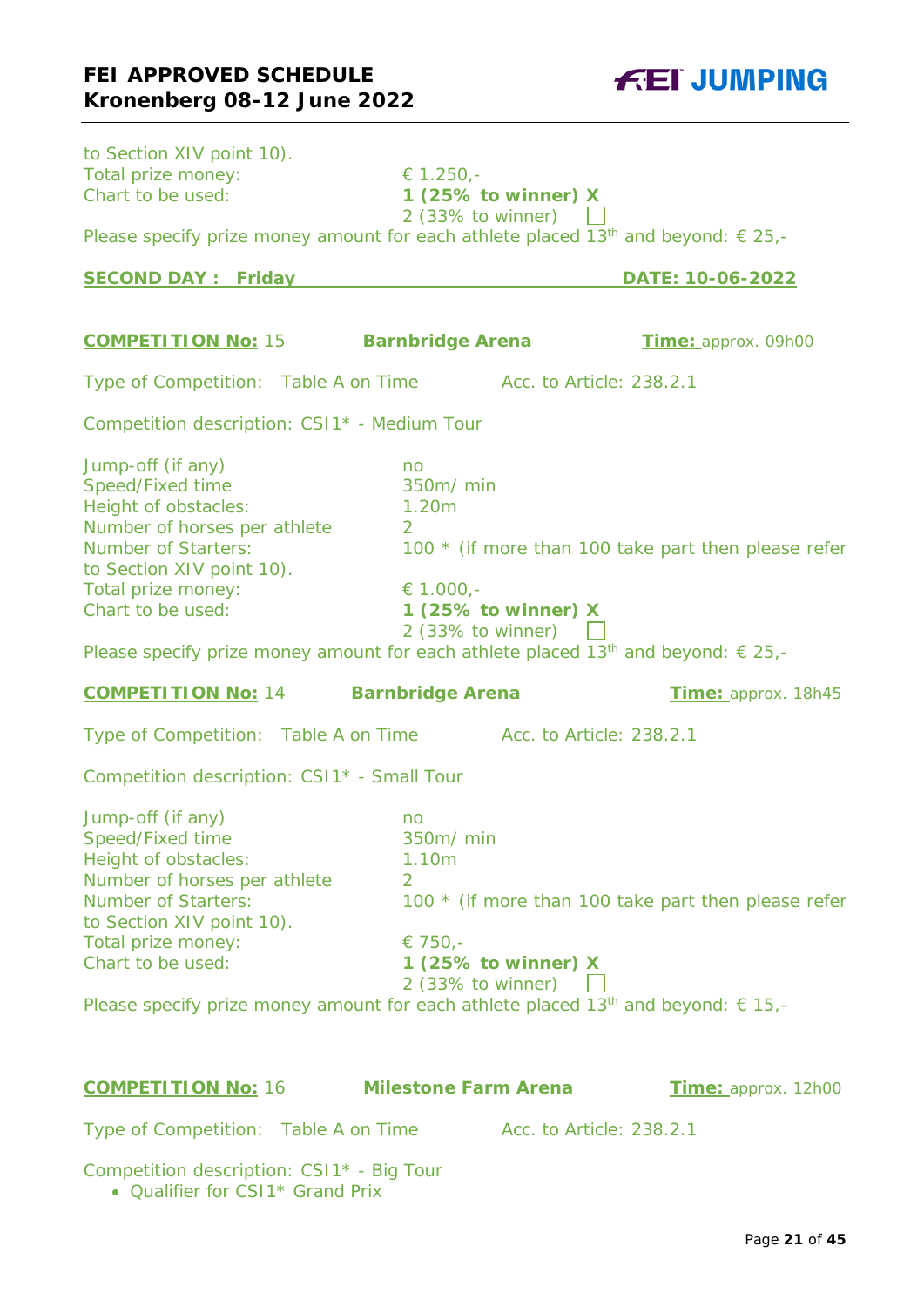to Section XIV point 10).
Total prize money: € 1.250,-
Chart to be used: **1 (25% to winner) X**
2 (33% to winner) ☐

Please specify prize money amount for each athlete placed 13th and beyond: € 25,-

**SECOND DAY : Friday** **DATE: 10-06-2022**

**COMPETITION No:** 15 **Barnbridge Arena** **Time:** approx. 09h00

Type of Competition: Table A on Time Acc. to Article: 238.2.1

Competition description: CSI1* - Medium Tour

Jump-off (if any): no
Speed/Fixed time: 350m/ min
Height of obstacles: 1.20m
Number of horses per athlete: 2
Number of Starters: 100 * (if more than 100 take part then please refer to Section XIV point 10).
Total prize money: € 1.000,-
Chart to be used: **1 (25% to winner) X**
2 (33% to winner) ☐

Please specify prize money amount for each athlete placed 13th and beyond: € 25,-

**COMPETITION No:** 14 **Barnbridge Arena** **Time:** approx. 18h45

Type of Competition: Table A on Time Acc. to Article: 238.2.1

Competition description: CSI1* - Small Tour

Jump-off (if any): no
Speed/Fixed time: 350m/ min
Height of obstacles: 1.10m
Number of horses per athlete: 2
Number of Starters: 100 * (if more than 100 take part then please refer to Section XIV point 10).
Total prize money: € 750,-
Chart to be used: **1 (25% to winner) X**
2 (33% to winner) ☐

Please specify prize money amount for each athlete placed 13th and beyond: € 15,-

**COMPETITION No:** 16 **Milestone Farm Arena** **Time:** approx. 12h00

Type of Competition: Table A on Time Acc. to Article: 238.2.1

Competition description: CSI1* - Big Tour

- Qualifier for CSI1* Grand Prix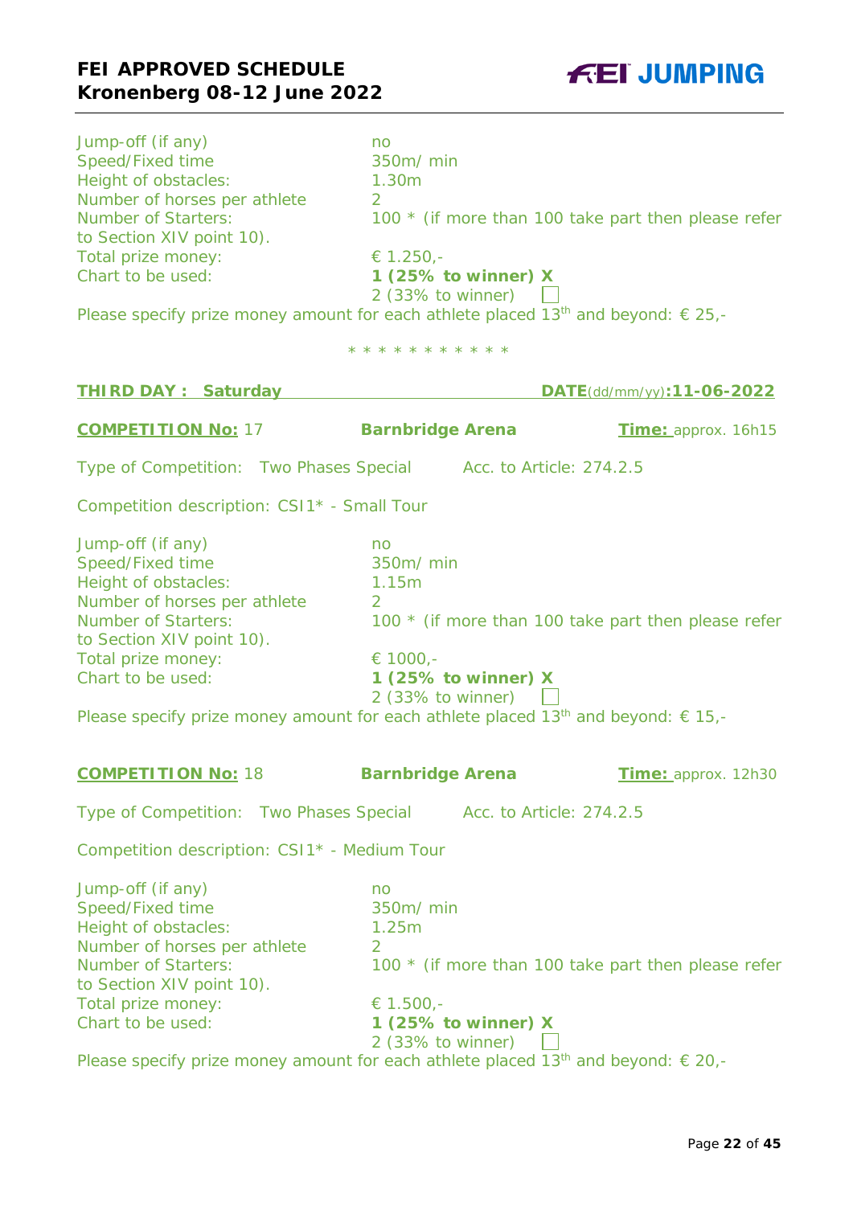Jump-off (if any) no
Speed/Fixed time 350m/ min
Height of obstacles: 1.30m
Number of horses per athlete 2
Number of Starters: 100 * (if more than 100 take part then please refer to Section XIV point 10).
Total prize money: € 1.250,-
Chart to be used: **1 (25% to winner) X**
2 (33% to winner) ☐

Please specify prize money amount for each athlete placed 13th and beyond: € 25,-

* * * * * * * * * * *

**THIRD DAY : Saturday** **DATE**(dd/mm/yy)**:11-06-2022**

**COMPETITION No:** 17 **Barnbridge Arena** **Time:** approx. 16h15

Type of Competition: Two Phases Special Acc. to Article: 274.2.5

Competition description: CSI1* - Small Tour

Jump-off (if any) no
Speed/Fixed time 350m/ min
Height of obstacles: 1.15m
Number of horses per athlete 2
Number of Starters: 100 * (if more than 100 take part then please refer to Section XIV point 10).
Total prize money: € 1000,-
Chart to be used: **1 (25% to winner) X**
2 (33% to winner) ☐

Please specify prize money amount for each athlete placed 13th and beyond: € 15,-

**COMPETITION No:** 18 **Barnbridge Arena** **Time:** approx. 12h30

Type of Competition: Two Phases Special Acc. to Article: 274.2.5

Competition description: CSI1* - Medium Tour

Jump-off (if any) no
Speed/Fixed time 350m/ min
Height of obstacles: 1.25m
Number of horses per athlete 2
Number of Starters: 100 * (if more than 100 take part then please refer to Section XIV point 10).
Total prize money: € 1.500,-
Chart to be used: **1 (25% to winner) X**
2 (33% to winner) ☐

Please specify prize money amount for each athlete placed 13th and beyond: € 20,-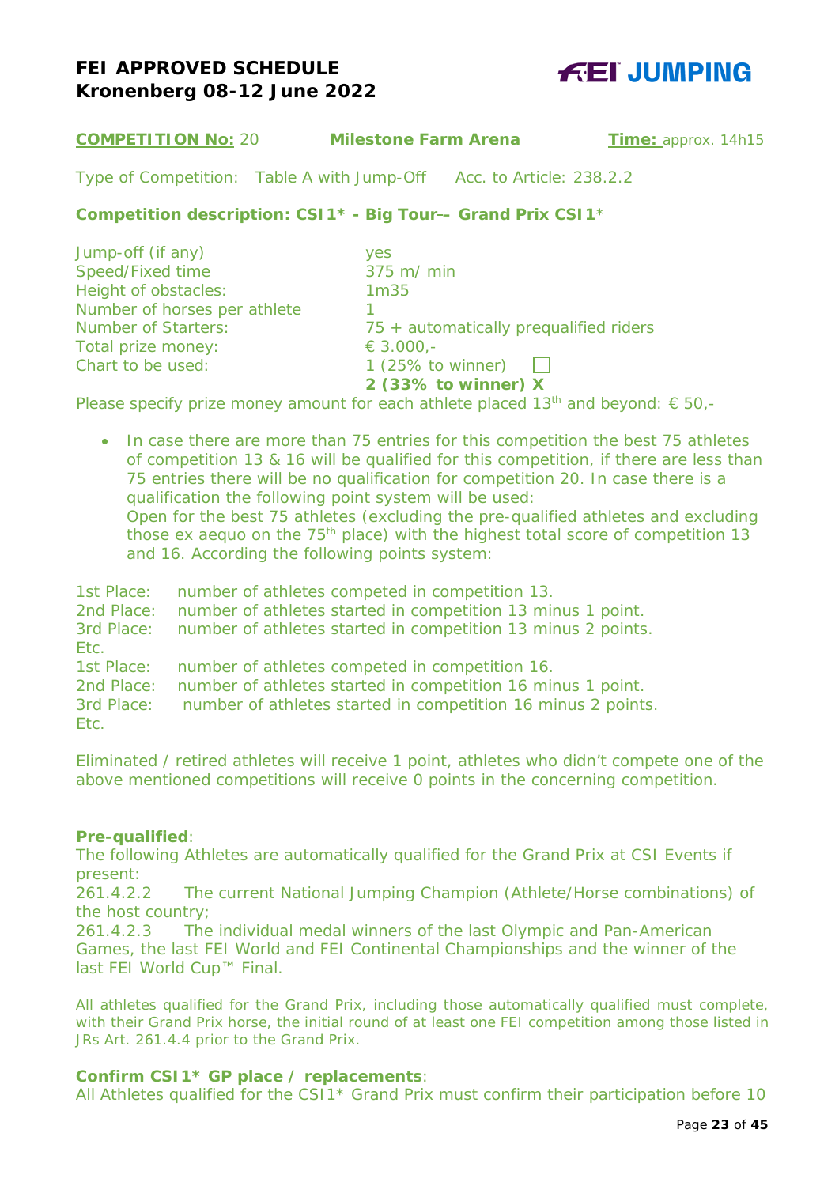**COMPETITION No:** 20 **Milestone Farm Arena** **Time:** approx. 14h15

Type of Competition: Table A with Jump-Off Acc. to Article: 238.2.2

**Competition description: CSI1* - Big Tour–- Grand Prix CSI1***

| | |
|---|---|
| Jump-off (if any) | yes |
| Speed/Fixed time | 375 m/ min |
| Height of obstacles: | 1m35 |
| Number of horses per athlete | 1 |
| Number of Starters: | 75 + automatically prequalified riders |
| Total prize money: | € 3.000,- |
| Chart to be used: | 1 (25% to winner) ☐ |
| | **2 (33% to winner) X** |

Please specify prize money amount for each athlete placed 13th and beyond: € 50,-

- In case there are more than 75 entries for this competition the best 75 athletes of competition 13 & 16 will be qualified for this competition, if there are less than 75 entries there will be no qualification for competition 20. In case there is a qualification the following point system will be used:
  Open for the best 75 athletes (excluding the pre-qualified athletes and excluding those ex aequo on the 75th place) with the highest total score of competition 13 and 16. According the following points system:

1st Place: number of athletes competed in competition 13.
2nd Place: number of athletes started in competition 13 minus 1 point.
3rd Place: number of athletes started in competition 13 minus 2 points.
Etc.
1st Place: number of athletes competed in competition 16.
2nd Place: number of athletes started in competition 16 minus 1 point.
3rd Place: number of athletes started in competition 16 minus 2 points.
Etc.

Eliminated / retired athletes will receive 1 point, athletes who didn't compete one of the above mentioned competitions will receive 0 points in the concerning competition.

**Pre-qualified**:
The following Athletes are automatically qualified for the Grand Prix at CSI Events if present:
261.4.2.2 The current National Jumping Champion (Athlete/Horse combinations) of the host country;
261.4.2.3 The individual medal winners of the last Olympic and Pan-American Games, the last FEI World and FEI Continental Championships and the winner of the last FEI World Cup™ Final.

All athletes qualified for the Grand Prix, including those automatically qualified must complete, with their Grand Prix horse, the initial round of at least one FEI competition among those listed in JRs Art. 261.4.4 prior to the Grand Prix.

**Confirm CSI1* GP place / replacements**:
All Athletes qualified for the CSI1* Grand Prix must confirm their participation before 10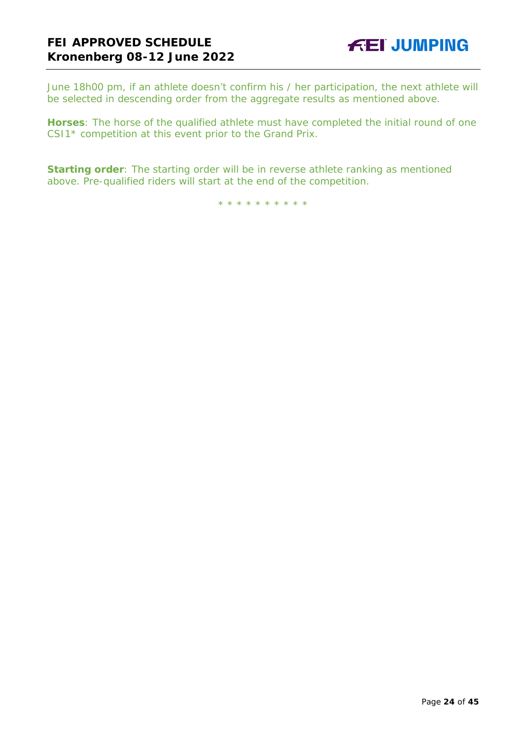June 18h00 pm, if an athlete doesn't confirm his / her participation, the next athlete will be selected in descending order from the aggregate results as mentioned above.

**Horses**: The horse of the qualified athlete must have completed the initial round of one CSI1* competition at this event prior to the Grand Prix.

**Starting order**: The starting order will be in reverse athlete ranking as mentioned above. Pre-qualified riders will start at the end of the competition.

* * * * * * * * * *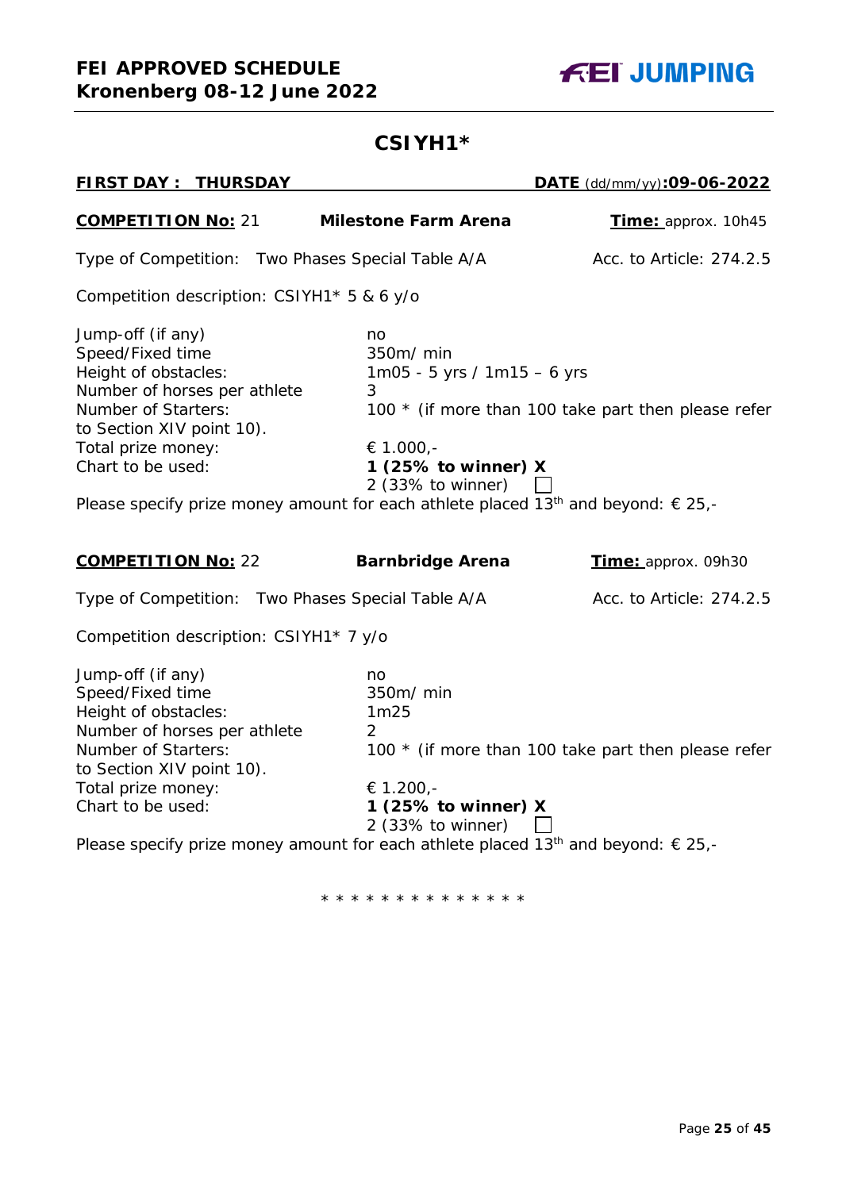## CSIYH1*

**FIRST DAY : THURSDAY** **DATE** (dd/mm/yy)**:09-06-2022**

**COMPETITION No:** 21 **Milestone Farm Arena** **Time:** approx. 10h45

Type of Competition: Two Phases Special Table A/A Acc. to Article: 274.2.5

Competition description: CSIYH1* 5 & 6 y/o

Jump-off (if any) no
Speed/Fixed time 350m/ min
Height of obstacles: 1m05 - 5 yrs / 1m15 – 6 yrs
Number of horses per athlete 3
Number of Starters: 100 * (if more than 100 take part then please refer to Section XIV point 10).
Total prize money: € 1.000,-
Chart to be used: **1 (25% to winner) X**
2 (33% to winner) ☐

Please specify prize money amount for each athlete placed 13th and beyond: € 25,-

**COMPETITION No:** 22 **Barnbridge Arena** **Time:** approx. 09h30

Type of Competition: Two Phases Special Table A/A Acc. to Article: 274.2.5

Competition description: CSIYH1* 7 y/o

Jump-off (if any) no
Speed/Fixed time 350m/ min
Height of obstacles: 1m25
Number of horses per athlete 2
Number of Starters: 100 * (if more than 100 take part then please refer to Section XIV point 10).
Total prize money: € 1.200,-
Chart to be used: **1 (25% to winner) X**
2 (33% to winner) ☐

Please specify prize money amount for each athlete placed 13th and beyond: € 25,-

* * * * * * * * * * * * * *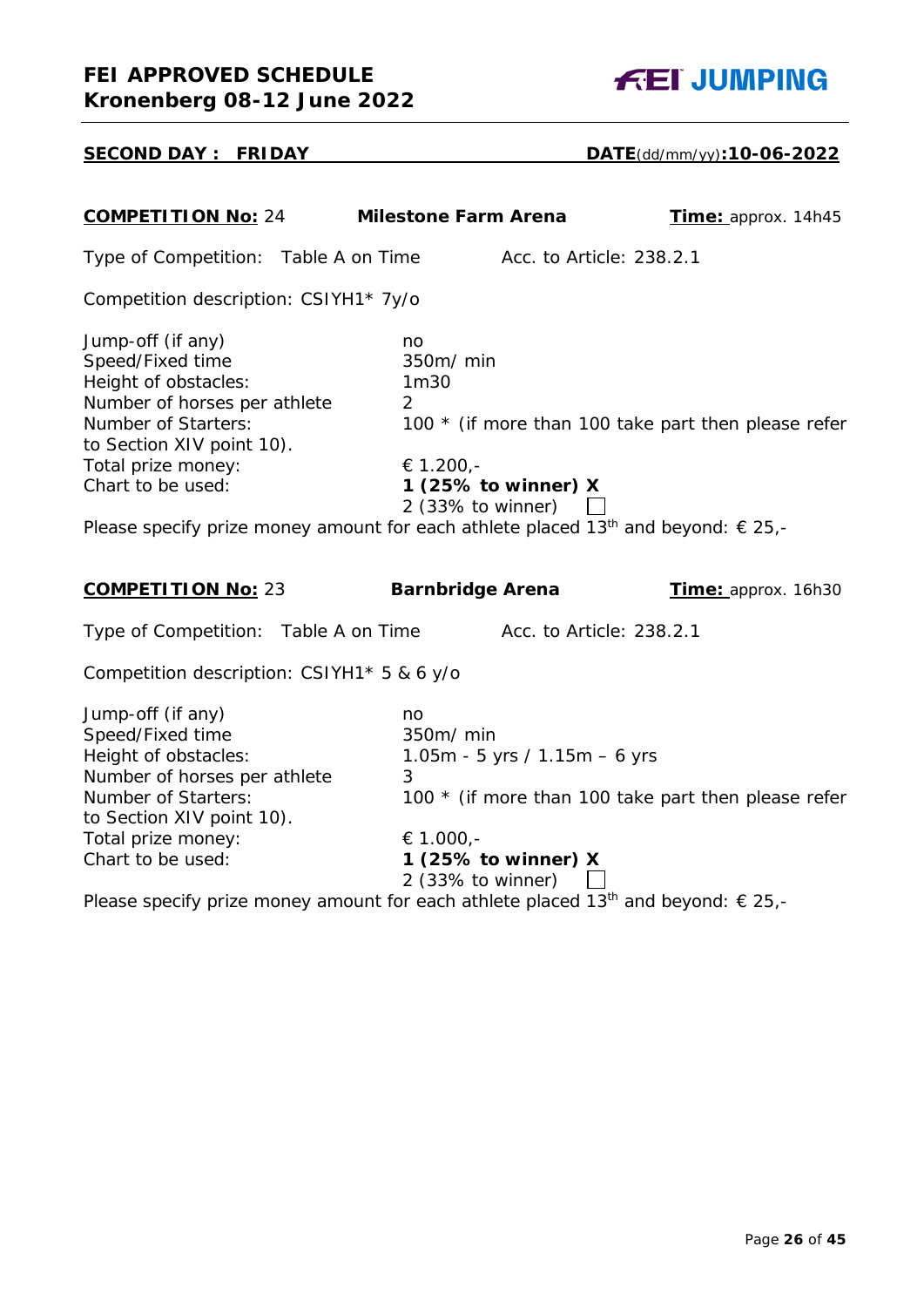**SECOND DAY : FRIDAY** **DATE**(dd/mm/yy)**:10-06-2022**

**COMPETITION No:** 24 **Milestone Farm Arena** **Time:** approx. 14h45

Type of Competition: Table A on Time Acc. to Article: 238.2.1

Competition description: CSIYH1* 7y/o

| | |
|---|---|
| Jump-off (if any) | no |
| Speed/Fixed time | 350m/ min |
| Height of obstacles: | 1m30 |
| Number of horses per athlete | 2 |
| Number of Starters: | 100 * (if more than 100 take part then please refer to Section XIV point 10). |
| Total prize money: | € 1.200,- |
| Chart to be used: | **1 (25% to winner) X**<br>2 (33% to winner) ☐ |

Please specify prize money amount for each athlete placed 13th and beyond: € 25,-

**COMPETITION No:** 23 **Barnbridge Arena** **Time:** approx. 16h30

Type of Competition: Table A on Time Acc. to Article: 238.2.1

Competition description: CSIYH1* 5 & 6 y/o

| | |
|---|---|
| Jump-off (if any) | no |
| Speed/Fixed time | 350m/ min |
| Height of obstacles: | 1.05m - 5 yrs / 1.15m – 6 yrs |
| Number of horses per athlete | 3 |
| Number of Starters: | 100 * (if more than 100 take part then please refer to Section XIV point 10). |
| Total prize money: | € 1.000,- |
| Chart to be used: | **1 (25% to winner) X**<br>2 (33% to winner) ☐ |

Please specify prize money amount for each athlete placed 13th and beyond: € 25,-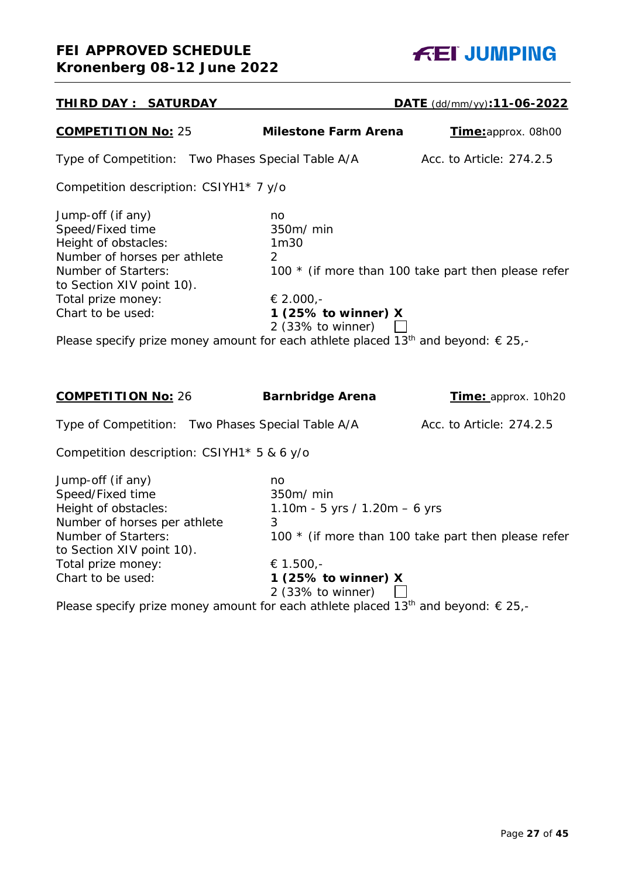**THIRD DAY : SATURDAY** **DATE** (dd/mm/yy)**:11-06-2022**

**COMPETITION No:** 25 **Milestone Farm Arena** **Time:** approx. 08h00

Type of Competition: Two Phases Special Table A/A Acc. to Article: 274.2.5

Competition description: CSIYH1* 7 y/o

Jump-off (if any): no
Speed/Fixed time: 350m/ min
Height of obstacles: 1m30
Number of horses per athlete: 2
Number of Starters: 100 * (if more than 100 take part then please refer to Section XIV point 10).
Total prize money: € 2.000,-
Chart to be used: **1 (25% to winner) X**
2 (33% to winner) ☐

Please specify prize money amount for each athlete placed 13th and beyond: € 25,-

**COMPETITION No:** 26 **Barnbridge Arena** **Time:** approx. 10h20

Type of Competition: Two Phases Special Table A/A Acc. to Article: 274.2.5

Competition description: CSIYH1* 5 & 6 y/o

Jump-off (if any): no
Speed/Fixed time: 350m/ min
Height of obstacles: 1.10m - 5 yrs / 1.20m – 6 yrs
Number of horses per athlete: 3
Number of Starters: 100 * (if more than 100 take part then please refer to Section XIV point 10).
Total prize money: € 1.500,-
Chart to be used: **1 (25% to winner) X**
2 (33% to winner) ☐

Please specify prize money amount for each athlete placed 13th and beyond: € 25,-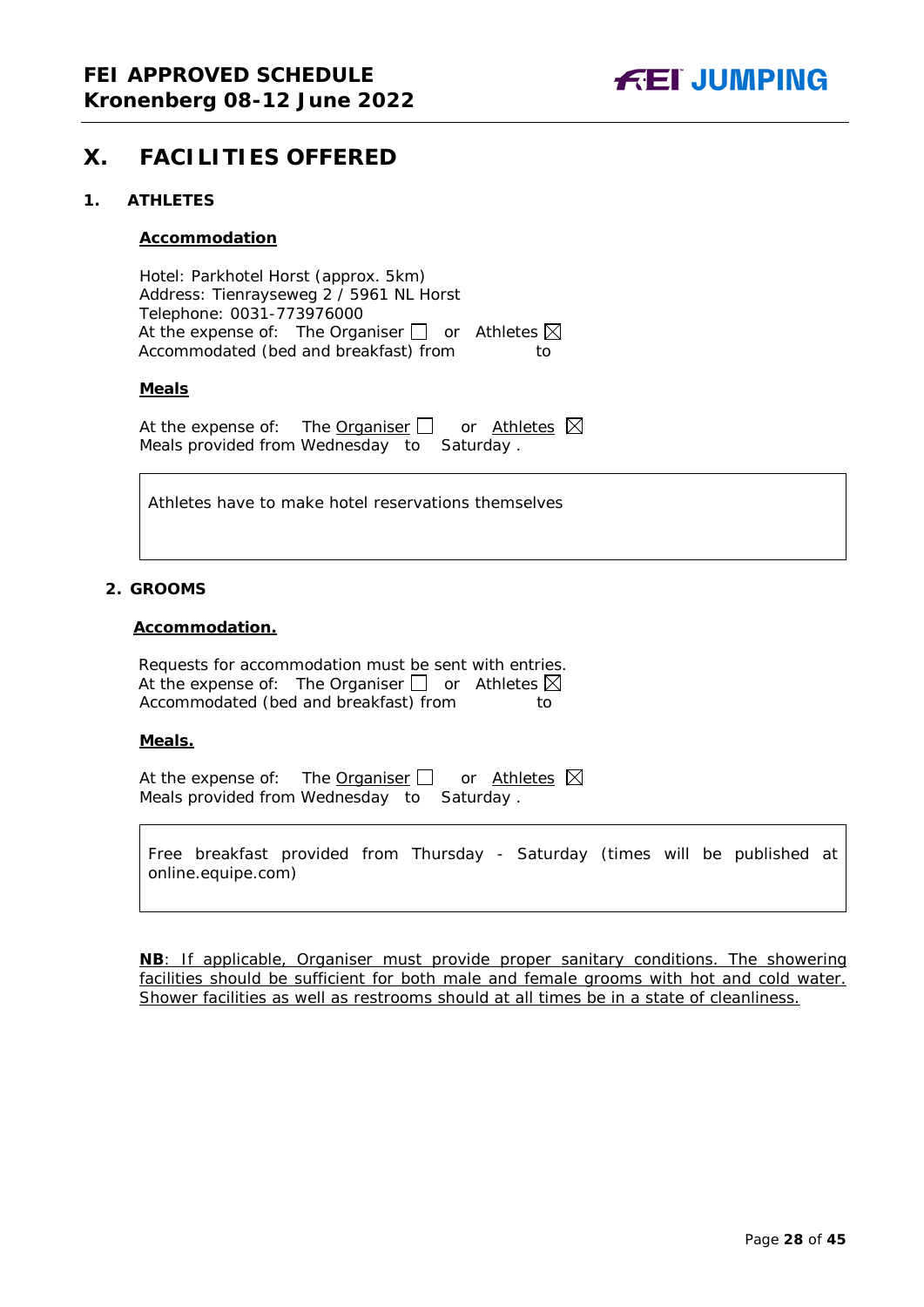# X. FACILITIES OFFERED

## 1. ATHLETES

**Accommodation**

Hotel: Parkhotel Horst (approx. 5km)
Address: Tienrayseweg 2 / 5961 NL Horst
Telephone: 0031-773976000
At the expense of: The Organiser ☐ or Athletes ☒
Accommodated (bed and breakfast) from to

**Meals**

At the expense of: The Organiser ☐ or Athletes ☒
Meals provided from Wednesday to Saturday .

| Athletes have to make hotel reservations themselves |
|---|

## 2. GROOMS

**Accommodation.**

Requests for accommodation must be sent with entries.
At the expense of: The Organiser ☐ or Athletes ☒
Accommodated (bed and breakfast) from to

**Meals.**

At the expense of: The Organiser ☐ or Athletes ☒
Meals provided from Wednesday to Saturday .

| Free breakfast provided from Thursday - Saturday (times will be published at online.equipe.com) |
|---|

**NB**: If applicable, Organiser must provide proper sanitary conditions. The showering facilities should be sufficient for both male and female grooms with hot and cold water. Shower facilities as well as restrooms should at all times be in a state of cleanliness.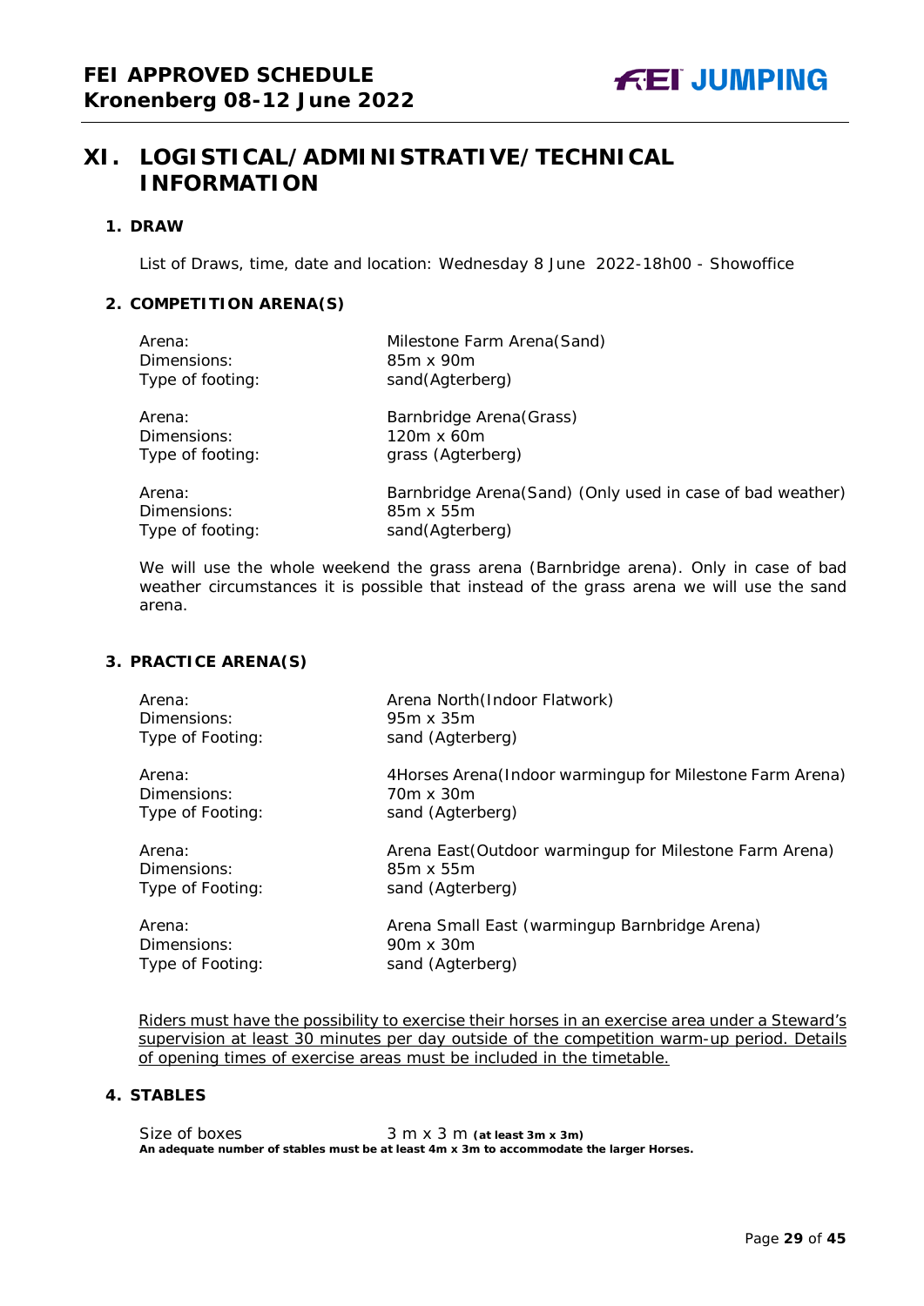# XI. LOGISTICAL/ADMINISTRATIVE/TECHNICAL INFORMATION

## 1. DRAW

List of Draws, time, date and location: Wednesday 8 June 2022-18h00 - Showoffice

## 2. COMPETITION ARENA(S)

| | |
|---|---|
| Arena: | Milestone Farm Arena(Sand) |
| Dimensions: | 85m x 90m |
| Type of footing: | sand(Agterberg) |
| | |
| Arena: | Barnbridge Arena(Grass) |
| Dimensions: | 120m x 60m |
| Type of footing: | grass (Agterberg) |
| | |
| Arena: | Barnbridge Arena(Sand) (Only used in case of bad weather) |
| Dimensions: | 85m x 55m |
| Type of footing: | sand(Agterberg) |

We will use the whole weekend the grass arena (Barnbridge arena). Only in case of bad weather circumstances it is possible that instead of the grass arena we will use the sand arena.

## 3. PRACTICE ARENA(S)

| | |
|---|---|
| Arena: | Arena North(Indoor Flatwork) |
| Dimensions: | 95m x 35m |
| Type of Footing: | sand (Agterberg) |
| | |
| Arena: | 4Horses Arena(Indoor warmingup for Milestone Farm Arena) |
| Dimensions: | 70m x 30m |
| Type of Footing: | sand (Agterberg) |
| | |
| Arena: | Arena East(Outdoor warmingup for Milestone Farm Arena) |
| Dimensions: | 85m x 55m |
| Type of Footing: | sand (Agterberg) |
| | |
| Arena: | Arena Small East (warmingup Barnbridge Arena) |
| Dimensions: | 90m x 30m |
| Type of Footing: | sand (Agterberg) |

Riders must have the possibility to exercise their horses in an exercise area under a Steward's supervision at least 30 minutes per day outside of the competition warm-up period. Details of opening times of exercise areas must be included in the timetable.

## 4. STABLES

Size of boxes 3 m x 3 m **(at least 3m x 3m)**

**An adequate number of stables must be at least 4m x 3m to accommodate the larger Horses.**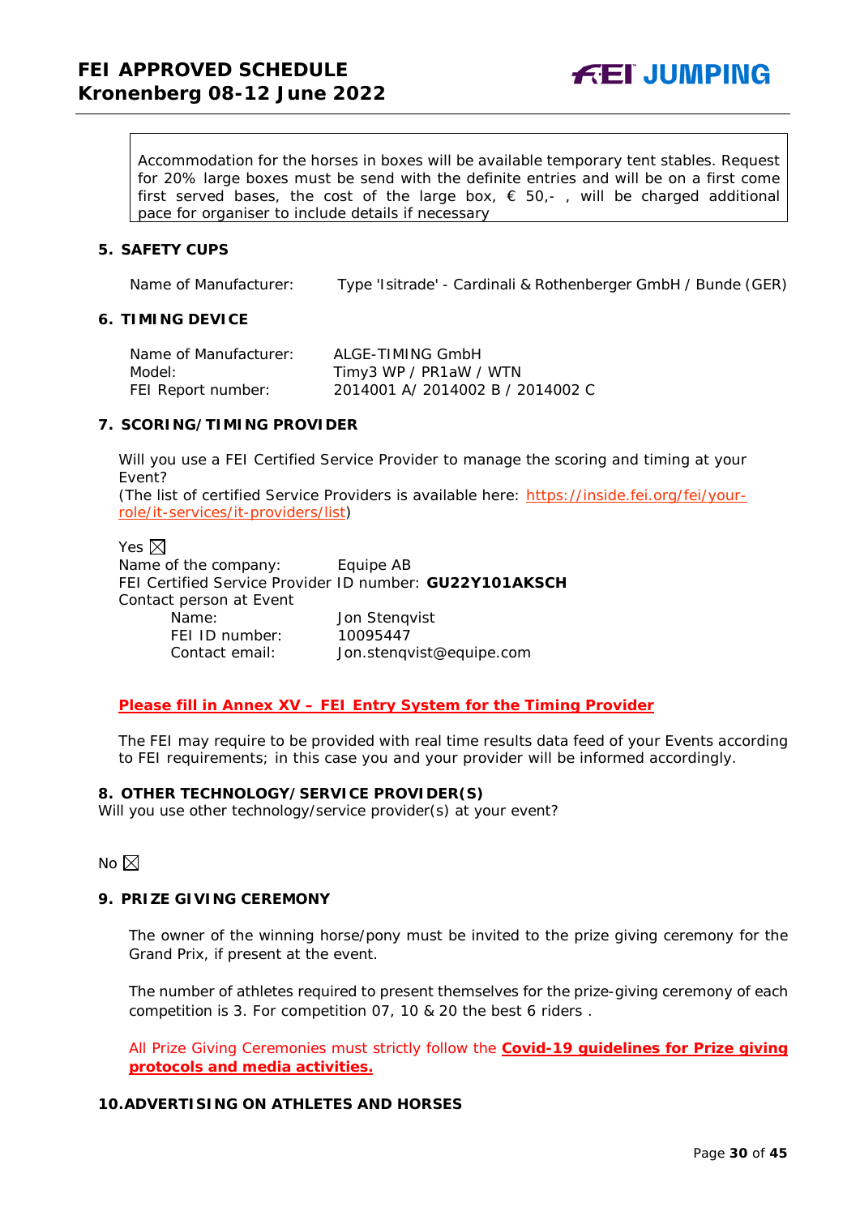Accommodation for the horses in boxes will be available temporary tent stables. Request for 20% large boxes must be send with the definite entries and will be on a first come first served bases, the cost of the large box, € 50,- , will be charged additional pace for organiser to include details if necessary

## 5. SAFETY CUPS

Name of Manufacturer: Type 'Isitrade' - Cardinali & Rothenberger GmbH / Bunde (GER)

## 6. TIMING DEVICE

Name of Manufacturer: ALGE-TIMING GmbH
Model: Timy3 WP / PR1aW / WTN
FEI Report number: 2014001 A/ 2014002 B / 2014002 C

## 7. SCORING/TIMING PROVIDER

Will you use a FEI Certified Service Provider to manage the scoring and timing at your Event?
(The list of certified Service Providers is available here: https://inside.fei.org/fei/your-role/it-services/it-providers/list)

Yes ☒
Name of the company: Equipe AB
FEI Certified Service Provider ID number: **GU22Y101AKSCH**
Contact person at Event
Name: Jon Stenqvist
FEI ID number: 10095447
Contact email: Jon.stenqvist@equipe.com

**Please fill in Annex XV – FEI Entry System for the Timing Provider**

The FEI may require to be provided with real time results data feed of your Events according to FEI requirements; in this case you and your provider will be informed accordingly.

## 8. OTHER TECHNOLOGY/SERVICE PROVIDER(S)

Will you use other technology/service provider(s) at your event?

No ☒

## 9. PRIZE GIVING CEREMONY

The owner of the winning horse/pony must be invited to the prize giving ceremony for the Grand Prix, if present at the event.

The number of athletes required to present themselves for the prize-giving ceremony of each competition is 3. For competition 07, 10 & 20 the best 6 riders .

All Prize Giving Ceremonies must strictly follow the **Covid-19 guidelines for Prize giving protocols and media activities.**

## 10. ADVERTISING ON ATHLETES AND HORSES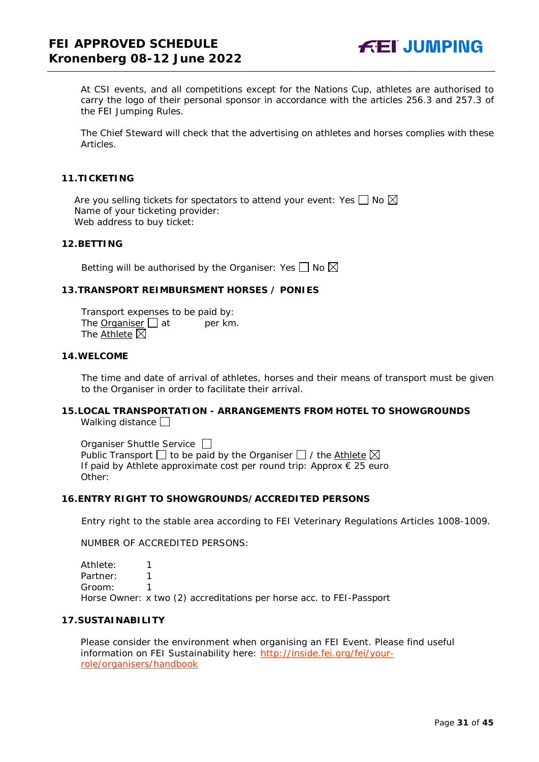At CSI events, and all competitions except for the Nations Cup, athletes are authorised to carry the logo of their personal sponsor in accordance with the articles 256.3 and 257.3 of the FEI Jumping Rules.

The Chief Steward will check that the advertising on athletes and horses complies with these Articles.

## 11. TICKETING

Are you selling tickets for spectators to attend your event: Yes ☐ No ☒
Name of your ticketing provider:
Web address to buy ticket:

## 12. BETTING

Betting will be authorised by the Organiser: Yes ☐ No ☒

## 13. TRANSPORT REIMBURSMENT HORSES / PONIES

Transport expenses to be paid by:
The Organiser ☐ at per km.
The Athlete ☒

## 14. WELCOME

The time and date of arrival of athletes, horses and their means of transport must be given to the Organiser in order to facilitate their arrival.

## 15. LOCAL TRANSPORTATION - ARRANGEMENTS FROM HOTEL TO SHOWGROUNDS

Walking distance ☐

Organiser Shuttle Service ☐
Public Transport ☐ to be paid by the Organiser ☐ / the Athlete ☒
If paid by Athlete approximate cost per round trip: Approx € 25 euro
Other:

## 16. ENTRY RIGHT TO SHOWGROUNDS/ACCREDITED PERSONS

Entry right to the stable area according to FEI Veterinary Regulations Articles 1008-1009.

NUMBER OF ACCREDITED PERSONS:

Athlete: 1
Partner: 1
Groom: 1
Horse Owner: x two (2) accreditations per horse acc. to FEI-Passport

## 17. SUSTAINABILITY

Please consider the environment when organising an FEI Event. Please find useful information on FEI Sustainability here: http://inside.fei.org/fei/your-role/organisers/handbook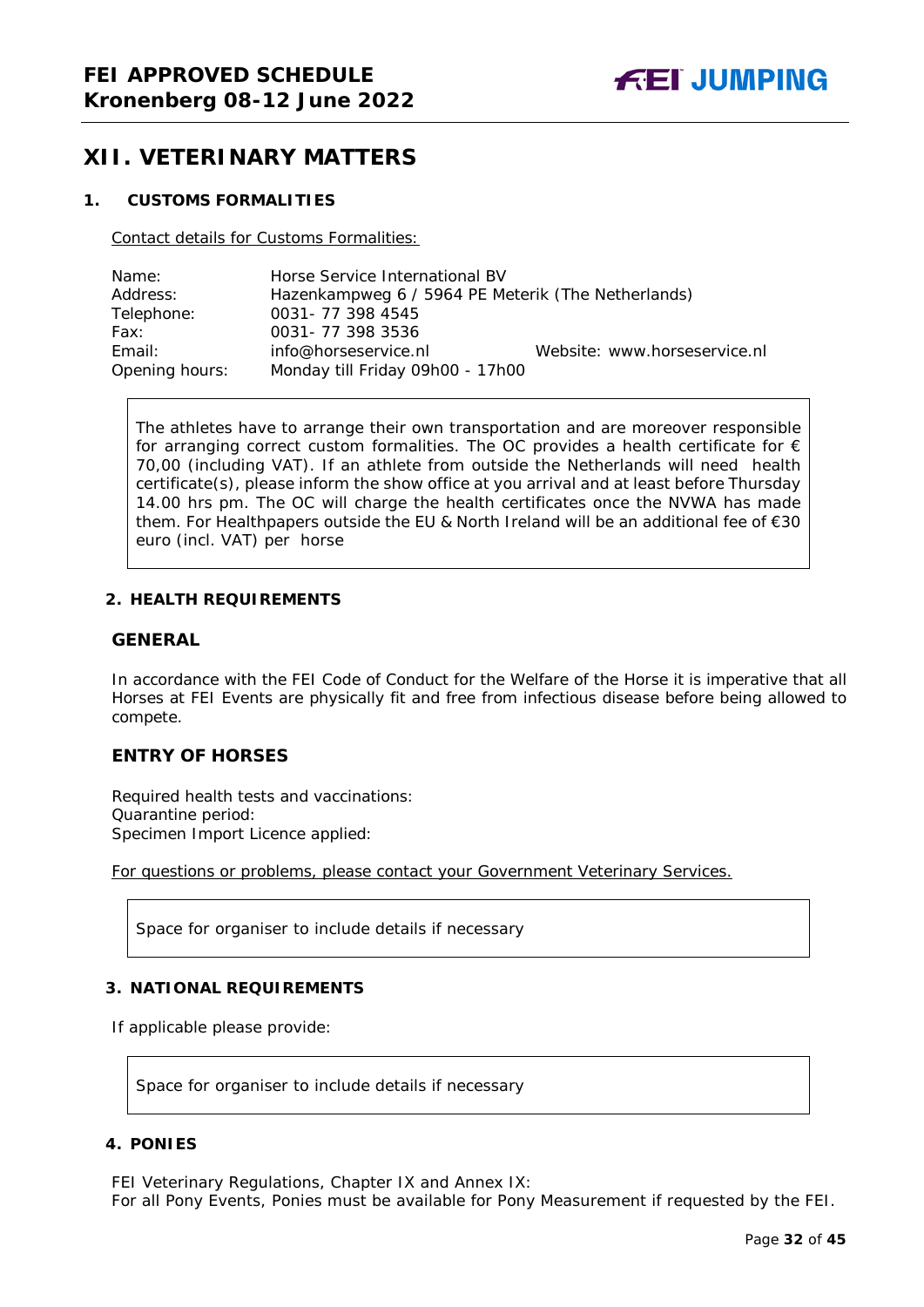## XII. VETERINARY MATTERS

### 1. CUSTOMS FORMALITIES

Contact details for Customs Formalities:

| | | |
|---|---|---|
| Name: | Horse Service International BV | |
| Address: | Hazenkampweg 6 / 5964 PE Meterik (The Netherlands) | |
| Telephone: | 0031- 77 398 4545 | |
| Fax: | 0031- 77 398 3536 | |
| Email: | info@horseservice.nl | Website: www.horseservice.nl |
| Opening hours: | Monday till Friday 09h00 - 17h00 | |

The athletes have to arrange their own transportation and are moreover responsible for arranging correct custom formalities. The OC provides a health certificate for € 70,00 (including VAT). If an athlete from outside the Netherlands will need health certificate(s), please inform the show office at you arrival and at least before Thursday 14.00 hrs pm. The OC will charge the health certificates once the NVWA has made them. For Healthpapers outside the EU & North Ireland will be an additional fee of €30 euro (incl. VAT) per horse

### 2. HEALTH REQUIREMENTS

#### GENERAL

In accordance with the FEI Code of Conduct for the Welfare of the Horse it is imperative that all Horses at FEI Events are physically fit and free from infectious disease before being allowed to compete.

#### ENTRY OF HORSES

Required health tests and vaccinations:
Quarantine period:
Specimen Import Licence applied:

For questions or problems, please contact your Government Veterinary Services.

Space for organiser to include details if necessary

### 3. NATIONAL REQUIREMENTS

If applicable please provide:

Space for organiser to include details if necessary

### 4. PONIES

FEI Veterinary Regulations, Chapter IX and Annex IX:
For all Pony Events, Ponies must be available for Pony Measurement if requested by the FEI.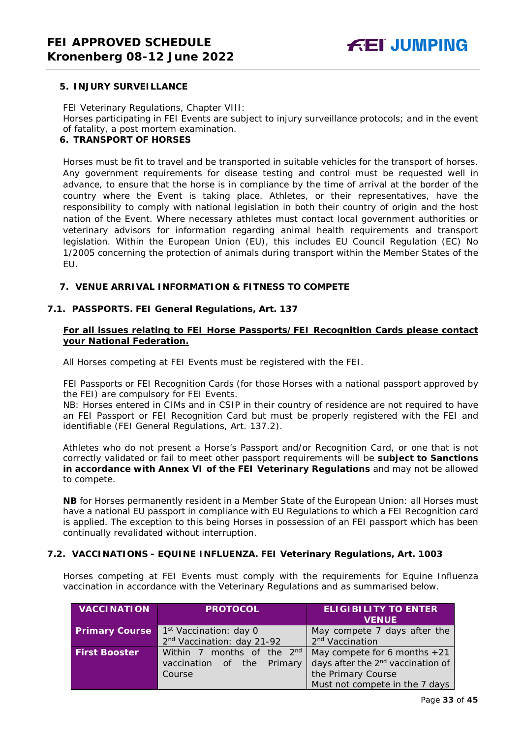## 5. INJURY SURVEILLANCE

FEI Veterinary Regulations, Chapter VIII:
Horses participating in FEI Events are subject to injury surveillance protocols; and in the event of fatality, a post mortem examination.

## 6. TRANSPORT OF HORSES

Horses must be fit to travel and be transported in suitable vehicles for the transport of horses. Any government requirements for disease testing and control must be requested well in advance, to ensure that the horse is in compliance by the time of arrival at the border of the country where the Event is taking place. Athletes, or their representatives, have the responsibility to comply with national legislation in both their country of origin and the host nation of the Event. Where necessary athletes must contact local government authorities or veterinary advisors for information regarding animal health requirements and transport legislation. Within the European Union (EU), this includes EU Council Regulation (EC) No 1/2005 concerning the protection of animals during transport within the Member States of the EU.

## 7. VENUE ARRIVAL INFORMATION & FITNESS TO COMPETE

### 7.1. PASSPORTS. FEI General Regulations, Art. 137

**For all issues relating to FEI Horse Passports/FEI Recognition Cards please contact your National Federation.**

All Horses competing at FEI Events must be registered with the FEI.

FEI Passports or FEI Recognition Cards (for those Horses with a national passport approved by the FEI) are compulsory for FEI Events.
NB: Horses entered in CIMs and in CSIP in their country of residence are not required to have an FEI Passport or FEI Recognition Card but must be properly registered with the FEI and identifiable (FEI General Regulations, Art. 137.2).

Athletes who do not present a Horse's Passport and/or Recognition Card, or one that is not correctly validated or fail to meet other passport requirements will be **subject to Sanctions in accordance with Annex VI of the FEI Veterinary Regulations** and may not be allowed to compete.

**NB** for Horses permanently resident in a Member State of the European Union: all Horses must have a national EU passport in compliance with EU Regulations to which a FEI Recognition card is applied. The exception to this being Horses in possession of an FEI passport which has been continually revalidated without interruption.

### 7.2. VACCINATIONS - EQUINE INFLUENZA. FEI Veterinary Regulations, Art. 1003

Horses competing at FEI Events must comply with the requirements for Equine Influenza vaccination in accordance with the Veterinary Regulations and as summarised below.

| VACCINATION | PROTOCOL | ELIGIBILITY TO ENTER VENUE |
|---|---|---|
| **Primary Course** | 1st Vaccination: day 0<br>2nd Vaccination: day 21-92 | May compete 7 days after the 2nd Vaccination |
| **First Booster** | Within 7 months of the 2nd vaccination of the Primary Course | May compete for 6 months +21 days after the 2nd vaccination of the Primary Course<br>Must not compete in the 7 days |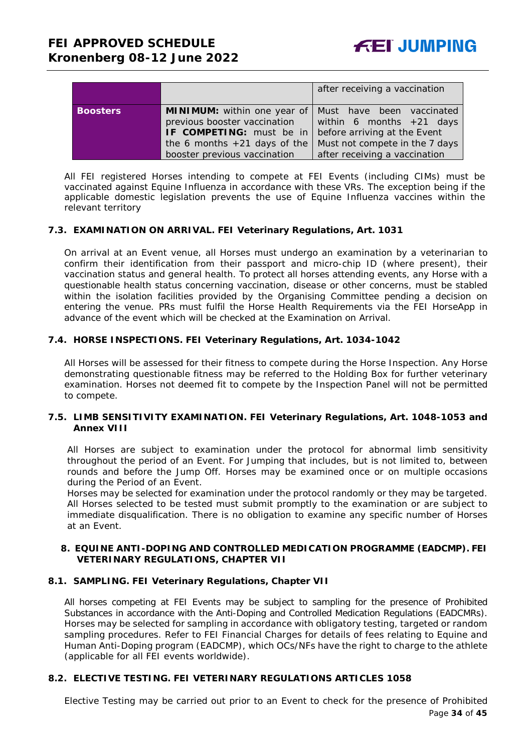| | | |
|---|---|---|
| | | after receiving a vaccination |
| **Boosters** | **MINIMUM:** within one year of previous booster vaccination **IF COMPETING:** must be in the 6 months +21 days of the booster previous vaccination | Must have been vaccinated within 6 months +21 days before arriving at the Event Must not compete in the 7 days after receiving a vaccination |

All FEI registered Horses intending to compete at FEI Events (including CIMs) must be vaccinated against Equine Influenza in accordance with these VRs. The exception being if the applicable domestic legislation prevents the use of Equine Influenza vaccines within the relevant territory

### 7.3. EXAMINATION ON ARRIVAL. FEI Veterinary Regulations, Art. 1031

On arrival at an Event venue, all Horses must undergo an examination by a veterinarian to confirm their identification from their passport and micro-chip ID (where present), their vaccination status and general health. To protect all horses attending events, any Horse with a questionable health status concerning vaccination, disease or other concerns, must be stabled within the isolation facilities provided by the Organising Committee pending a decision on entering the venue. PRs must fulfil the Horse Health Requirements via the FEI HorseApp in advance of the event which will be checked at the Examination on Arrival.

### 7.4. HORSE INSPECTIONS. FEI Veterinary Regulations, Art. 1034-1042

All Horses will be assessed for their fitness to compete during the Horse Inspection. Any Horse demonstrating questionable fitness may be referred to the Holding Box for further veterinary examination. Horses not deemed fit to compete by the Inspection Panel will not be permitted to compete.

### 7.5. LIMB SENSITIVITY EXAMINATION. FEI Veterinary Regulations, Art. 1048-1053 and Annex VIII

All Horses are subject to examination under the protocol for abnormal limb sensitivity throughout the period of an Event. For Jumping that includes, but is not limited to, between rounds and before the Jump Off. Horses may be examined once or on multiple occasions during the Period of an Event.
Horses may be selected for examination under the protocol randomly or they may be targeted. All Horses selected to be tested must submit promptly to the examination or are subject to immediate disqualification. There is no obligation to examine any specific number of Horses at an Event.

## 8. EQUINE ANTI-DOPING AND CONTROLLED MEDICATION PROGRAMME (EADCMP). FEI VETERINARY REGULATIONS, CHAPTER VII

### 8.1. SAMPLING. FEI Veterinary Regulations, Chapter VII

All horses competing at FEI Events may be subject to sampling for the presence of Prohibited Substances in accordance with the Anti-Doping and Controlled Medication Regulations (EADCMRs). Horses may be selected for sampling in accordance with obligatory testing, targeted or random sampling procedures. Refer to FEI Financial Charges for details of fees relating to Equine and Human Anti-Doping program (EADCMP), which OCs/NFs have the right to charge to the athlete (applicable for all FEI events worldwide).

### 8.2. ELECTIVE TESTING. FEI VETERINARY REGULATIONS ARTICLES 1058

Elective Testing may be carried out prior to an Event to check for the presence of Prohibited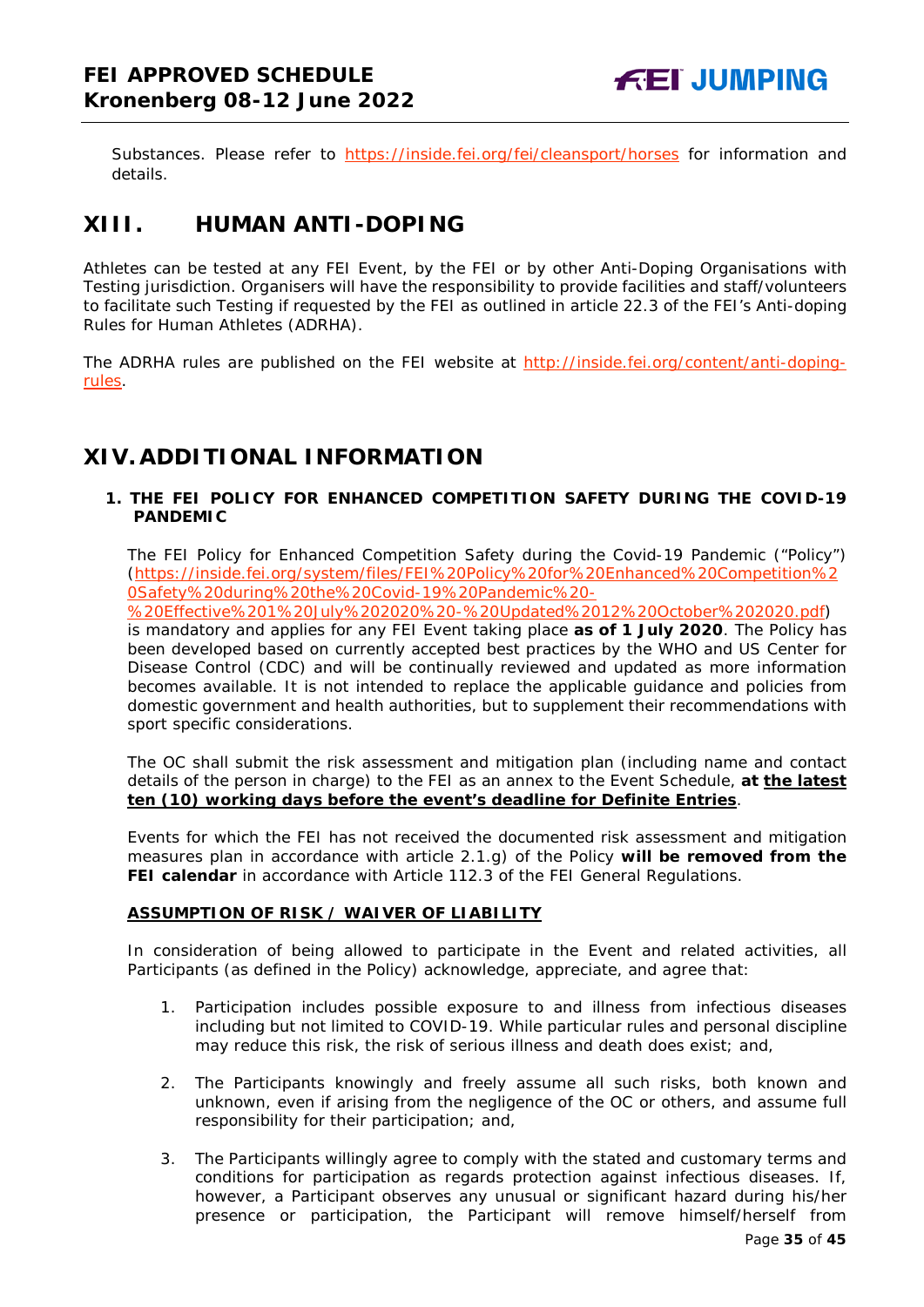Substances. Please refer to https://inside.fei.org/fei/cleansport/horses for information and details.

# XIII. HUMAN ANTI-DOPING

Athletes can be tested at any FEI Event, by the FEI or by other Anti-Doping Organisations with Testing jurisdiction. Organisers will have the responsibility to provide facilities and staff/volunteers to facilitate such Testing if requested by the FEI as outlined in article 22.3 of the FEI's Anti-doping Rules for Human Athletes (ADRHA).

The ADRHA rules are published on the FEI website at http://inside.fei.org/content/anti-doping-rules.

# XIV. ADDITIONAL INFORMATION

## 1. THE FEI POLICY FOR ENHANCED COMPETITION SAFETY DURING THE COVID-19 PANDEMIC

The FEI Policy for Enhanced Competition Safety during the Covid-19 Pandemic ("Policy") (https://inside.fei.org/system/files/FEI%20Policy%20for%20Enhanced%20Competition%20Safety%20during%20the%20Covid-19%20Pandemic%20-%20Effective%201%20July%202020%20-%20Updated%2012%20October%202020.pdf) is mandatory and applies for any FEI Event taking place **as of 1 July 2020**. The Policy has been developed based on currently accepted best practices by the WHO and US Center for Disease Control (CDC) and will be continually reviewed and updated as more information becomes available. It is not intended to replace the applicable guidance and policies from domestic government and health authorities, but to supplement their recommendations with sport specific considerations.

The OC shall submit the risk assessment and mitigation plan (including name and contact details of the person in charge) to the FEI as an annex to the Event Schedule, **at <u>the latest</u> <u>ten (10) working days before the event's deadline for Definite Entries</u>**.

Events for which the FEI has not received the documented risk assessment and mitigation measures plan in accordance with article 2.1.g) of the Policy **will be removed from the FEI calendar** in accordance with Article 112.3 of the FEI General Regulations.

**<u>ASSUMPTION OF RISK / WAIVER OF LIABILITY</u>**

In consideration of being allowed to participate in the Event and related activities, all Participants (as defined in the Policy) acknowledge, appreciate, and agree that:

1. Participation includes possible exposure to and illness from infectious diseases including but not limited to COVID-19. While particular rules and personal discipline may reduce this risk, the risk of serious illness and death does exist; and,
2. The Participants knowingly and freely assume all such risks, both known and unknown, even if arising from the negligence of the OC or others, and assume full responsibility for their participation; and,
3. The Participants willingly agree to comply with the stated and customary terms and conditions for participation as regards protection against infectious diseases. If, however, a Participant observes any unusual or significant hazard during his/her presence or participation, the Participant will remove himself/herself from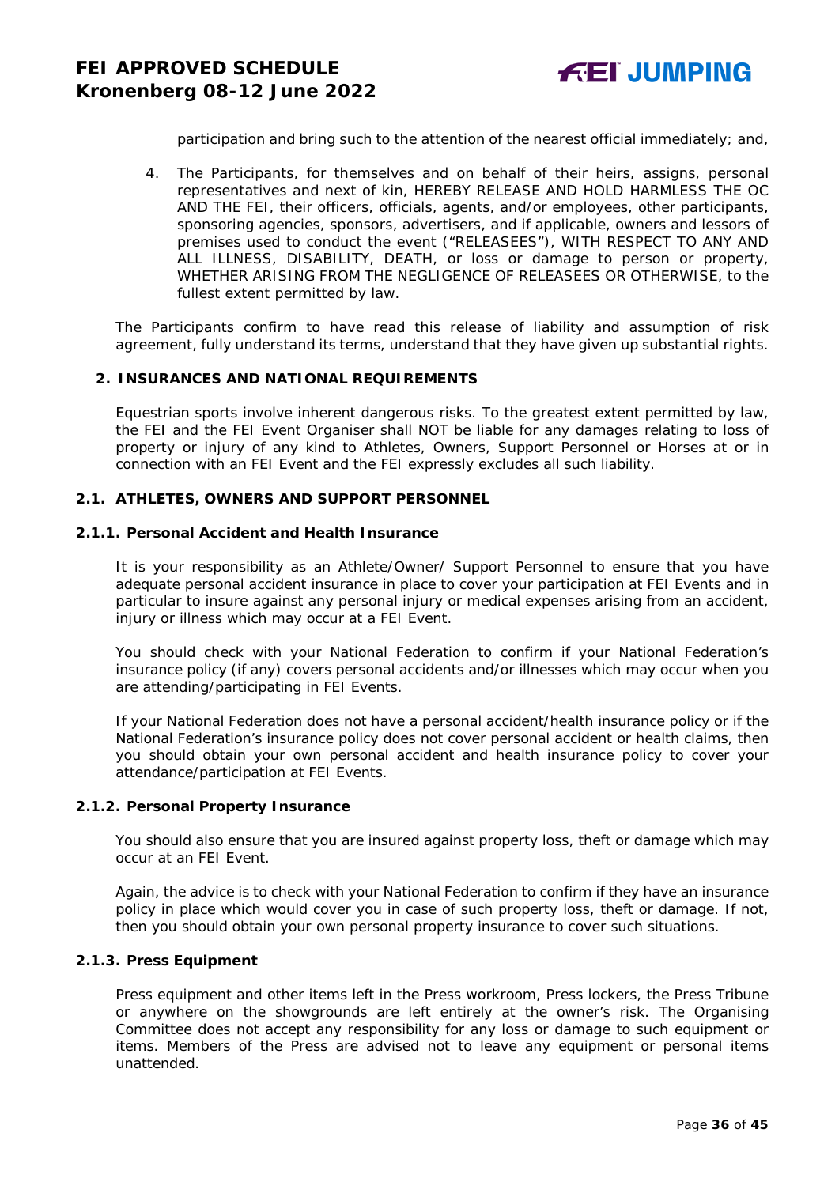participation and bring such to the attention of the nearest official immediately; and,

4. The Participants, for themselves and on behalf of their heirs, assigns, personal representatives and next of kin, HEREBY RELEASE AND HOLD HARMLESS THE OC AND THE FEI, their officers, officials, agents, and/or employees, other participants, sponsoring agencies, sponsors, advertisers, and if applicable, owners and lessors of premises used to conduct the event ("RELEASEES"), WITH RESPECT TO ANY AND ALL ILLNESS, DISABILITY, DEATH, or loss or damage to person or property, WHETHER ARISING FROM THE NEGLIGENCE OF RELEASEES OR OTHERWISE, to the fullest extent permitted by law.

The Participants confirm to have read this release of liability and assumption of risk agreement, fully understand its terms, understand that they have given up substantial rights.

## 2. INSURANCES AND NATIONAL REQUIREMENTS

Equestrian sports involve inherent dangerous risks. To the greatest extent permitted by law, the FEI and the FEI Event Organiser shall NOT be liable for any damages relating to loss of property or injury of any kind to Athletes, Owners, Support Personnel or Horses at or in connection with an FEI Event and the FEI expressly excludes all such liability.

### 2.1. ATHLETES, OWNERS AND SUPPORT PERSONNEL

#### 2.1.1. Personal Accident and Health Insurance

It is your responsibility as an Athlete/Owner/ Support Personnel to ensure that you have adequate personal accident insurance in place to cover your participation at FEI Events and in particular to insure against any personal injury or medical expenses arising from an accident, injury or illness which may occur at a FEI Event.

You should check with your National Federation to confirm if your National Federation's insurance policy (if any) covers personal accidents and/or illnesses which may occur when you are attending/participating in FEI Events.

If your National Federation does not have a personal accident/health insurance policy or if the National Federation's insurance policy does not cover personal accident or health claims, then you should obtain your own personal accident and health insurance policy to cover your attendance/participation at FEI Events.

#### 2.1.2. Personal Property Insurance

You should also ensure that you are insured against property loss, theft or damage which may occur at an FEI Event.

Again, the advice is to check with your National Federation to confirm if they have an insurance policy in place which would cover you in case of such property loss, theft or damage. If not, then you should obtain your own personal property insurance to cover such situations.

#### 2.1.3. Press Equipment

Press equipment and other items left in the Press workroom, Press lockers, the Press Tribune or anywhere on the showgrounds are left entirely at the owner's risk. The Organising Committee does not accept any responsibility for any loss or damage to such equipment or items. Members of the Press are advised not to leave any equipment or personal items unattended.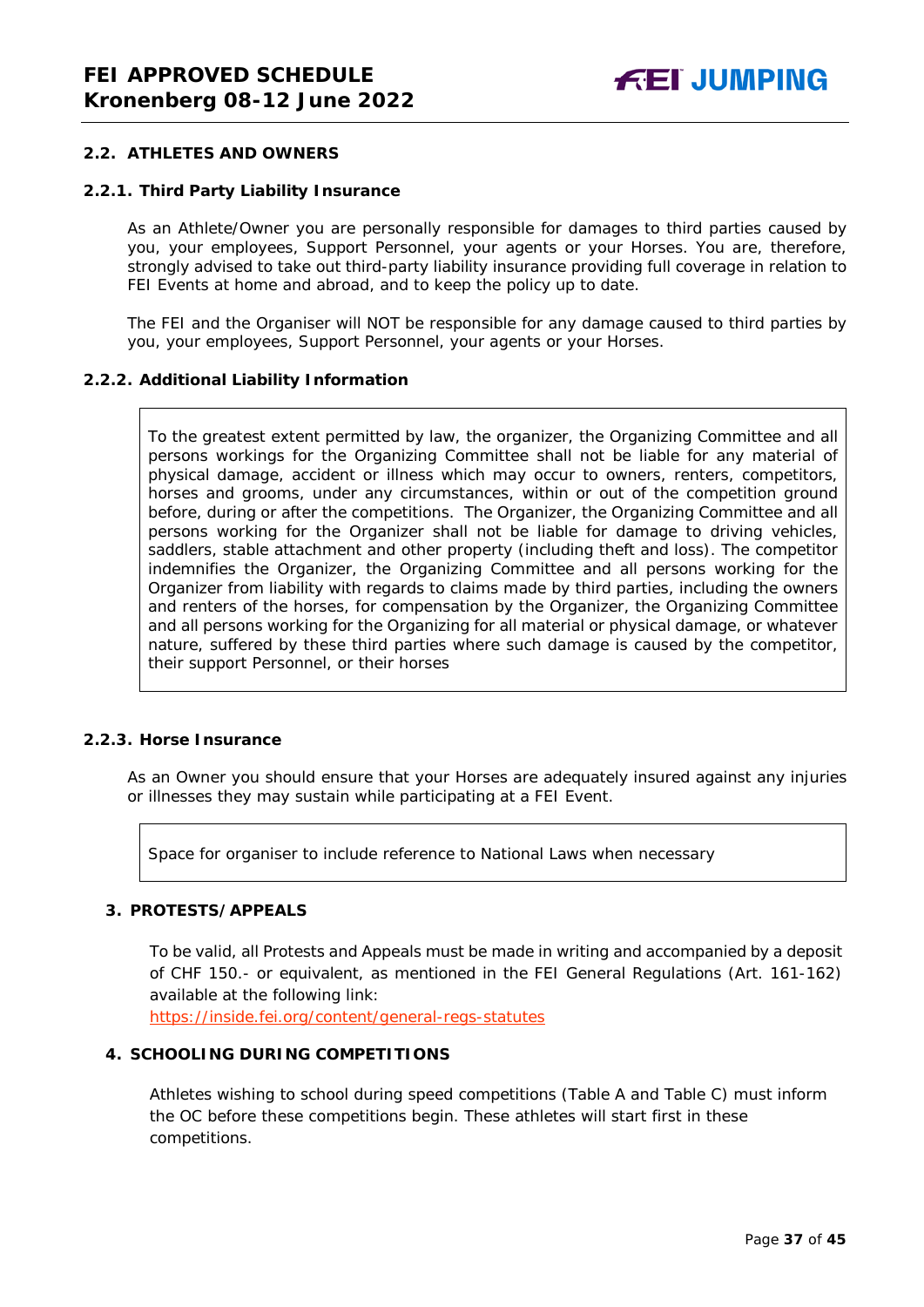### 2.2. ATHLETES AND OWNERS

#### 2.2.1. Third Party Liability Insurance

As an Athlete/Owner you are personally responsible for damages to third parties caused by you, your employees, Support Personnel, your agents or your Horses. You are, therefore, strongly advised to take out third-party liability insurance providing full coverage in relation to FEI Events at home and abroad, and to keep the policy up to date.

The FEI and the Organiser will NOT be responsible for any damage caused to third parties by you, your employees, Support Personnel, your agents or your Horses.

#### 2.2.2. Additional Liability Information

To the greatest extent permitted by law, the organizer, the Organizing Committee and all persons workings for the Organizing Committee shall not be liable for any material of physical damage, accident or illness which may occur to owners, renters, competitors, horses and grooms, under any circumstances, within or out of the competition ground before, during or after the competitions. The Organizer, the Organizing Committee and all persons working for the Organizer shall not be liable for damage to driving vehicles, saddlers, stable attachment and other property (including theft and loss). The competitor indemnifies the Organizer, the Organizing Committee and all persons working for the Organizer from liability with regards to claims made by third parties, including the owners and renters of the horses, for compensation by the Organizer, the Organizing Committee and all persons working for the Organizing for all material or physical damage, or whatever nature, suffered by these third parties where such damage is caused by the competitor, their support Personnel, or their horses

#### 2.2.3. Horse Insurance

As an Owner you should ensure that your Horses are adequately insured against any injuries or illnesses they may sustain while participating at a FEI Event.

Space for organiser to include reference to National Laws when necessary

## 3. PROTESTS/APPEALS

To be valid, all Protests and Appeals must be made in writing and accompanied by a deposit of CHF 150.- or equivalent, as mentioned in the FEI General Regulations (Art. 161-162) available at the following link:
https://inside.fei.org/content/general-regs-statutes

## 4. SCHOOLING DURING COMPETITIONS

Athletes wishing to school during speed competitions (Table A and Table C) must inform the OC before these competitions begin. These athletes will start first in these competitions.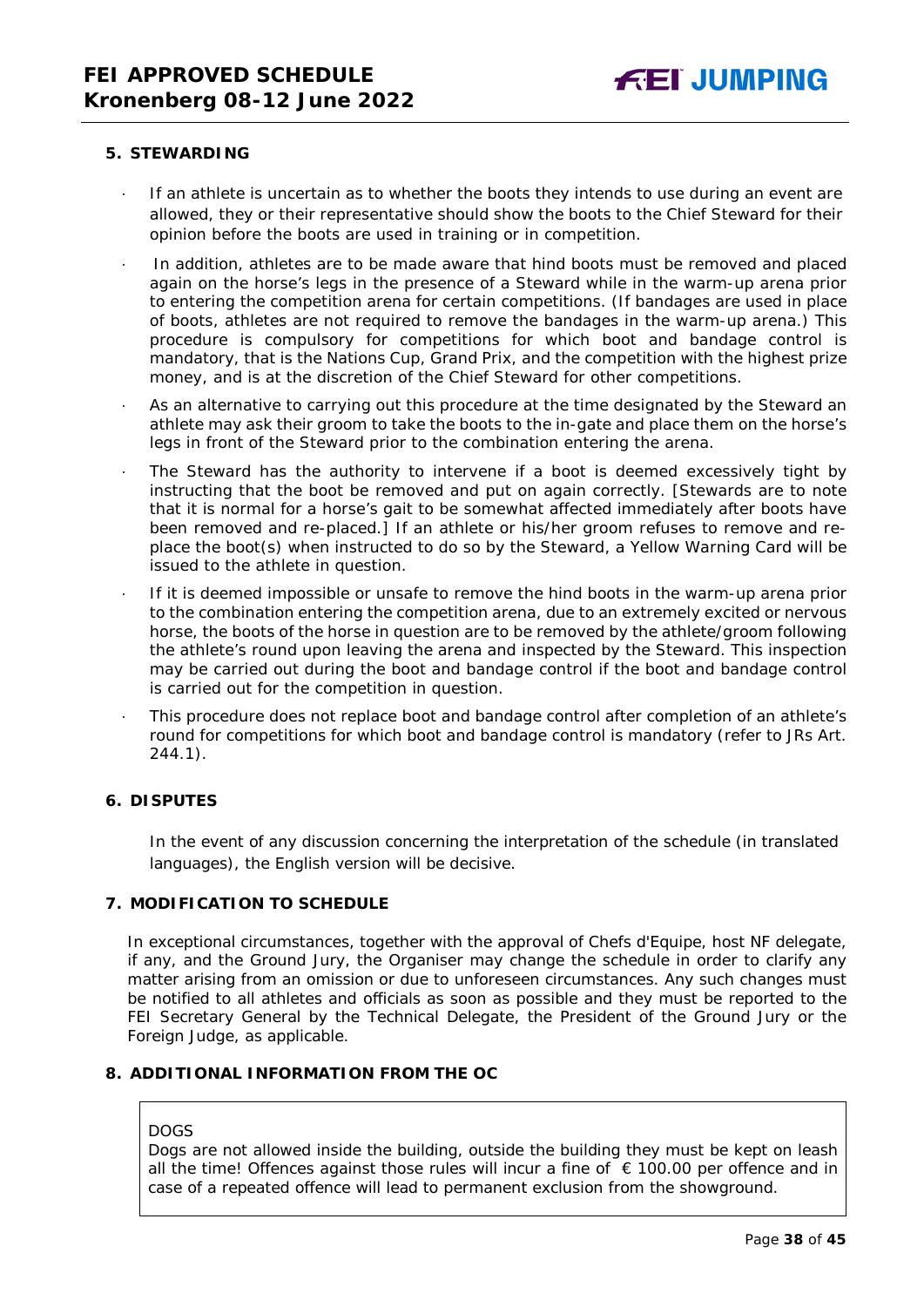## 5. STEWARDING

- If an athlete is uncertain as to whether the boots they intends to use during an event are allowed, they or their representative should show the boots to the Chief Steward for their opinion before the boots are used in training or in competition.
- In addition, athletes are to be made aware that hind boots must be removed and placed again on the horse's legs in the presence of a Steward while in the warm-up arena prior to entering the competition arena for certain competitions. (If bandages are used in place of boots, athletes are not required to remove the bandages in the warm-up arena.) This procedure is compulsory for competitions for which boot and bandage control is mandatory, that is the Nations Cup, Grand Prix, and the competition with the highest prize money, and is at the discretion of the Chief Steward for other competitions.
- As an alternative to carrying out this procedure at the time designated by the Steward an athlete may ask their groom to take the boots to the in-gate and place them on the horse's legs in front of the Steward prior to the combination entering the arena.
- The Steward has the authority to intervene if a boot is deemed excessively tight by instructing that the boot be removed and put on again correctly. [Stewards are to note that it is normal for a horse's gait to be somewhat affected immediately after boots have been removed and re-placed.] If an athlete or his/her groom refuses to remove and re-place the boot(s) when instructed to do so by the Steward, a Yellow Warning Card will be issued to the athlete in question.
- If it is deemed impossible or unsafe to remove the hind boots in the warm-up arena prior to the combination entering the competition arena, due to an extremely excited or nervous horse, the boots of the horse in question are to be removed by the athlete/groom following the athlete's round upon leaving the arena and inspected by the Steward. This inspection may be carried out during the boot and bandage control if the boot and bandage control is carried out for the competition in question.
- This procedure does not replace boot and bandage control after completion of an athlete's round for competitions for which boot and bandage control is mandatory (refer to JRs Art. 244.1).

## 6. DISPUTES

In the event of any discussion concerning the interpretation of the schedule (in translated languages), the English version will be decisive.

## 7. MODIFICATION TO SCHEDULE

In exceptional circumstances, together with the approval of Chefs d'Equipe, host NF delegate, if any, and the Ground Jury, the Organiser may change the schedule in order to clarify any matter arising from an omission or due to unforeseen circumstances. Any such changes must be notified to all athletes and officials as soon as possible and they must be reported to the FEI Secretary General by the Technical Delegate, the President of the Ground Jury or the Foreign Judge, as applicable.

## 8. ADDITIONAL INFORMATION FROM THE OC

DOGS
Dogs are not allowed inside the building, outside the building they must be kept on leash all the time! Offences against those rules will incur a fine of € 100.00 per offence and in case of a repeated offence will lead to permanent exclusion from the showground.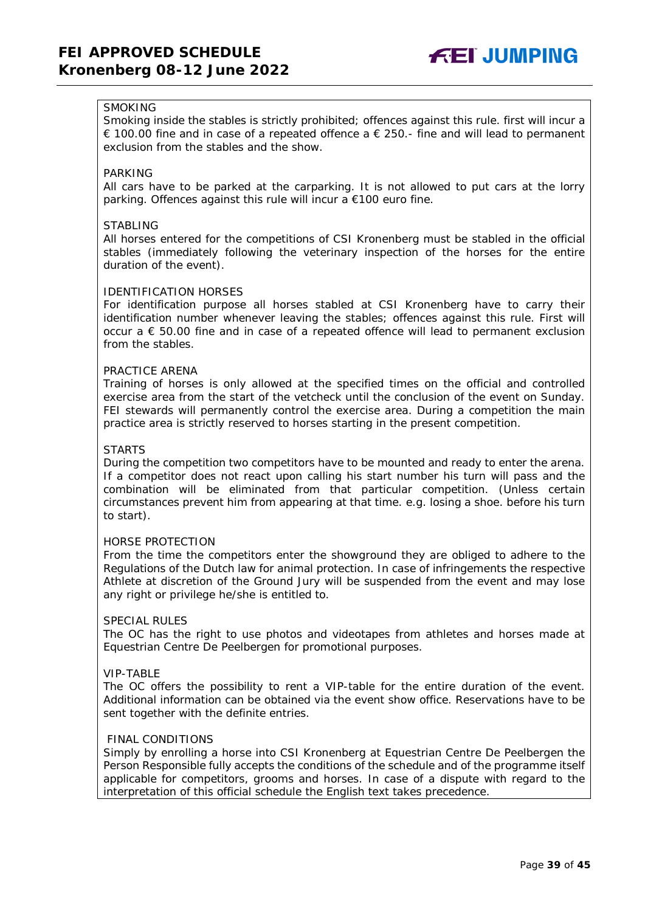SMOKING

Smoking inside the stables is strictly prohibited; offences against this rule. first will incur a € 100.00 fine and in case of a repeated offence a € 250.- fine and will lead to permanent exclusion from the stables and the show.

PARKING

All cars have to be parked at the carparking. It is not allowed to put cars at the lorry parking. Offences against this rule will incur a €100 euro fine.

STABLING

All horses entered for the competitions of CSI Kronenberg must be stabled in the official stables (immediately following the veterinary inspection of the horses for the entire duration of the event).

IDENTIFICATION HORSES

For identification purpose all horses stabled at CSI Kronenberg have to carry their identification number whenever leaving the stables; offences against this rule. First will occur a € 50.00 fine and in case of a repeated offence will lead to permanent exclusion from the stables.

PRACTICE ARENA

Training of horses is only allowed at the specified times on the official and controlled exercise area from the start of the vetcheck until the conclusion of the event on Sunday. FEI stewards will permanently control the exercise area. During a competition the main practice area is strictly reserved to horses starting in the present competition.

STARTS

During the competition two competitors have to be mounted and ready to enter the arena. If a competitor does not react upon calling his start number his turn will pass and the combination will be eliminated from that particular competition. (Unless certain circumstances prevent him from appearing at that time. e.g. losing a shoe. before his turn to start).

HORSE PROTECTION

From the time the competitors enter the showground they are obliged to adhere to the Regulations of the Dutch law for animal protection. In case of infringements the respective Athlete at discretion of the Ground Jury will be suspended from the event and may lose any right or privilege he/she is entitled to.

SPECIAL RULES

The OC has the right to use photos and videotapes from athletes and horses made at Equestrian Centre De Peelbergen for promotional purposes.

VIP-TABLE

The OC offers the possibility to rent a VIP-table for the entire duration of the event. Additional information can be obtained via the event show office. Reservations have to be sent together with the definite entries.

FINAL CONDITIONS

Simply by enrolling a horse into CSI Kronenberg at Equestrian Centre De Peelbergen the Person Responsible fully accepts the conditions of the schedule and of the programme itself applicable for competitors, grooms and horses. In case of a dispute with regard to the interpretation of this official schedule the English text takes precedence.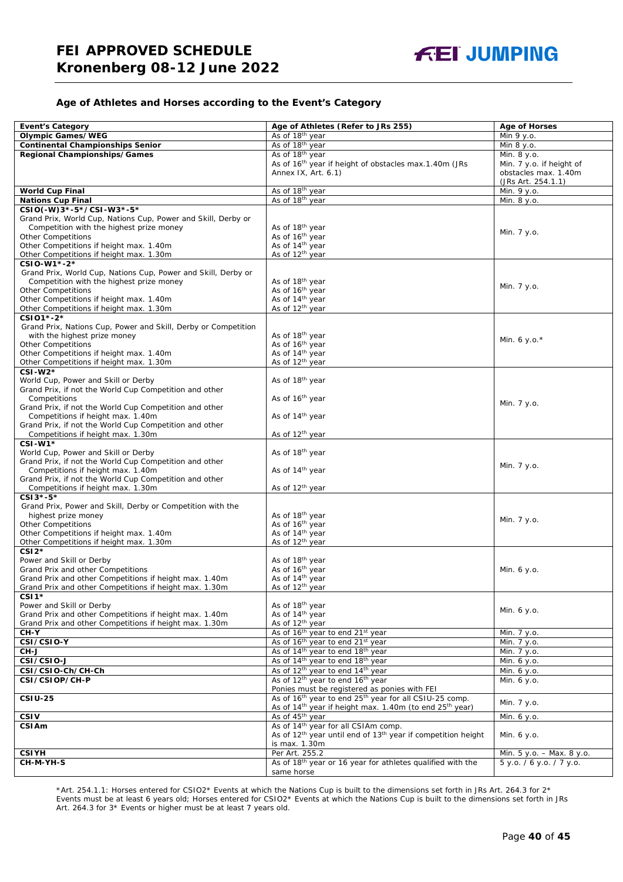## Age of Athletes and Horses according to the Event's Category

| Event's Category | Age of Athletes (Refer to JRs 255) | Age of Horses |
|---|---|---|
| **Olympic Games/WEG** | As of 18th year | Min 9 y.o. |
| **Continental Championships Senior** | As of 18th year | Min 8 y.o. |
| **Regional Championships/Games** | As of 18th year<br>As of 16th year if height of obstacles max.1.40m (JRs Annex IX, Art. 6.1) | Min. 8 y.o.<br>Min. 7 y.o. if height of obstacles max. 1.40m (JRs Art. 254.1.1) |
| **World Cup Final** | As of 18th year | Min. 9 y.o. |
| **Nations Cup Final** | As of 18th year | Min. 8 y.o. |
| **CSIO(-W)3*-5*/CSI-W3*-5***<br>Grand Prix, World Cup, Nations Cup, Power and Skill, Derby or Competition with the highest prize money<br>Other Competitions<br>Other Competitions if height max. 1.40m<br>Other Competitions if height max. 1.30m | <br>As of 18th year<br>As of 16th year<br>As of 14th year<br>As of 12th year | Min. 7 y.o. |
| **CSIO-W1*-2***<br>Grand Prix, World Cup, Nations Cup, Power and Skill, Derby or Competition with the highest prize money<br>Other Competitions<br>Other Competitions if height max. 1.40m<br>Other Competitions if height max. 1.30m | <br>As of 18th year<br>As of 16th year<br>As of 14th year<br>As of 12th year | Min. 7 y.o. |
| **CSIO1*-2***<br>Grand Prix, Nations Cup, Power and Skill, Derby or Competition with the highest prize money<br>Other Competitions<br>Other Competitions if height max. 1.40m<br>Other Competitions if height max. 1.30m | <br>As of 18th year<br>As of 16th year<br>As of 14th year<br>As of 12th year | Min. 6 y.o.* |
| **CSI-W2***<br>World Cup, Power and Skill or Derby<br>Grand Prix, if not the World Cup Competition and other Competitions<br>Grand Prix, if not the World Cup Competition and other Competitions if height max. 1.40m<br>Grand Prix, if not the World Cup Competition and other Competitions if height max. 1.30m | <br>As of 18th year<br>As of 16th year<br>As of 14th year<br>As of 12th year | Min. 7 y.o. |
| **CSI-W1***<br>World Cup, Power and Skill or Derby<br>Grand Prix, if not the World Cup Competition and other Competitions if height max. 1.40m<br>Grand Prix, if not the World Cup Competition and other Competitions if height max. 1.30m | <br>As of 18th year<br>As of 14th year<br>As of 12th year | Min. 7 y.o. |
| **CSI3*-5***<br>Grand Prix, Power and Skill, Derby or Competition with the highest prize money<br>Other Competitions<br>Other Competitions if height max. 1.40m<br>Other Competitions if height max. 1.30m | <br>As of 18th year<br>As of 16th year<br>As of 14th year<br>As of 12th year | Min. 7 y.o. |
| **CSI2***<br>Power and Skill or Derby<br>Grand Prix and other Competitions<br>Grand Prix and other Competitions if height max. 1.40m<br>Grand Prix and other Competitions if height max. 1.30m | <br>As of 18th year<br>As of 16th year<br>As of 14th year<br>As of 12th year | Min. 6 y.o. |
| **CSI1***<br>Power and Skill or Derby<br>Grand Prix and other Competitions if height max. 1.40m<br>Grand Prix and other Competitions if height max. 1.30m | <br>As of 18th year<br>As of 14th year<br>As of 12th year | Min. 6 y.o. |
| **CH-Y** | As of 16th year to end 21st year | Min. 7 y.o. |
| **CSI/CSIO-Y** | As of 16th year to end 21st year | Min. 7 y.o. |
| **CH-J** | As of 14th year to end 18th year | Min. 7 y.o. |
| **CSI/CSIO-J** | As of 14th year to end 18th year | Min. 6 y.o. |
| **CSI/CSIO-Ch/CH-Ch** | As of 12th year to end 14th year | Min. 6 y.o. |
| **CSI/CSIOP/CH-P** | As of 12th year to end 16th year<br>Ponies must be registered as ponies with FEI | Min. 6 y.o. |
| **CSIU-25** | As of 16th year to end 25th year for all CSIU-25 comp.<br>As of 14th year if height max. 1.40m (to end 25th year) | Min. 7 y.o. |
| **CSIV** | As of 45th year | Min. 6 y.o. |
| **CSIAm** | As of 14th year for all CSIAm comp.<br>As of 12th year until end of 13th year if competition height is max. 1.30m | Min. 6 y.o. |
| **CSIYH** | Per Art. 255.2 | Min. 5 y.o. – Max. 8 y.o. |
| **CH-M-YH-S** | As of 18th year or 16 year for athletes qualified with the same horse | 5 y.o. / 6 y.o. / 7 y.o. |

*Art. 254.1.1: Horses entered for CSIO2* Events at which the Nations Cup is built to the dimensions set forth in JRs Art. 264.3 for 2* Events must be at least 6 years old; Horses entered for CSIO2* Events at which the Nations Cup is built to the dimensions set forth in JRs Art. 264.3 for 3* Events or higher must be at least 7 years old.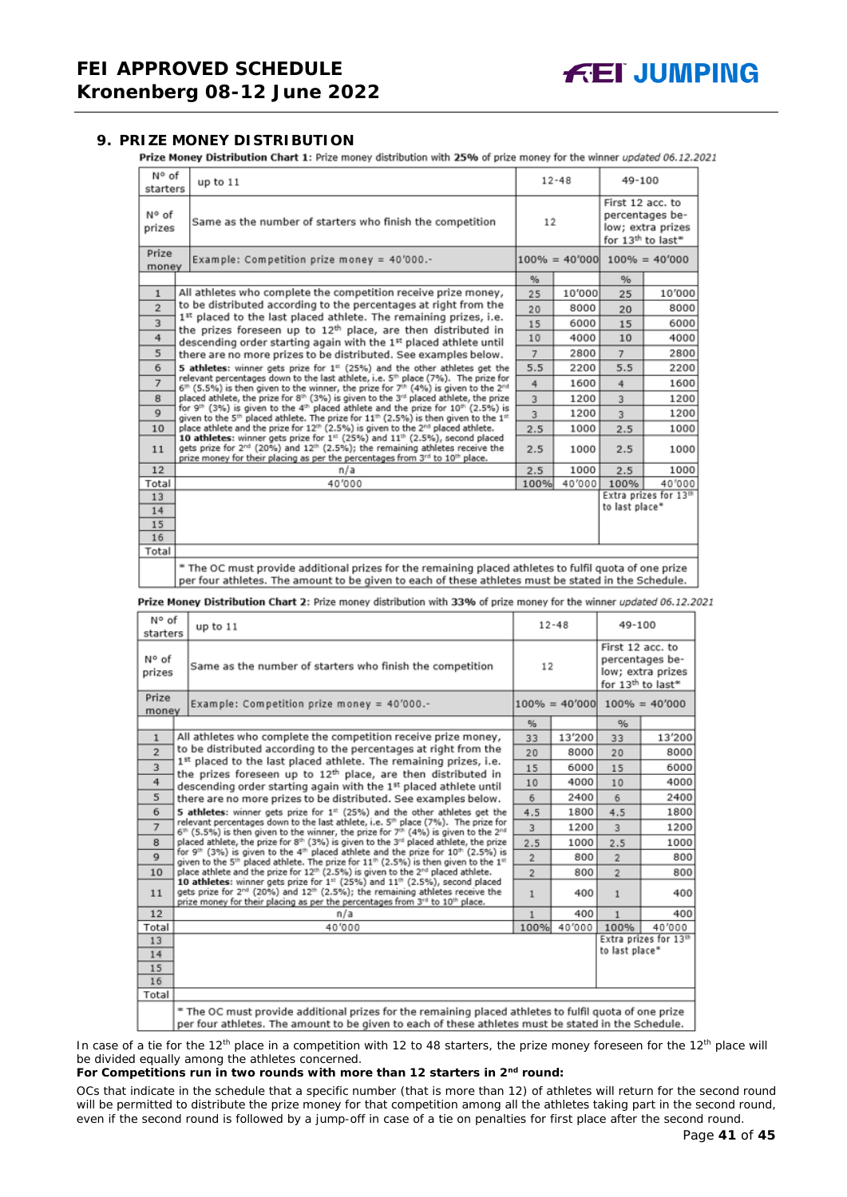## 9. PRIZE MONEY DISTRIBUTION

**Prize Money Distribution Chart 1**: Prize money distribution with **25%** of prize money for the winner *updated 06.12.2021*

| N° of starters | up to 11 | 12-48 | | 49-100 | |
|---|---|---|---|---|---|
| N° of prizes | Same as the number of starters who finish the competition | 12 | | First 12 acc. to percentages below; extra prizes for 13th to last* | |
| Prize money | Example: Competition prize money = 40'000.- | 100% = 40'000 | | 100% = 40'000 | |
| | | % | | % | |
| 1 | All athletes who complete the competition receive prize money, to be distributed according to the percentages at right from the 1st placed to the last placed athlete. The remaining prizes, i.e. the prizes foreseen up to 12th place, are then distributed in descending order starting again with the 1st placed athlete until there are no more prizes to be distributed. See examples below. **5 athletes**: winner gets prize for 1st (25%) and the other athletes get the relevant percentages down to the last athlete, i.e. 5th place (7%). The prize for 6th (5.5%) is then given to the winner, the prize for 7th (4%) is given to the 2nd placed athlete, the prize for 8th (3%) is given to the 3rd placed athlete, the prize for 9th (3%) is given to the 4th placed athlete and the prize for 10th (2.5%) is given to the 5th placed athlete. The prize for 11th (2.5%) is then given to the 1st place athlete and the prize for 12th (2.5%) is given to the 2nd placed athlete. **10 athletes**: winner gets prize for 1st (25%) and 11th (2.5%), second placed gets prize for 2nd (20%) and 12th (2.5%); the remaining athletes receive the prize money for their placing as per the percentages from 3rd to 10th place. | 25 | 10'000 | 25 | 10'000 |
| 2 | | 20 | 8000 | 20 | 8000 |
| 3 | | 15 | 6000 | 15 | 6000 |
| 4 | | 10 | 4000 | 10 | 4000 |
| 5 | | 7 | 2800 | 7 | 2800 |
| 6 | | 5.5 | 2200 | 5.5 | 2200 |
| 7 | | 4 | 1600 | 4 | 1600 |
| 8 | | 3 | 1200 | 3 | 1200 |
| 9 | | 3 | 1200 | 3 | 1200 |
| 10 | | 2.5 | 1000 | 2.5 | 1000 |
| 11 | | 2.5 | 1000 | 2.5 | 1000 |
| 12 | n/a | 2.5 | 1000 | 2.5 | 1000 |
| Total | 40'000 | 100% | 40'000 | 100% | 40'000 |
| 13 | | | | Extra prizes for 13th to last place* | |
| 14 | | | | | |
| 15 | | | | | |
| 16 | | | | | |
| Total | | | | | |
| | * The OC must provide additional prizes for the remaining placed athletes to fulfil quota of one prize per four athletes. The amount to be given to each of these athletes must be stated in the Schedule. | | | | |

**Prize Money Distribution Chart 2**: Prize money distribution with **33%** of prize money for the winner *updated 06.12.2021*

| N° of starters | up to 11 | 12-48 | | 49-100 | |
|---|---|---|---|---|---|
| N° of prizes | Same as the number of starters who finish the competition | 12 | | First 12 acc. to percentages below; extra prizes for 13th to last* | |
| Prize money | Example: Competition prize money = 40'000.- | 100% = 40'000 | | 100% = 40'000 | |
| | | % | | % | |
| 1 | All athletes who complete the competition receive prize money, to be distributed according to the percentages at right from the 1st placed to the last placed athlete. The remaining prizes, i.e. the prizes foreseen up to 12th place, are then distributed in descending order starting again with the 1st placed athlete until there are no more prizes to be distributed. See examples below. **5 athletes**: winner gets prize for 1st (25%) and the other athletes get the relevant percentages down to the last athlete, i.e. 5th place (7%). The prize for 6th (5.5%) is then given to the winner, the prize for 7th (4%) is given to the 2nd placed athlete, the prize for 8th (3%) is given to the 3rd placed athlete, the prize for 9th (3%) is given to the 4th placed athlete and the prize for 10th (2.5%) is given to the 5th placed athlete. The prize for 11th (2.5%) is then given to the 1st place athlete and the prize for 12th (2.5%) is given to the 2nd placed athlete. **10 athletes**: winner gets prize for 1st (25%) and 11th (2.5%), second placed gets prize for 2nd (20%) and 12th (2.5%); the remaining athletes receive the prize money for their placing as per the percentages from 3rd to 10th place. | 33 | 13'200 | 33 | 13'200 |
| 2 | | 20 | 8000 | 20 | 8000 |
| 3 | | 15 | 6000 | 15 | 6000 |
| 4 | | 10 | 4000 | 10 | 4000 |
| 5 | | 6 | 2400 | 6 | 2400 |
| 6 | | 4.5 | 1800 | 4.5 | 1800 |
| 7 | | 3 | 1200 | 3 | 1200 |
| 8 | | 2.5 | 1000 | 2.5 | 1000 |
| 9 | | 2 | 800 | 2 | 800 |
| 10 | | 2 | 800 | 2 | 800 |
| 11 | | 1 | 400 | 1 | 400 |
| 12 | n/a | 1 | 400 | 1 | 400 |
| Total | 40'000 | 100% | 40'000 | 100% | 40'000 |
| 13 | | | | Extra prizes for 13th to last place* | |
| 14 | | | | | |
| 15 | | | | | |
| 16 | | | | | |
| Total | | | | | |
| | * The OC must provide additional prizes for the remaining placed athletes to fulfil quota of one prize per four athletes. The amount to be given to each of these athletes must be stated in the Schedule. | | | | |

In case of a tie for the 12th place in a competition with 12 to 48 starters, the prize money foreseen for the 12th place will be divided equally among the athletes concerned.

**For Competitions run in two rounds with more than 12 starters in 2nd round:**

OCs that indicate in the schedule that a specific number (that is more than 12) of athletes will return for the second round will be permitted to distribute the prize money for that competition among all the athletes taking part in the second round, even if the second round is followed by a jump-off in case of a tie on penalties for first place after the second round.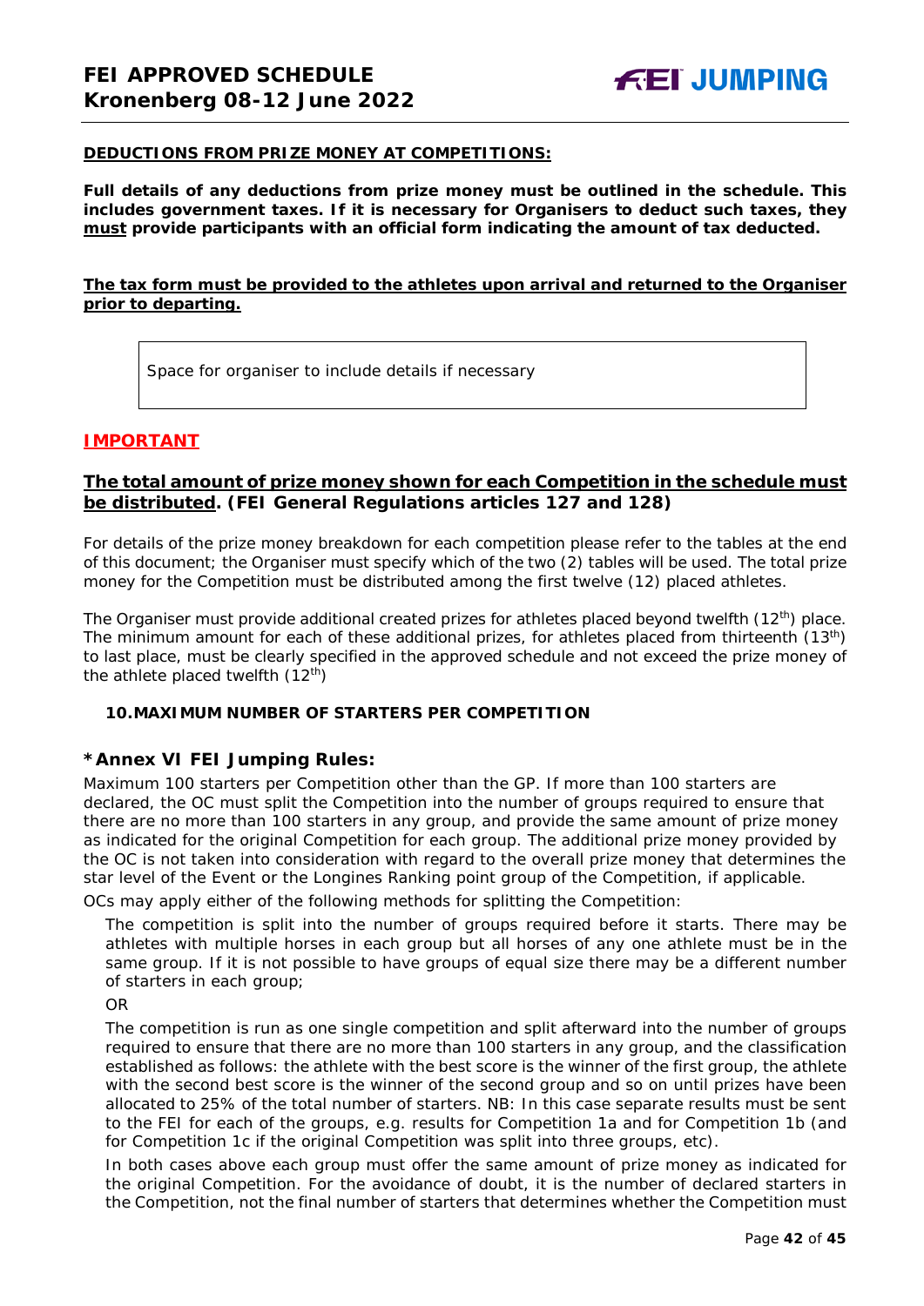**DEDUCTIONS FROM PRIZE MONEY AT COMPETITIONS:**

**Full details of any deductions from prize money must be outlined in the schedule. This includes government taxes. If it is necessary for Organisers to deduct such taxes, they must provide participants with an official form indicating the amount of tax deducted.**

**The tax form must be provided to the athletes upon arrival and returned to the Organiser prior to departing.**

| Space for organiser to include details if necessary |
|---|

**IMPORTANT**

**The total amount of prize money shown for each Competition in the schedule must be distributed. (FEI General Regulations articles 127 and 128)**

For details of the prize money breakdown for each competition please refer to the tables at the end of this document; the Organiser must specify which of the two (2) tables will be used. The total prize money for the Competition must be distributed among the first twelve (12) placed athletes.

The Organiser must provide additional created prizes for athletes placed beyond twelfth (12th) place. The minimum amount for each of these additional prizes, for athletes placed from thirteenth (13th) to last place, must be clearly specified in the approved schedule and not exceed the prize money of the athlete placed twelfth (12th)

### 10. MAXIMUM NUMBER OF STARTERS PER COMPETITION

### *Annex VI FEI Jumping Rules:

Maximum 100 starters per Competition other than the GP. If more than 100 starters are declared, the OC must split the Competition into the number of groups required to ensure that there are no more than 100 starters in any group, and provide the same amount of prize money as indicated for the original Competition for each group. The additional prize money provided by the OC is not taken into consideration with regard to the overall prize money that determines the star level of the Event or the Longines Ranking point group of the Competition, if applicable.

OCs may apply either of the following methods for splitting the Competition:

The competition is split into the number of groups required before it starts. There may be athletes with multiple horses in each group but all horses of any one athlete must be in the same group. If it is not possible to have groups of equal size there may be a different number of starters in each group;

OR

The competition is run as one single competition and split afterward into the number of groups required to ensure that there are no more than 100 starters in any group, and the classification established as follows: the athlete with the best score is the winner of the first group, the athlete with the second best score is the winner of the second group and so on until prizes have been allocated to 25% of the total number of starters. NB: In this case separate results must be sent to the FEI for each of the groups, e.g. results for Competition 1a and for Competition 1b (and for Competition 1c if the original Competition was split into three groups, etc).

In both cases above each group must offer the same amount of prize money as indicated for the original Competition. For the avoidance of doubt, it is the number of declared starters in the Competition, not the final number of starters that determines whether the Competition must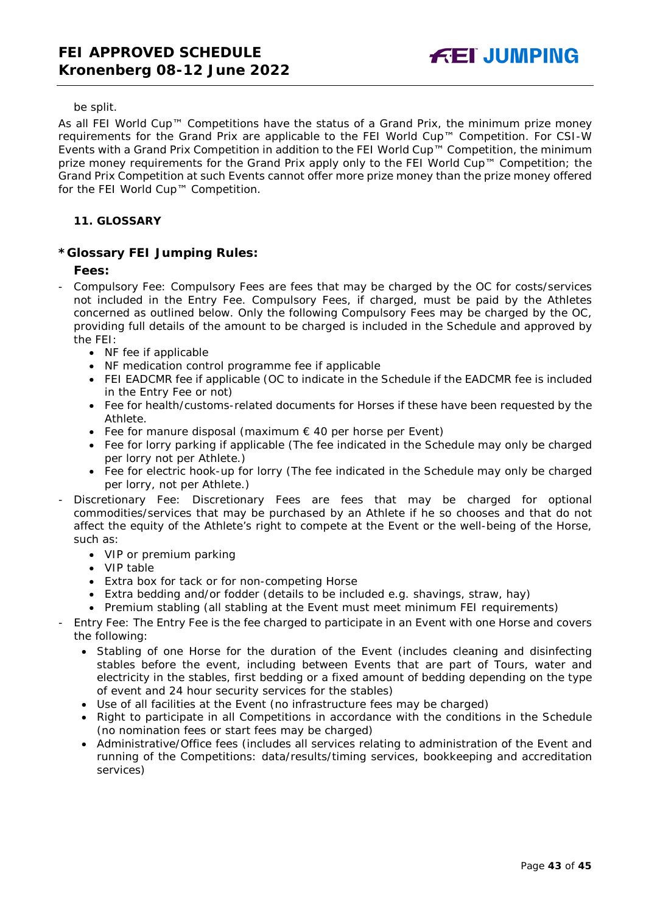be split.

As all FEI World Cup™ Competitions have the status of a Grand Prix, the minimum prize money requirements for the Grand Prix are applicable to the FEI World Cup™ Competition. For CSI-W Events with a Grand Prix Competition in addition to the FEI World Cup™ Competition, the minimum prize money requirements for the Grand Prix apply only to the FEI World Cup™ Competition; the Grand Prix Competition at such Events cannot offer more prize money than the prize money offered for the FEI World Cup™ Competition.

## 11. GLOSSARY

### *Glossary FEI Jumping Rules:

**Fees:**

- Compulsory Fee: Compulsory Fees are fees that may be charged by the OC for costs/services not included in the Entry Fee. Compulsory Fees, if charged, must be paid by the Athletes concerned as outlined below. Only the following Compulsory Fees may be charged by the OC, providing full details of the amount to be charged is included in the Schedule and approved by the FEI:
  - NF fee if applicable
  - NF medication control programme fee if applicable
  - FEI EADCMR fee if applicable (OC to indicate in the Schedule if the EADCMR fee is included in the Entry Fee or not)
  - Fee for health/customs-related documents for Horses if these have been requested by the Athlete.
  - Fee for manure disposal (maximum € 40 per horse per Event)
  - Fee for lorry parking if applicable (The fee indicated in the Schedule may only be charged per lorry not per Athlete.)
  - Fee for electric hook-up for lorry (The fee indicated in the Schedule may only be charged per lorry, not per Athlete.)
- Discretionary Fee: Discretionary Fees are fees that may be charged for optional commodities/services that may be purchased by an Athlete if he so chooses and that do not affect the equity of the Athlete's right to compete at the Event or the well-being of the Horse, such as:
  - VIP or premium parking
  - VIP table
  - Extra box for tack or for non-competing Horse
  - Extra bedding and/or fodder (details to be included e.g. shavings, straw, hay)
  - Premium stabling (all stabling at the Event must meet minimum FEI requirements)
- Entry Fee: The Entry Fee is the fee charged to participate in an Event with one Horse and covers the following:
  - Stabling of one Horse for the duration of the Event (includes cleaning and disinfecting stables before the event, including between Events that are part of Tours, water and electricity in the stables, first bedding or a fixed amount of bedding depending on the type of event and 24 hour security services for the stables)
  - Use of all facilities at the Event (no infrastructure fees may be charged)
  - Right to participate in all Competitions in accordance with the conditions in the Schedule (no nomination fees or start fees may be charged)
  - Administrative/Office fees (includes all services relating to administration of the Event and running of the Competitions: data/results/timing services, bookkeeping and accreditation services)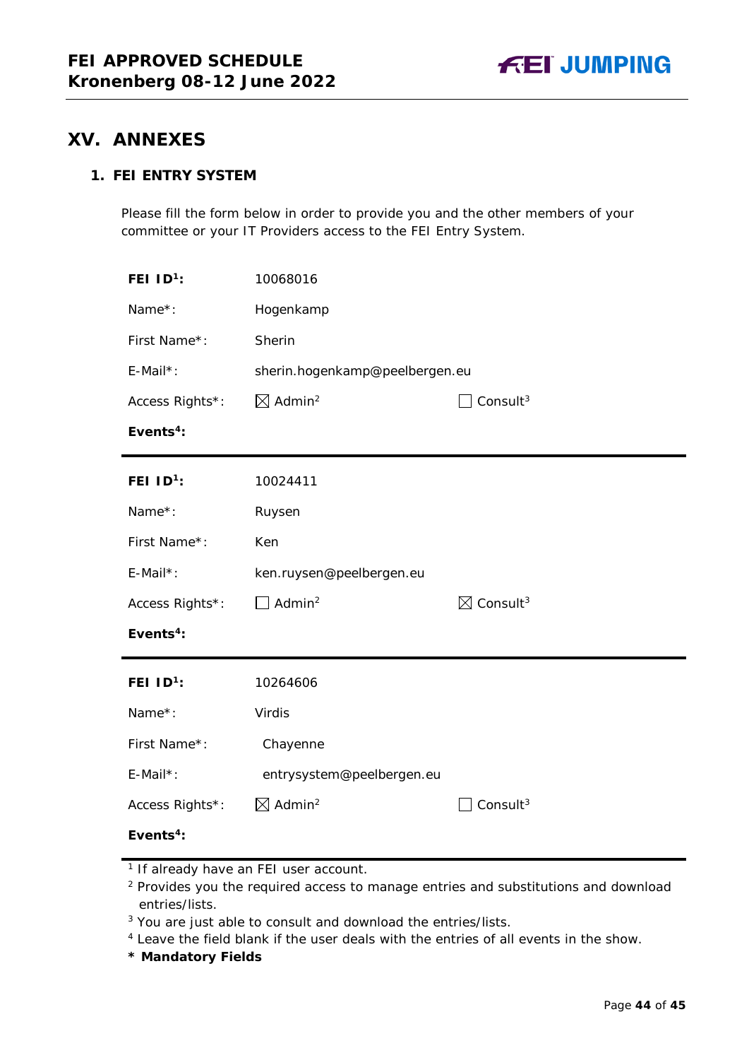# XV. ANNEXES

## 1. FEI ENTRY SYSTEM

Please fill the form below in order to provide you and the other members of your committee or your IT Providers access to the FEI Entry System.

**FEI ID[1]:** 10068016

Name*: Hogenkamp

First Name*: Sherin

E-Mail*: sherin.hogenkamp@peelbergen.eu

Access Rights*: ☒ Admin[2] ☐ Consult[3]

**Events[4]:**

---

**FEI ID[1]:** 10024411

Name*: Ruysen

First Name*: Ken

E-Mail*: ken.ruysen@peelbergen.eu

Access Rights*: ☐ Admin[2] ☒ Consult[3]

**Events[4]:**

---

**FEI ID[1]:** 10264606

Name*: Virdis

First Name*: Chayenne

E-Mail*: entrysystem@peelbergen.eu

Access Rights*: ☒ Admin[2] ☐ Consult[3]

**Events[4]:**

---

[1] If already have an FEI user account.

[2] Provides you the required access to manage entries and substitutions and download entries/lists.

[3] You are just able to consult and download the entries/lists.

[4] Leave the field blank if the user deals with the entries of all events in the show.

**\* Mandatory Fields**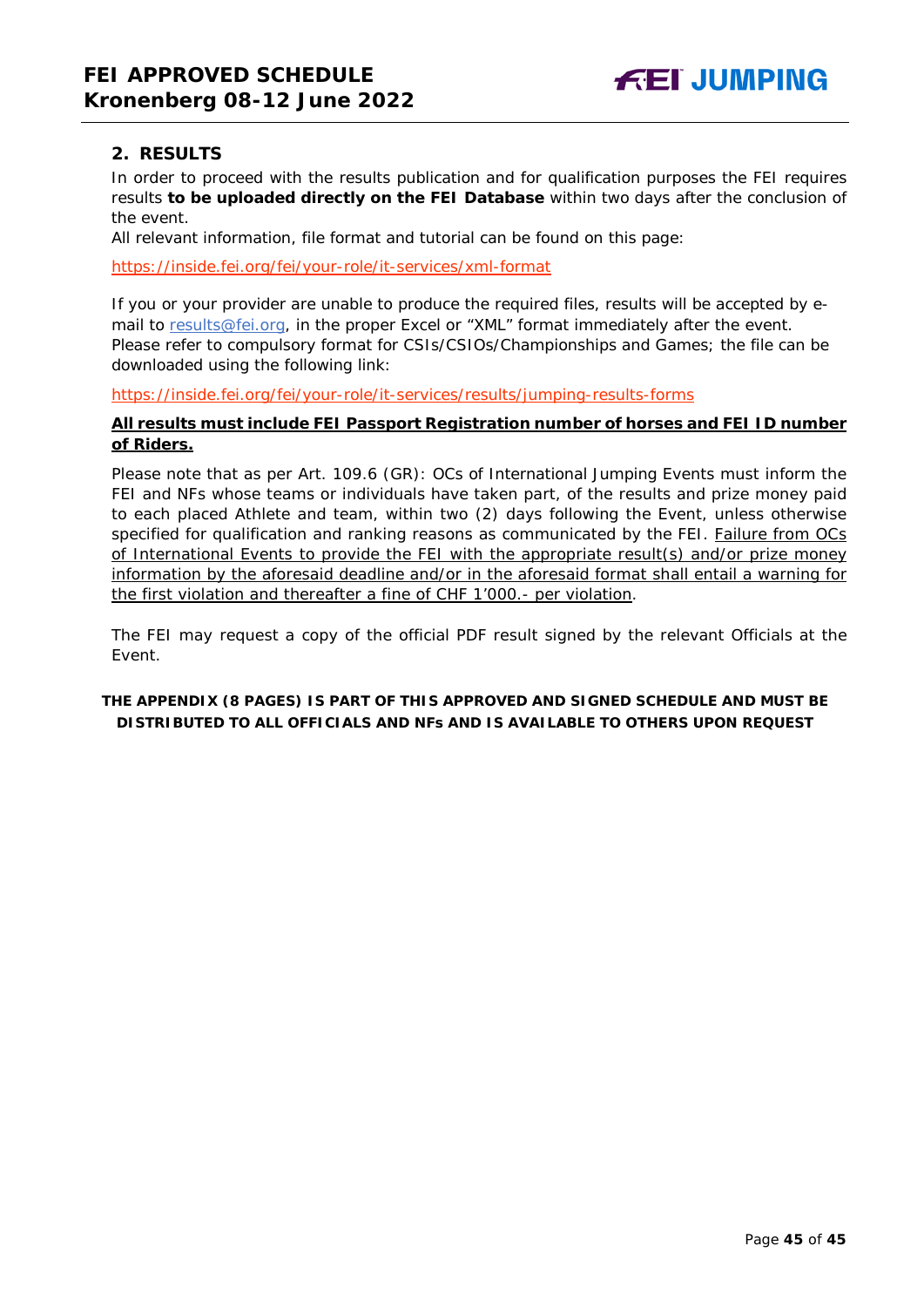## 2. RESULTS

In order to proceed with the results publication and for qualification purposes the FEI requires results **to be uploaded directly on the FEI Database** within two days after the conclusion of the event.
All relevant information, file format and tutorial can be found on this page:

https://inside.fei.org/fei/your-role/it-services/xml-format

If you or your provider are unable to produce the required files, results will be accepted by e-mail to results@fei.org, in the proper Excel or "XML" format immediately after the event. Please refer to compulsory format for CSIs/CSIOs/Championships and Games; the file can be downloaded using the following link:

https://inside.fei.org/fei/your-role/it-services/results/jumping-results-forms

**All results must include FEI Passport Registration number of horses and FEI ID number of Riders.**

Please note that as per Art. 109.6 (GR): OCs of International Jumping Events must inform the FEI and NFs whose teams or individuals have taken part, of the results and prize money paid to each placed Athlete and team, within two (2) days following the Event, unless otherwise specified for qualification and ranking reasons as communicated by the FEI. Failure from OCs of International Events to provide the FEI with the appropriate result(s) and/or prize money information by the aforesaid deadline and/or in the aforesaid format shall entail a warning for the first violation and thereafter a fine of CHF 1'000.- per violation.

The FEI may request a copy of the official PDF result signed by the relevant Officials at the Event.

**THE APPENDIX (8 PAGES) IS PART OF THIS APPROVED AND SIGNED SCHEDULE AND MUST BE DISTRIBUTED TO ALL OFFICIALS AND NFs AND IS AVAILABLE TO OTHERS UPON REQUEST**